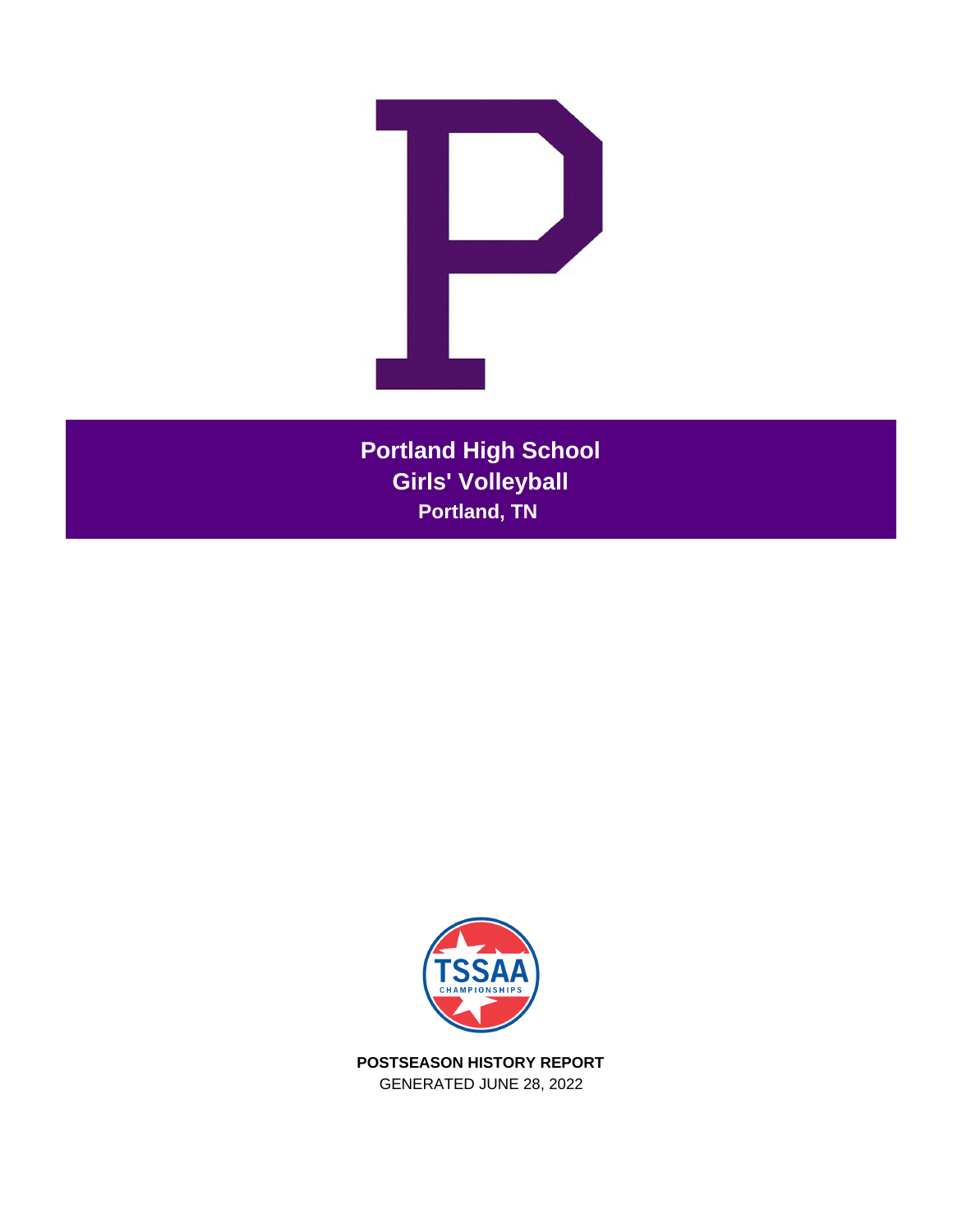# Portland High School

## Girls' Volleyball

### Portland, TN

TSSAA CHAMPIONSHIPS

**POSTSEASON HISTORY REPORT**

GENERATED JUNE 28, 2022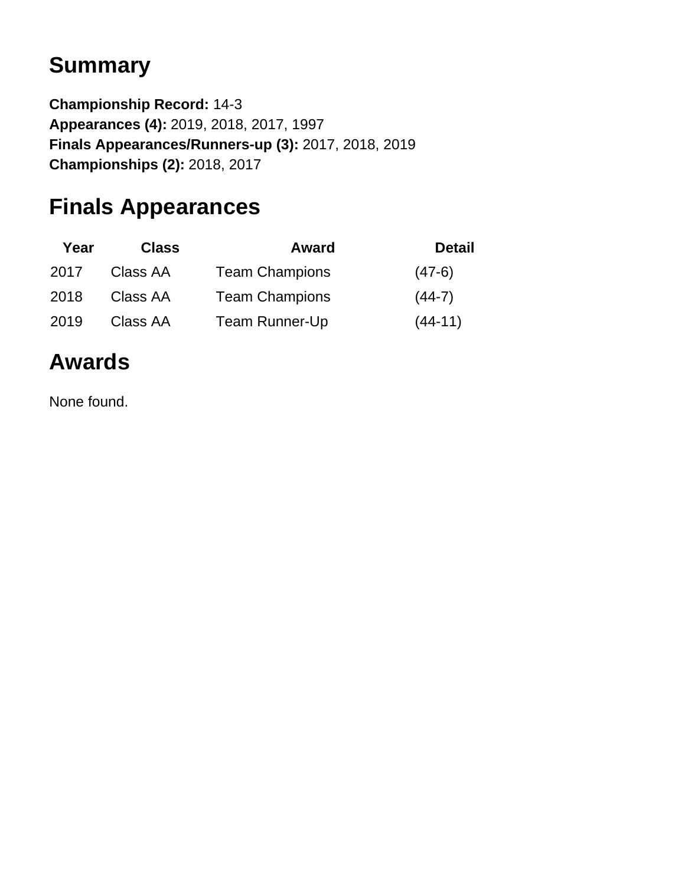## Summary

**Championship Record:** 14-3
**Appearances (4):** 2019, 2018, 2017, 1997
**Finals Appearances/Runners-up (3):** 2017, 2018, 2019
**Championships (2):** 2018, 2017

## Finals Appearances

| Year | Class | Award | Detail |
|---|---|---|---|
| 2017 | Class AA | Team Champions | (47-6) |
| 2018 | Class AA | Team Champions | (44-7) |
| 2019 | Class AA | Team Runner-Up | (44-11) |

## Awards

None found.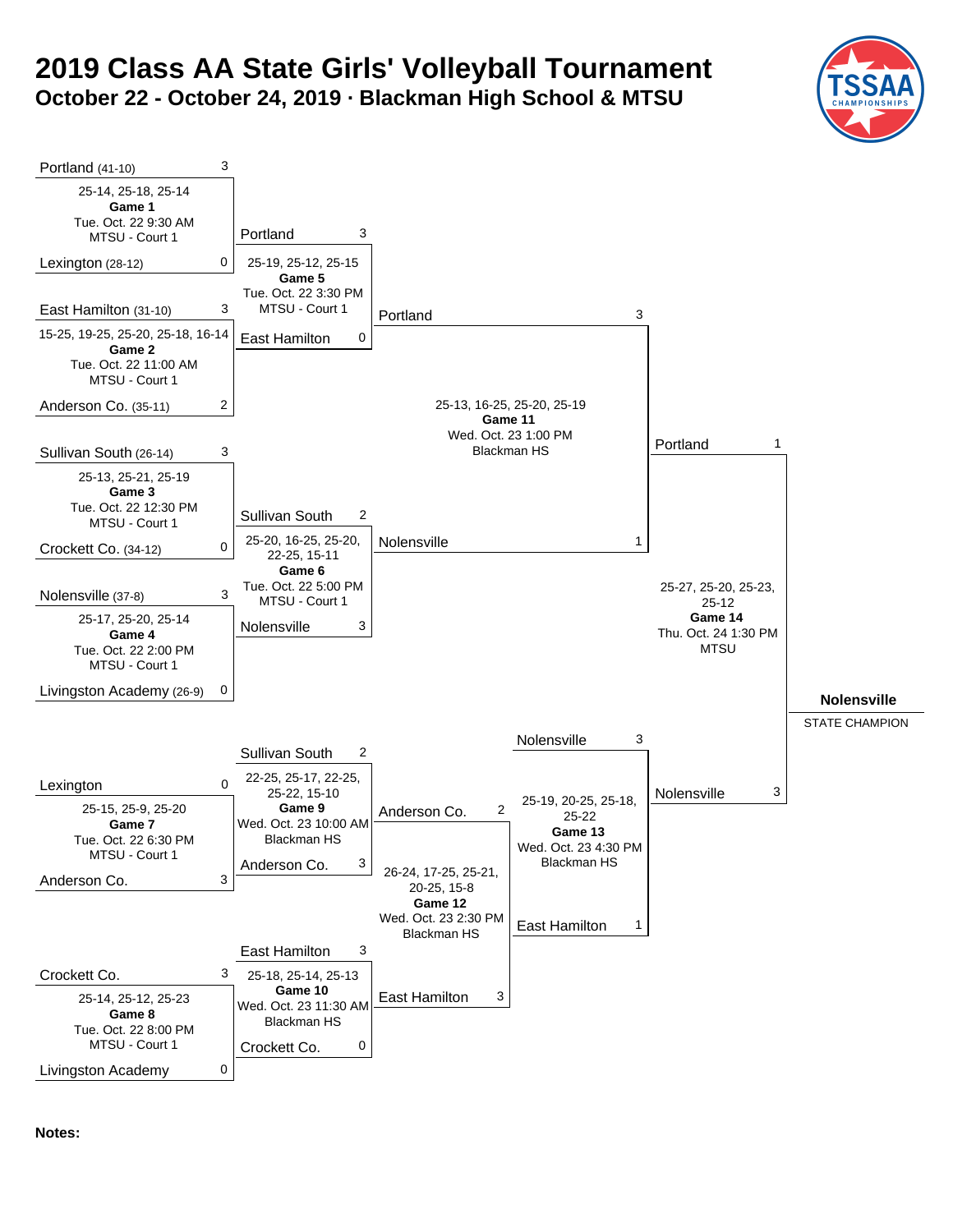# 2019 Class AA State Girls' Volleyball Tournament

## October 22 - October 24, 2019 · Blackman High School & MTSU

| Game | Date/Time | Location | Team 1 | Score | Team 2 | Score | Set Scores |
|---|---|---|---|---|---|---|---|
| Game 1 | Tue. Oct. 22 9:30 AM | MTSU - Court 1 | Portland (41-10) | 3 | Lexington (28-12) | 0 | 25-14, 25-18, 25-14 |
| Game 2 | Tue. Oct. 22 11:00 AM | MTSU - Court 1 | East Hamilton (31-10) | 3 | Anderson Co. (35-11) | 2 | 15-25, 19-25, 25-20, 25-18, 16-14 |
| Game 3 | Tue. Oct. 22 12:30 PM | MTSU - Court 1 | Sullivan South (26-14) | 3 | Crockett Co. (34-12) | 0 | 25-13, 25-21, 25-19 |
| Game 4 | Tue. Oct. 22 2:00 PM | MTSU - Court 1 | Nolensville (37-8) | 3 | Livingston Academy (26-9) | 0 | 25-17, 25-20, 25-14 |
| Game 5 | Tue. Oct. 22 3:30 PM | MTSU - Court 1 | Portland | 3 | East Hamilton | 0 | 25-19, 25-12, 25-15 |
| Game 6 | Tue. Oct. 22 5:00 PM | MTSU - Court 1 | Sullivan South | 2 | Nolensville | 3 | 25-20, 16-25, 25-20, 22-25, 15-11 |
| Game 7 | Tue. Oct. 22 6:30 PM | MTSU - Court 1 | Lexington | 0 | Anderson Co. | 3 | 25-15, 25-9, 25-20 |
| Game 8 | Tue. Oct. 22 8:00 PM | MTSU - Court 1 | Crockett Co. | 3 | Livingston Academy | 0 | 25-14, 25-12, 25-23 |
| Game 9 | Wed. Oct. 23 10:00 AM | Blackman HS | Sullivan South | 2 | Anderson Co. | 3 | 22-25, 25-17, 22-25, 25-22, 15-10 |
| Game 10 | Wed. Oct. 23 11:30 AM | Blackman HS | East Hamilton | 3 | Crockett Co. | 0 | 25-18, 25-14, 25-13 |
| Game 11 | Wed. Oct. 23 1:00 PM | Blackman HS | Portland | 3 | Nolensville | 1 | 25-13, 16-25, 25-20, 25-19 |
| Game 12 | Wed. Oct. 23 2:30 PM | Blackman HS | Anderson Co. | 2 | East Hamilton | 3 | 26-24, 17-25, 25-21, 20-25, 15-8 |
| Game 13 | Wed. Oct. 23 4:30 PM | Blackman HS | Nolensville | 3 | East Hamilton | 1 | 25-19, 20-25, 25-18, 25-22 |
| Game 14 | Thu. Oct. 24 1:30 PM | MTSU | Portland | 1 | Nolensville | 3 | 25-27, 25-20, 25-23, 25-12 |

**Nolensville**

STATE CHAMPION

**Notes:**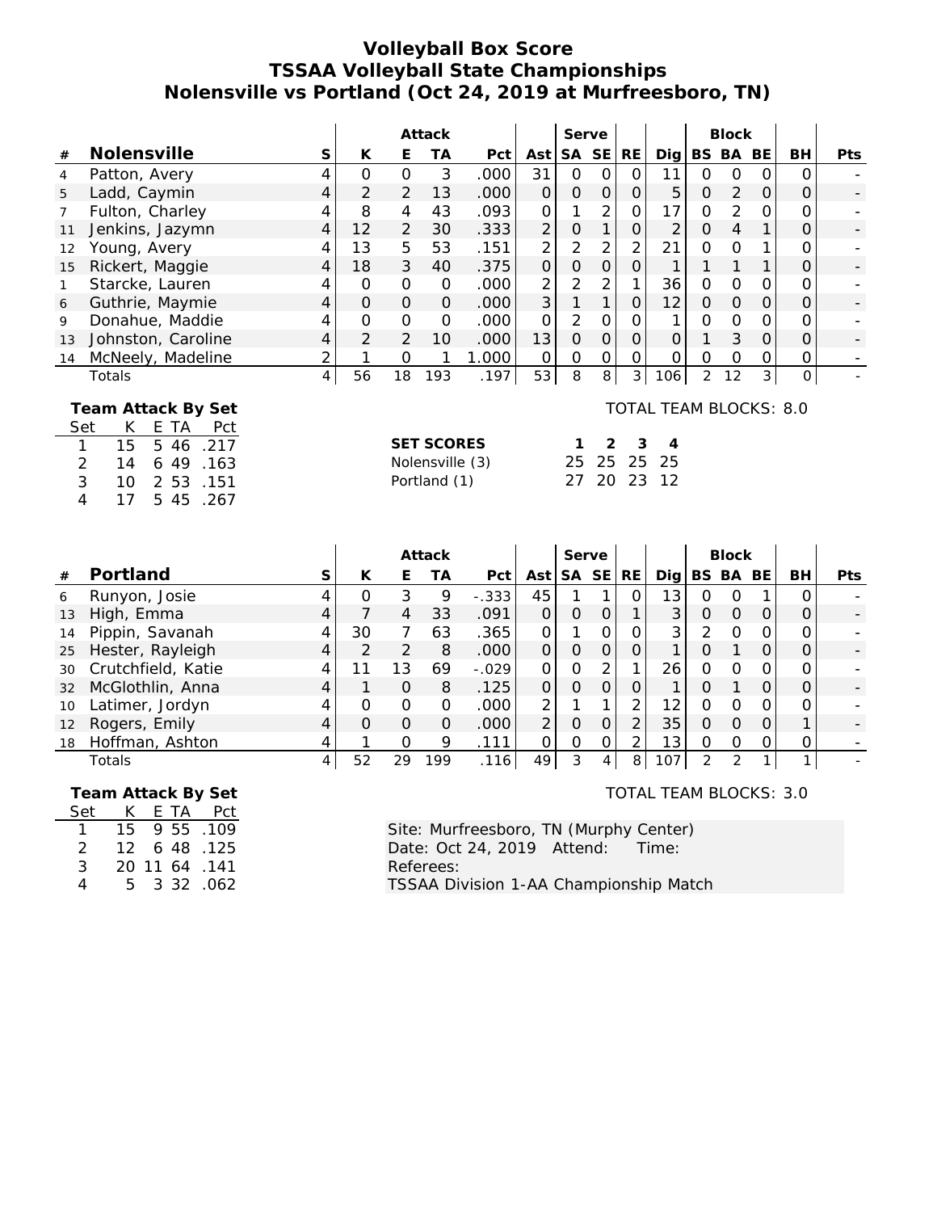# Volleyball Box Score
## TSSAA Volleyball State Championships
## Nolensville vs Portland (Oct 24, 2019 at Murfreesboro, TN)

| # | Nolensville | S | Attack K | Attack E | Attack TA | Attack Pct | Ast | Serve SA | Serve SE | RE | Dig | Block BS | Block BA | Block BE | BH | Pts |
|---|---|---|---|---|---|---|---|---|---|---|---|---|---|---|---|---|
| 4 | Patton, Avery | 4 | 0 | 0 | 3 | .000 | 31 | 0 | 0 | 0 | 11 | 0 | 0 | 0 | 0 | - |
| 5 | Ladd, Caymin | 4 | 2 | 2 | 13 | .000 | 0 | 0 | 0 | 0 | 5 | 0 | 2 | 0 | 0 | - |
| 7 | Fulton, Charley | 4 | 8 | 4 | 43 | .093 | 0 | 1 | 2 | 0 | 17 | 0 | 2 | 0 | 0 | - |
| 11 | Jenkins, Jazymn | 4 | 12 | 2 | 30 | .333 | 2 | 0 | 1 | 0 | 2 | 0 | 4 | 1 | 0 | - |
| 12 | Young, Avery | 4 | 13 | 5 | 53 | .151 | 2 | 2 | 2 | 2 | 21 | 0 | 0 | 1 | 0 | - |
| 15 | Rickert, Maggie | 4 | 18 | 3 | 40 | .375 | 0 | 0 | 0 | 0 | 1 | 1 | 1 | 1 | 0 | - |
| 1 | Starcke, Lauren | 4 | 0 | 0 | 0 | .000 | 2 | 2 | 2 | 1 | 36 | 0 | 0 | 0 | 0 | - |
| 6 | Guthrie, Maymie | 4 | 0 | 0 | 0 | .000 | 3 | 1 | 1 | 0 | 12 | 0 | 0 | 0 | 0 | - |
| 9 | Donahue, Maddie | 4 | 0 | 0 | 0 | .000 | 0 | 2 | 0 | 0 | 1 | 0 | 0 | 0 | 0 | - |
| 13 | Johnston, Caroline | 4 | 2 | 2 | 10 | .000 | 13 | 0 | 0 | 0 | 0 | 1 | 3 | 0 | 0 | - |
| 14 | McNeely, Madeline | 2 | 1 | 0 | 1 | 1.000 | 0 | 0 | 0 | 0 | 0 | 0 | 0 | 0 | 0 | - |
| | Totals | 4 | 56 | 18 | 193 | .197 | 53 | 8 | 8 | 3 | 106 | 2 | 12 | 3 | 0 | - |

TOTAL TEAM BLOCKS: 8.0

**Team Attack By Set**

| Set | K | E | TA | Pct |
|---|---|---|---|---|
| 1 | 15 | 5 | 46 | .217 |
| 2 | 14 | 6 | 49 | .163 |
| 3 | 10 | 2 | 53 | .151 |
| 4 | 17 | 5 | 45 | .267 |

| SET SCORES | 1 | 2 | 3 | 4 |
|---|---|---|---|---|
| Nolensville (3) | 25 | 25 | 25 | 25 |
| Portland (1) | 27 | 20 | 23 | 12 |

| # | Portland | S | Attack K | Attack E | Attack TA | Attack Pct | Ast | Serve SA | Serve SE | RE | Dig | Block BS | Block BA | Block BE | BH | Pts |
|---|---|---|---|---|---|---|---|---|---|---|---|---|---|---|---|---|
| 6 | Runyon, Josie | 4 | 0 | 3 | 9 | -.333 | 45 | 1 | 1 | 0 | 13 | 0 | 0 | 1 | 0 | - |
| 13 | High, Emma | 4 | 7 | 4 | 33 | .091 | 0 | 0 | 0 | 1 | 3 | 0 | 0 | 0 | 0 | - |
| 14 | Pippin, Savanah | 4 | 30 | 7 | 63 | .365 | 0 | 1 | 0 | 0 | 3 | 2 | 0 | 0 | 0 | - |
| 25 | Hester, Rayleigh | 4 | 2 | 2 | 8 | .000 | 0 | 0 | 0 | 0 | 1 | 0 | 1 | 0 | 0 | - |
| 30 | Crutchfield, Katie | 4 | 11 | 13 | 69 | -.029 | 0 | 0 | 2 | 1 | 26 | 0 | 0 | 0 | 0 | - |
| 32 | McGlothlin, Anna | 4 | 1 | 0 | 8 | .125 | 0 | 0 | 0 | 0 | 1 | 0 | 1 | 0 | 0 | - |
| 10 | Latimer, Jordyn | 4 | 0 | 0 | 0 | .000 | 2 | 1 | 1 | 2 | 12 | 0 | 0 | 0 | 0 | - |
| 12 | Rogers, Emily | 4 | 0 | 0 | 0 | .000 | 2 | 0 | 0 | 2 | 35 | 0 | 0 | 0 | 1 | - |
| 18 | Hoffman, Ashton | 4 | 1 | 0 | 9 | .111 | 0 | 0 | 0 | 2 | 13 | 0 | 0 | 0 | 0 | - |
| | Totals | 4 | 52 | 29 | 199 | .116 | 49 | 3 | 4 | 8 | 107 | 2 | 2 | 1 | 1 | - |

TOTAL TEAM BLOCKS: 3.0

**Team Attack By Set**

| Set | K | E | TA | Pct |
|---|---|---|---|---|
| 1 | 15 | 9 | 55 | .109 |
| 2 | 12 | 6 | 48 | .125 |
| 3 | 20 | 11 | 64 | .141 |
| 4 | 5 | 3 | 32 | .062 |

Site: Murfreesboro, TN (Murphy Center)
Date: Oct 24, 2019 Attend: Time:
Referees:
TSSAA Division 1-AA Championship Match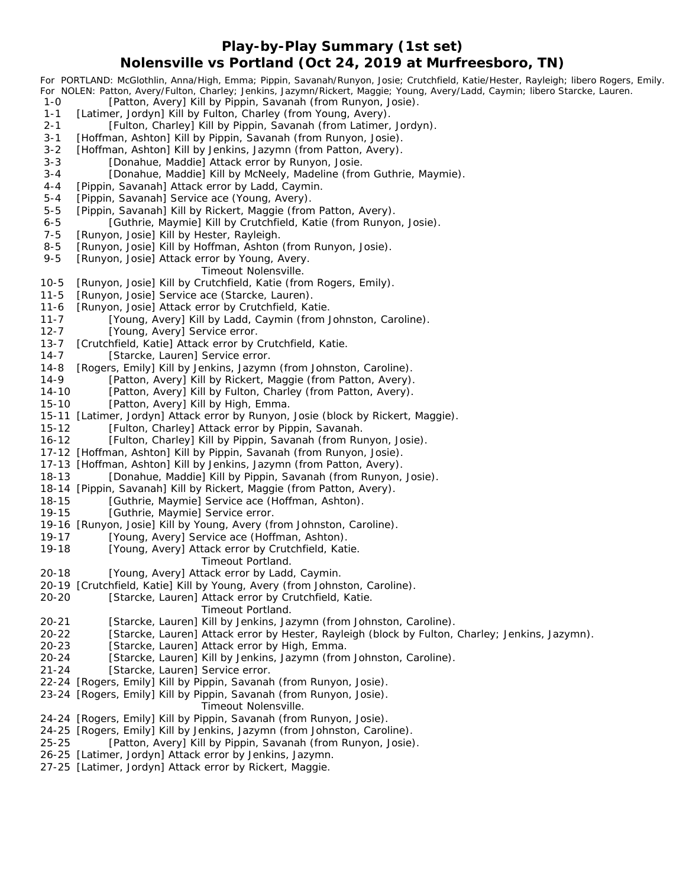## Play-by-Play Summary (1st set)
## Nolensville vs Portland (Oct 24, 2019 at Murfreesboro, TN)

For PORTLAND: McGlothlin, Anna/High, Emma; Pippin, Savanah/Runyon, Josie; Crutchfield, Katie/Hester, Rayleigh; libero Rogers, Emily.
For NOLEN: Patton, Avery/Fulton, Charley; Jenkins, Jazymn/Rickert, Maggie; Young, Avery/Ladd, Caymin; libero Starcke, Lauren.

| Score | Play |
|---|---|
| 1-0 | [Patton, Avery] Kill by Pippin, Savanah (from Runyon, Josie). |
| 1-1 | [Latimer, Jordyn] Kill by Fulton, Charley (from Young, Avery). |
| 2-1 | [Fulton, Charley] Kill by Pippin, Savanah (from Latimer, Jordyn). |
| 3-1 | [Hoffman, Ashton] Kill by Pippin, Savanah (from Runyon, Josie). |
| 3-2 | [Hoffman, Ashton] Kill by Jenkins, Jazymn (from Patton, Avery). |
| 3-3 | [Donahue, Maddie] Attack error by Runyon, Josie. |
| 3-4 | [Donahue, Maddie] Kill by McNeely, Madeline (from Guthrie, Maymie). |
| 4-4 | [Pippin, Savanah] Attack error by Ladd, Caymin. |
| 5-4 | [Pippin, Savanah] Service ace (Young, Avery). |
| 5-5 | [Pippin, Savanah] Kill by Rickert, Maggie (from Patton, Avery). |
| 6-5 | [Guthrie, Maymie] Kill by Crutchfield, Katie (from Runyon, Josie). |
| 7-5 | [Runyon, Josie] Kill by Hester, Rayleigh. |
| 8-5 | [Runyon, Josie] Kill by Hoffman, Ashton (from Runyon, Josie). |
| 9-5 | [Runyon, Josie] Attack error by Young, Avery. |
| | Timeout Nolensville. |
| 10-5 | [Runyon, Josie] Kill by Crutchfield, Katie (from Rogers, Emily). |
| 11-5 | [Runyon, Josie] Service ace (Starcke, Lauren). |
| 11-6 | [Runyon, Josie] Attack error by Crutchfield, Katie. |
| 11-7 | [Young, Avery] Kill by Ladd, Caymin (from Johnston, Caroline). |
| 12-7 | [Young, Avery] Service error. |
| 13-7 | [Crutchfield, Katie] Attack error by Crutchfield, Katie. |
| 14-7 | [Starcke, Lauren] Service error. |
| 14-8 | [Rogers, Emily] Kill by Jenkins, Jazymn (from Johnston, Caroline). |
| 14-9 | [Patton, Avery] Kill by Rickert, Maggie (from Patton, Avery). |
| 14-10 | [Patton, Avery] Kill by Fulton, Charley (from Patton, Avery). |
| 15-10 | [Patton, Avery] Kill by High, Emma. |
| 15-11 | [Latimer, Jordyn] Attack error by Runyon, Josie (block by Rickert, Maggie). |
| 15-12 | [Fulton, Charley] Attack error by Pippin, Savanah. |
| 16-12 | [Fulton, Charley] Kill by Pippin, Savanah (from Runyon, Josie). |
| 17-12 | [Hoffman, Ashton] Kill by Pippin, Savanah (from Runyon, Josie). |
| 17-13 | [Hoffman, Ashton] Kill by Jenkins, Jazymn (from Patton, Avery). |
| 18-13 | [Donahue, Maddie] Kill by Pippin, Savanah (from Runyon, Josie). |
| 18-14 | [Pippin, Savanah] Kill by Rickert, Maggie (from Patton, Avery). |
| 18-15 | [Guthrie, Maymie] Service ace (Hoffman, Ashton). |
| 19-15 | [Guthrie, Maymie] Service error. |
| 19-16 | [Runyon, Josie] Kill by Young, Avery (from Johnston, Caroline). |
| 19-17 | [Young, Avery] Service ace (Hoffman, Ashton). |
| 19-18 | [Young, Avery] Attack error by Crutchfield, Katie. |
| | Timeout Portland. |
| 20-18 | [Young, Avery] Attack error by Ladd, Caymin. |
| 20-19 | [Crutchfield, Katie] Kill by Young, Avery (from Johnston, Caroline). |
| 20-20 | [Starcke, Lauren] Attack error by Crutchfield, Katie. |
| | Timeout Portland. |
| 20-21 | [Starcke, Lauren] Kill by Jenkins, Jazymn (from Johnston, Caroline). |
| 20-22 | [Starcke, Lauren] Attack error by Hester, Rayleigh (block by Fulton, Charley; Jenkins, Jazymn). |
| 20-23 | [Starcke, Lauren] Attack error by High, Emma. |
| 20-24 | [Starcke, Lauren] Kill by Jenkins, Jazymn (from Johnston, Caroline). |
| 21-24 | [Starcke, Lauren] Service error. |
| 22-24 | [Rogers, Emily] Kill by Pippin, Savanah (from Runyon, Josie). |
| 23-24 | [Rogers, Emily] Kill by Pippin, Savanah (from Runyon, Josie). |
| | Timeout Nolensville. |
| 24-24 | [Rogers, Emily] Kill by Pippin, Savanah (from Runyon, Josie). |
| 24-25 | [Rogers, Emily] Kill by Jenkins, Jazymn (from Johnston, Caroline). |
| 25-25 | [Patton, Avery] Kill by Pippin, Savanah (from Runyon, Josie). |
| 26-25 | [Latimer, Jordyn] Attack error by Jenkins, Jazymn. |
| 27-25 | [Latimer, Jordyn] Attack error by Rickert, Maggie. |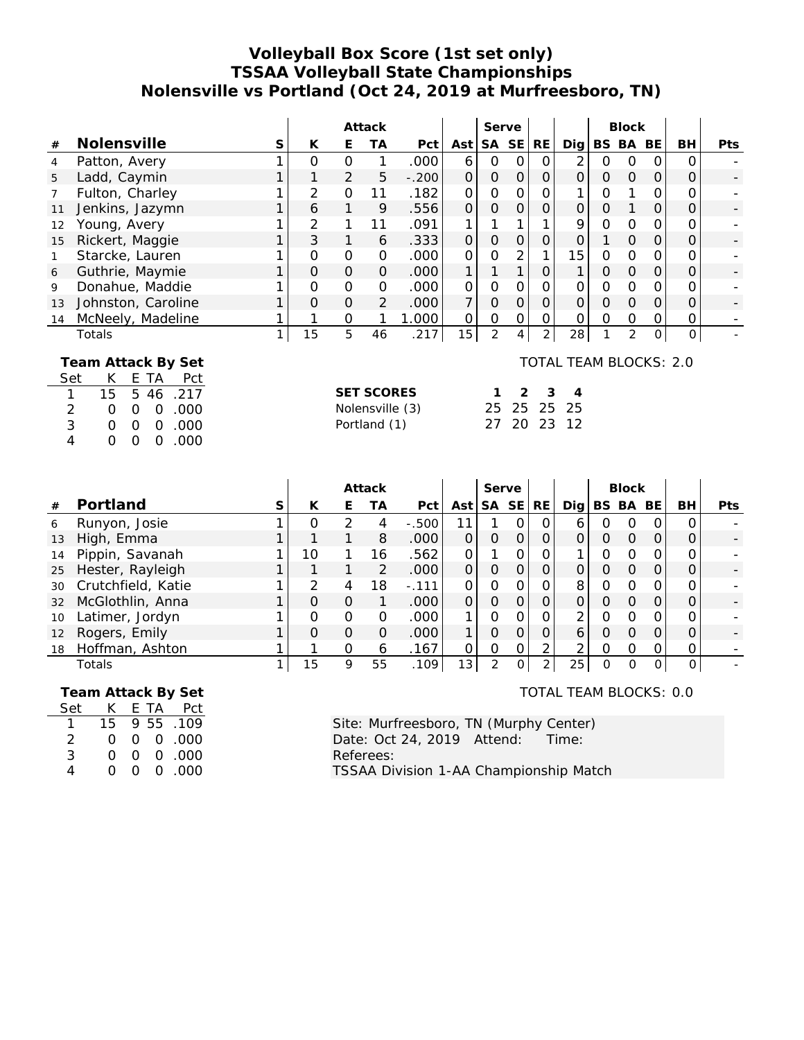# Volleyball Box Score (1st set only)
# TSSAA Volleyball State Championships
# Nolensville vs Portland (Oct 24, 2019 at Murfreesboro, TN)

| | | | Attack | | | | | Serve | | | | Block | | | | |
|---|---|---|---|---|---|---|---|---|---|---|---|---|---|---|---|---|
| # | Nolensville | S | K | E | TA | Pct | Ast | SA | SE | RE | Dig | BS | BA | BE | BH | Pts |
| 4 | Patton, Avery | 1 | 0 | 0 | 1 | .000 | 6 | 0 | 0 | 0 | 2 | 0 | 0 | 0 | 0 | - |
| 5 | Ladd, Caymin | 1 | 1 | 2 | 5 | -.200 | 0 | 0 | 0 | 0 | 0 | 0 | 0 | 0 | 0 | - |
| 7 | Fulton, Charley | 1 | 2 | 0 | 11 | .182 | 0 | 0 | 0 | 0 | 1 | 0 | 1 | 0 | 0 | - |
| 11 | Jenkins, Jazymn | 1 | 6 | 1 | 9 | .556 | 0 | 0 | 0 | 0 | 0 | 0 | 1 | 0 | 0 | - |
| 12 | Young, Avery | 1 | 2 | 1 | 11 | .091 | 1 | 1 | 1 | 1 | 9 | 0 | 0 | 0 | 0 | - |
| 15 | Rickert, Maggie | 1 | 3 | 1 | 6 | .333 | 0 | 0 | 0 | 0 | 0 | 1 | 0 | 0 | 0 | - |
| 1 | Starcke, Lauren | 1 | 0 | 0 | 0 | .000 | 0 | 0 | 2 | 1 | 15 | 0 | 0 | 0 | 0 | - |
| 6 | Guthrie, Maymie | 1 | 0 | 0 | 0 | .000 | 1 | 1 | 1 | 0 | 1 | 0 | 0 | 0 | 0 | - |
| 9 | Donahue, Maddie | 1 | 0 | 0 | 0 | .000 | 0 | 0 | 0 | 0 | 0 | 0 | 0 | 0 | 0 | - |
| 13 | Johnston, Caroline | 1 | 0 | 0 | 2 | .000 | 7 | 0 | 0 | 0 | 0 | 0 | 0 | 0 | 0 | - |
| 14 | McNeely, Madeline | 1 | 1 | 0 | 1 | 1.000 | 0 | 0 | 0 | 0 | 0 | 0 | 0 | 0 | 0 | - |
| | Totals | 1 | 15 | 5 | 46 | .217 | 15 | 2 | 4 | 2 | 28 | 1 | 2 | 0 | 0 | - |

**Team Attack By Set**

| Set | K | E | TA | Pct |
|---|---|---|---|---|
| 1 | 15 | 5 | 46 | .217 |
| 2 | 0 | 0 | 0 | .000 |
| 3 | 0 | 0 | 0 | .000 |
| 4 | 0 | 0 | 0 | .000 |

TOTAL TEAM BLOCKS: 2.0

| SET SCORES | 1 | 2 | 3 | 4 |
|---|---|---|---|---|
| Nolensville (3) | 25 | 25 | 25 | 25 |
| Portland (1) | 27 | 20 | 23 | 12 |

| | | | Attack | | | | | Serve | | | | Block | | | | |
|---|---|---|---|---|---|---|---|---|---|---|---|---|---|---|---|---|
| # | Portland | S | K | E | TA | Pct | Ast | SA | SE | RE | Dig | BS | BA | BE | BH | Pts |
| 6 | Runyon, Josie | 1 | 0 | 2 | 4 | -.500 | 11 | 1 | 0 | 0 | 6 | 0 | 0 | 0 | 0 | - |
| 13 | High, Emma | 1 | 1 | 1 | 8 | .000 | 0 | 0 | 0 | 0 | 0 | 0 | 0 | 0 | 0 | - |
| 14 | Pippin, Savanah | 1 | 10 | 1 | 16 | .562 | 0 | 1 | 0 | 0 | 1 | 0 | 0 | 0 | 0 | - |
| 25 | Hester, Rayleigh | 1 | 1 | 1 | 2 | .000 | 0 | 0 | 0 | 0 | 0 | 0 | 0 | 0 | 0 | - |
| 30 | Crutchfield, Katie | 1 | 2 | 4 | 18 | -.111 | 0 | 0 | 0 | 0 | 8 | 0 | 0 | 0 | 0 | - |
| 32 | McGlothlin, Anna | 1 | 0 | 0 | 1 | .000 | 0 | 0 | 0 | 0 | 0 | 0 | 0 | 0 | 0 | - |
| 10 | Latimer, Jordyn | 1 | 0 | 0 | 0 | .000 | 1 | 0 | 0 | 0 | 2 | 0 | 0 | 0 | 0 | - |
| 12 | Rogers, Emily | 1 | 0 | 0 | 0 | .000 | 1 | 0 | 0 | 0 | 6 | 0 | 0 | 0 | 0 | - |
| 18 | Hoffman, Ashton | 1 | 1 | 0 | 6 | .167 | 0 | 0 | 0 | 2 | 2 | 0 | 0 | 0 | 0 | - |
| | Totals | 1 | 15 | 9 | 55 | .109 | 13 | 2 | 0 | 2 | 25 | 0 | 0 | 0 | 0 | - |

**Team Attack By Set**

| Set | K | E | TA | Pct |
|---|---|---|---|---|
| 1 | 15 | 9 | 55 | .109 |
| 2 | 0 | 0 | 0 | .000 |
| 3 | 0 | 0 | 0 | .000 |
| 4 | 0 | 0 | 0 | .000 |

TOTAL TEAM BLOCKS: 0.0

Site: Murfreesboro, TN (Murphy Center)
Date: Oct 24, 2019 Attend: Time:
Referees:
TSSAA Division 1-AA Championship Match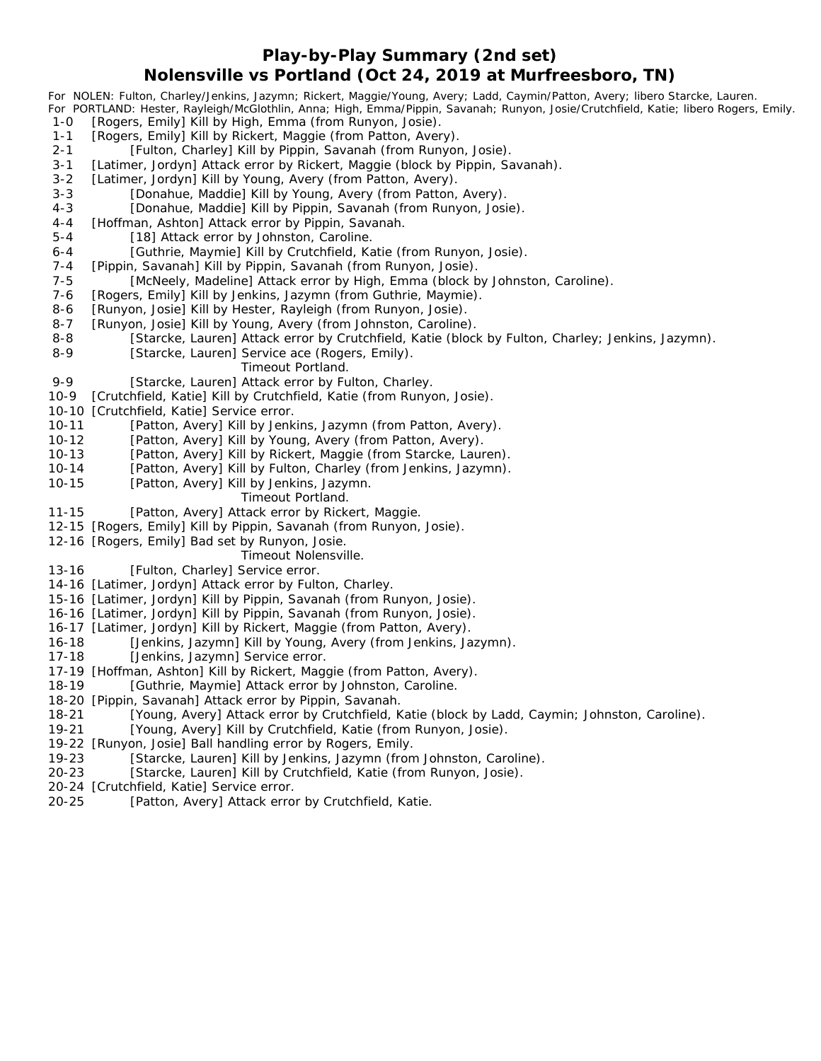# Play-by-Play Summary (2nd set)
## Nolensville vs Portland (Oct 24, 2019 at Murfreesboro, TN)

For NOLEN: Fulton, Charley/Jenkins, Jazymn; Rickert, Maggie/Young, Avery; Ladd, Caymin/Patton, Avery; libero Starcke, Lauren.
For PORTLAND: Hester, Rayleigh/McGlothlin, Anna; High, Emma/Pippin, Savanah; Runyon, Josie/Crutchfield, Katie; libero Rogers, Emily.

1-0 [Rogers, Emily] Kill by High, Emma (from Runyon, Josie).
1-1 [Rogers, Emily] Kill by Rickert, Maggie (from Patton, Avery).
2-1 [Fulton, Charley] Kill by Pippin, Savanah (from Runyon, Josie).
3-1 [Latimer, Jordyn] Attack error by Rickert, Maggie (block by Pippin, Savanah).
3-2 [Latimer, Jordyn] Kill by Young, Avery (from Patton, Avery).
3-3 [Donahue, Maddie] Kill by Young, Avery (from Patton, Avery).
4-3 [Donahue, Maddie] Kill by Pippin, Savanah (from Runyon, Josie).
4-4 [Hoffman, Ashton] Attack error by Pippin, Savanah.
5-4 [18] Attack error by Johnston, Caroline.
6-4 [Guthrie, Maymie] Kill by Crutchfield, Katie (from Runyon, Josie).
7-4 [Pippin, Savanah] Kill by Pippin, Savanah (from Runyon, Josie).
7-5 [McNeely, Madeline] Attack error by High, Emma (block by Johnston, Caroline).
7-6 [Rogers, Emily] Kill by Jenkins, Jazymn (from Guthrie, Maymie).
8-6 [Runyon, Josie] Kill by Hester, Rayleigh (from Runyon, Josie).
8-7 [Runyon, Josie] Kill by Young, Avery (from Johnston, Caroline).
8-8 [Starcke, Lauren] Attack error by Crutchfield, Katie (block by Fulton, Charley; Jenkins, Jazymn).
8-9 [Starcke, Lauren] Service ace (Rogers, Emily).
Timeout Portland.
9-9 [Starcke, Lauren] Attack error by Fulton, Charley.
10-9 [Crutchfield, Katie] Kill by Crutchfield, Katie (from Runyon, Josie).
10-10 [Crutchfield, Katie] Service error.
10-11 [Patton, Avery] Kill by Jenkins, Jazymn (from Patton, Avery).
10-12 [Patton, Avery] Kill by Young, Avery (from Patton, Avery).
10-13 [Patton, Avery] Kill by Rickert, Maggie (from Starcke, Lauren).
10-14 [Patton, Avery] Kill by Fulton, Charley (from Jenkins, Jazymn).
10-15 [Patton, Avery] Kill by Jenkins, Jazymn.
Timeout Portland.
11-15 [Patton, Avery] Attack error by Rickert, Maggie.
12-15 [Rogers, Emily] Kill by Pippin, Savanah (from Runyon, Josie).
12-16 [Rogers, Emily] Bad set by Runyon, Josie.
Timeout Nolensville.
13-16 [Fulton, Charley] Service error.
14-16 [Latimer, Jordyn] Attack error by Fulton, Charley.
15-16 [Latimer, Jordyn] Kill by Pippin, Savanah (from Runyon, Josie).
16-16 [Latimer, Jordyn] Kill by Pippin, Savanah (from Runyon, Josie).
16-17 [Latimer, Jordyn] Kill by Rickert, Maggie (from Patton, Avery).
16-18 [Jenkins, Jazymn] Kill by Young, Avery (from Jenkins, Jazymn).
17-18 [Jenkins, Jazymn] Service error.
17-19 [Hoffman, Ashton] Kill by Rickert, Maggie (from Patton, Avery).
18-19 [Guthrie, Maymie] Attack error by Johnston, Caroline.
18-20 [Pippin, Savanah] Attack error by Pippin, Savanah.
18-21 [Young, Avery] Attack error by Crutchfield, Katie (block by Ladd, Caymin; Johnston, Caroline).
19-21 [Young, Avery] Kill by Crutchfield, Katie (from Runyon, Josie).
19-22 [Runyon, Josie] Ball handling error by Rogers, Emily.
19-23 [Starcke, Lauren] Kill by Jenkins, Jazymn (from Johnston, Caroline).
20-23 [Starcke, Lauren] Kill by Crutchfield, Katie (from Runyon, Josie).
20-24 [Crutchfield, Katie] Service error.
20-25 [Patton, Avery] Attack error by Crutchfield, Katie.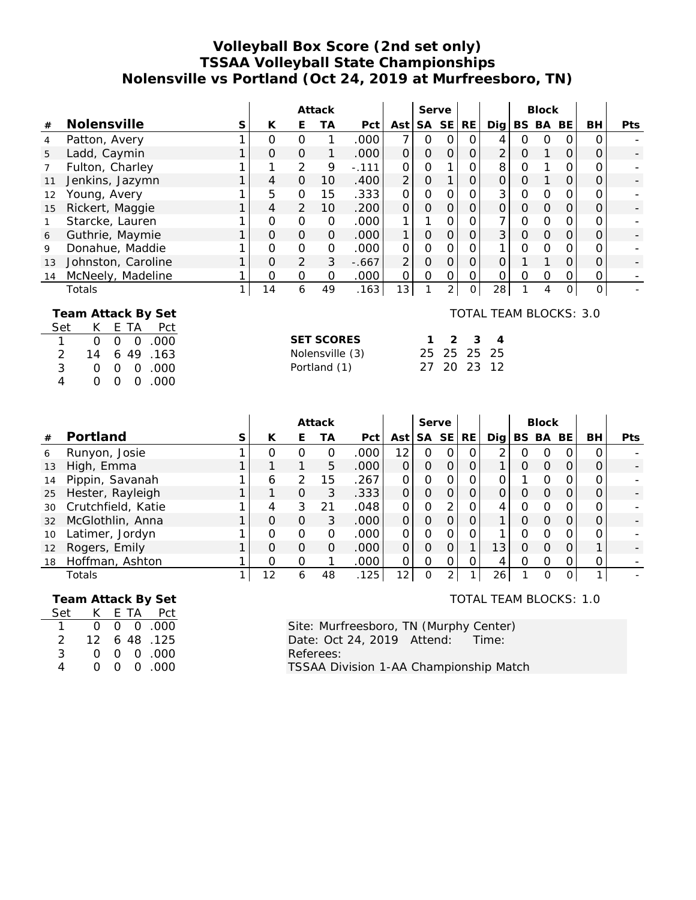# Volleyball Box Score (2nd set only)
## TSSAA Volleyball State Championships
## Nolensville vs Portland (Oct 24, 2019 at Murfreesboro, TN)

| # | Nolensville | S | Attack K | E | TA | Pct | Ast | Serve SA | SE | RE | Dig | Block BS | BA | BE | BH | Pts |
|---|---|---|---|---|---|---|---|---|---|---|---|---|---|---|---|---|
| 4 | Patton, Avery | 1 | 0 | 0 | 1 | .000 | 7 | 0 | 0 | 0 | 4 | 0 | 0 | 0 | 0 | - |
| 5 | Ladd, Caymin | 1 | 0 | 0 | 1 | .000 | 0 | 0 | 0 | 0 | 2 | 0 | 1 | 0 | 0 | - |
| 7 | Fulton, Charley | 1 | 1 | 2 | 9 | -.111 | 0 | 0 | 1 | 0 | 8 | 0 | 1 | 0 | 0 | - |
| 11 | Jenkins, Jazymn | 1 | 4 | 0 | 10 | .400 | 2 | 0 | 1 | 0 | 0 | 0 | 1 | 0 | 0 | - |
| 12 | Young, Avery | 1 | 5 | 0 | 15 | .333 | 0 | 0 | 0 | 0 | 3 | 0 | 0 | 0 | 0 | - |
| 15 | Rickert, Maggie | 1 | 4 | 2 | 10 | .200 | 0 | 0 | 0 | 0 | 0 | 0 | 0 | 0 | 0 | - |
| 1 | Starcke, Lauren | 1 | 0 | 0 | 0 | .000 | 1 | 1 | 0 | 0 | 7 | 0 | 0 | 0 | 0 | - |
| 6 | Guthrie, Maymie | 1 | 0 | 0 | 0 | .000 | 1 | 0 | 0 | 0 | 3 | 0 | 0 | 0 | 0 | - |
| 9 | Donahue, Maddie | 1 | 0 | 0 | 0 | .000 | 0 | 0 | 0 | 0 | 1 | 0 | 0 | 0 | 0 | - |
| 13 | Johnston, Caroline | 1 | 0 | 2 | 3 | -.667 | 2 | 0 | 0 | 0 | 0 | 1 | 1 | 0 | 0 | - |
| 14 | McNeely, Madeline | 1 | 0 | 0 | 0 | .000 | 0 | 0 | 0 | 0 | 0 | 0 | 0 | 0 | 0 | - |
| | Totals | 1 | 14 | 6 | 49 | .163 | 13 | 1 | 2 | 0 | 28 | 1 | 4 | 0 | 0 | - |

**Team Attack By Set**

| Set | K | E | TA | Pct |
|---|---|---|---|---|
| 1 | 0 | 0 | 0 | .000 |
| 2 | 14 | 6 | 49 | .163 |
| 3 | 0 | 0 | 0 | .000 |
| 4 | 0 | 0 | 0 | .000 |

TOTAL TEAM BLOCKS: 3.0

| SET SCORES | 1 | 2 | 3 | 4 |
|---|---|---|---|---|
| Nolensville (3) | 25 | 25 | 25 | 25 |
| Portland (1) | 27 | 20 | 23 | 12 |

| # | Portland | S | Attack K | E | TA | Pct | Ast | Serve SA | SE | RE | Dig | Block BS | BA | BE | BH | Pts |
|---|---|---|---|---|---|---|---|---|---|---|---|---|---|---|---|---|
| 6 | Runyon, Josie | 1 | 0 | 0 | 0 | .000 | 12 | 0 | 0 | 0 | 2 | 0 | 0 | 0 | 0 | - |
| 13 | High, Emma | 1 | 1 | 1 | 5 | .000 | 0 | 0 | 0 | 0 | 1 | 0 | 0 | 0 | 0 | - |
| 14 | Pippin, Savanah | 1 | 6 | 2 | 15 | .267 | 0 | 0 | 0 | 0 | 0 | 1 | 0 | 0 | 0 | - |
| 25 | Hester, Rayleigh | 1 | 1 | 0 | 3 | .333 | 0 | 0 | 0 | 0 | 0 | 0 | 0 | 0 | 0 | - |
| 30 | Crutchfield, Katie | 1 | 4 | 3 | 21 | .048 | 0 | 0 | 2 | 0 | 4 | 0 | 0 | 0 | 0 | - |
| 32 | McGlothlin, Anna | 1 | 0 | 0 | 3 | .000 | 0 | 0 | 0 | 0 | 1 | 0 | 0 | 0 | 0 | - |
| 10 | Latimer, Jordyn | 1 | 0 | 0 | 0 | .000 | 0 | 0 | 0 | 0 | 1 | 0 | 0 | 0 | 0 | - |
| 12 | Rogers, Emily | 1 | 0 | 0 | 0 | .000 | 0 | 0 | 0 | 1 | 13 | 0 | 0 | 0 | 1 | - |
| 18 | Hoffman, Ashton | 1 | 0 | 0 | 1 | .000 | 0 | 0 | 0 | 0 | 4 | 0 | 0 | 0 | 0 | - |
| | Totals | 1 | 12 | 6 | 48 | .125 | 12 | 0 | 2 | 1 | 26 | 1 | 0 | 0 | 1 | - |

**Team Attack By Set**

| Set | K | E | TA | Pct |
|---|---|---|---|---|
| 1 | 0 | 0 | 0 | .000 |
| 2 | 12 | 6 | 48 | .125 |
| 3 | 0 | 0 | 0 | .000 |
| 4 | 0 | 0 | 0 | .000 |

TOTAL TEAM BLOCKS: 1.0

Site: Murfreesboro, TN (Murphy Center)
Date: Oct 24, 2019 Attend: Time:
Referees:
TSSAA Division 1-AA Championship Match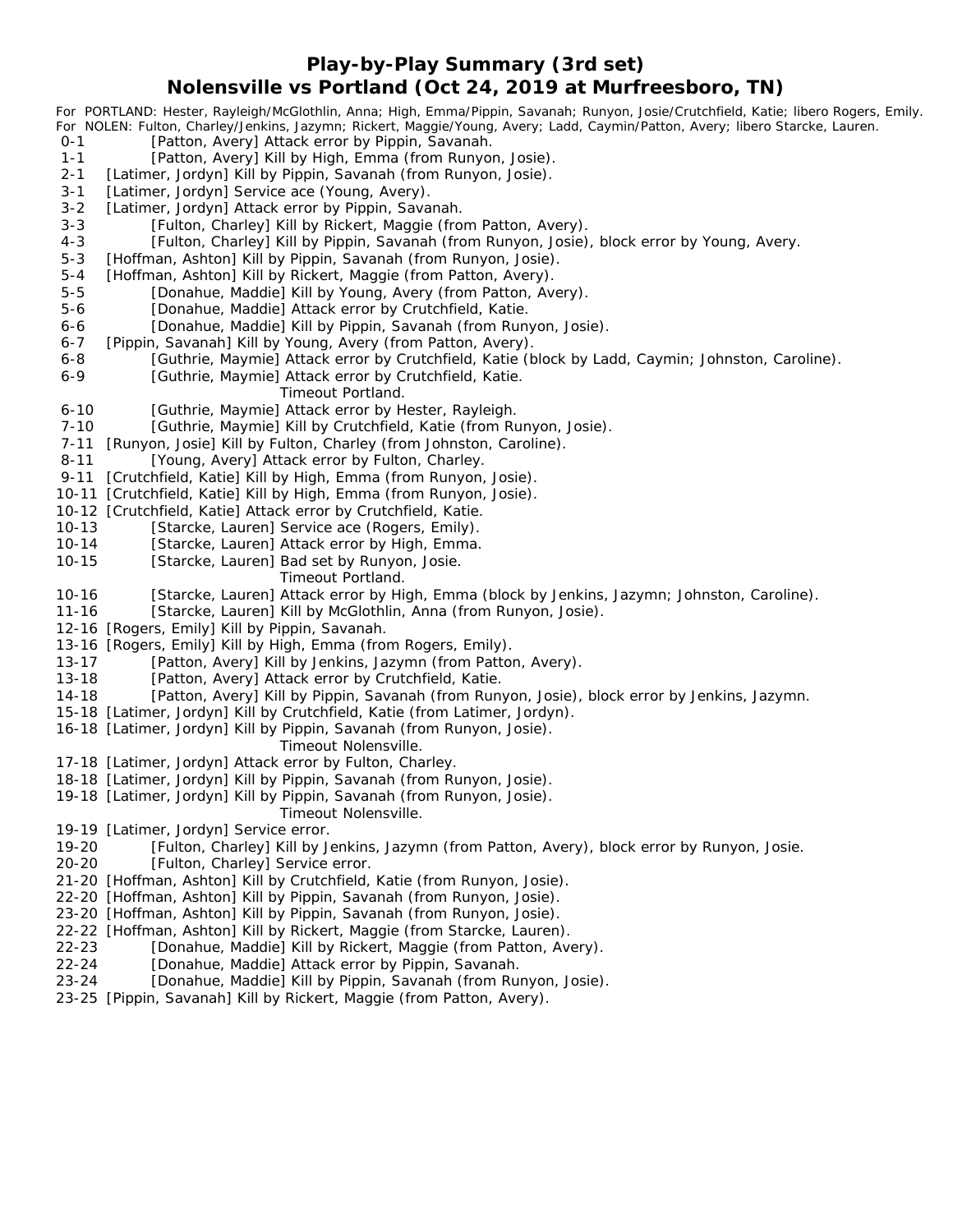# Play-by-Play Summary (3rd set)

## Nolensville vs Portland (Oct 24, 2019 at Murfreesboro, TN)

For PORTLAND: Hester, Rayleigh/McGlothlin, Anna; High, Emma/Pippin, Savanah; Runyon, Josie/Crutchfield, Katie; libero Rogers, Emily.
For NOLEN: Fulton, Charley/Jenkins, Jazymn; Rickert, Maggie/Young, Avery; Ladd, Caymin/Patton, Avery; libero Starcke, Lauren.

0-1 [Patton, Avery] Attack error by Pippin, Savanah.
1-1 [Patton, Avery] Kill by High, Emma (from Runyon, Josie).
2-1 [Latimer, Jordyn] Kill by Pippin, Savanah (from Runyon, Josie).
3-1 [Latimer, Jordyn] Service ace (Young, Avery).
3-2 [Latimer, Jordyn] Attack error by Pippin, Savanah.
3-3 [Fulton, Charley] Kill by Rickert, Maggie (from Patton, Avery).
4-3 [Fulton, Charley] Kill by Pippin, Savanah (from Runyon, Josie), block error by Young, Avery.
5-3 [Hoffman, Ashton] Kill by Pippin, Savanah (from Runyon, Josie).
5-4 [Hoffman, Ashton] Kill by Rickert, Maggie (from Patton, Avery).
5-5 [Donahue, Maddie] Kill by Young, Avery (from Patton, Avery).
5-6 [Donahue, Maddie] Attack error by Crutchfield, Katie.
6-6 [Donahue, Maddie] Kill by Pippin, Savanah (from Runyon, Josie).
6-7 [Pippin, Savanah] Kill by Young, Avery (from Patton, Avery).
6-8 [Guthrie, Maymie] Attack error by Crutchfield, Katie (block by Ladd, Caymin; Johnston, Caroline).
6-9 [Guthrie, Maymie] Attack error by Crutchfield, Katie.
Timeout Portland.
6-10 [Guthrie, Maymie] Attack error by Hester, Rayleigh.
7-10 [Guthrie, Maymie] Kill by Crutchfield, Katie (from Runyon, Josie).
7-11 [Runyon, Josie] Kill by Fulton, Charley (from Johnston, Caroline).
8-11 [Young, Avery] Attack error by Fulton, Charley.
9-11 [Crutchfield, Katie] Kill by High, Emma (from Runyon, Josie).
10-11 [Crutchfield, Katie] Kill by High, Emma (from Runyon, Josie).
10-12 [Crutchfield, Katie] Attack error by Crutchfield, Katie.
10-13 [Starcke, Lauren] Service ace (Rogers, Emily).
10-14 [Starcke, Lauren] Attack error by High, Emma.
10-15 [Starcke, Lauren] Bad set by Runyon, Josie.
Timeout Portland.
10-16 [Starcke, Lauren] Attack error by High, Emma (block by Jenkins, Jazymn; Johnston, Caroline).
11-16 [Starcke, Lauren] Kill by McGlothlin, Anna (from Runyon, Josie).
12-16 [Rogers, Emily] Kill by Pippin, Savanah.
13-16 [Rogers, Emily] Kill by High, Emma (from Rogers, Emily).
13-17 [Patton, Avery] Kill by Jenkins, Jazymn (from Patton, Avery).
13-18 [Patton, Avery] Attack error by Crutchfield, Katie.
14-18 [Patton, Avery] Kill by Pippin, Savanah (from Runyon, Josie), block error by Jenkins, Jazymn.
15-18 [Latimer, Jordyn] Kill by Crutchfield, Katie (from Latimer, Jordyn).
16-18 [Latimer, Jordyn] Kill by Pippin, Savanah (from Runyon, Josie).
Timeout Nolensville.
17-18 [Latimer, Jordyn] Attack error by Fulton, Charley.
18-18 [Latimer, Jordyn] Kill by Pippin, Savanah (from Runyon, Josie).
19-18 [Latimer, Jordyn] Kill by Pippin, Savanah (from Runyon, Josie).
Timeout Nolensville.
19-19 [Latimer, Jordyn] Service error.
19-20 [Fulton, Charley] Kill by Jenkins, Jazymn (from Patton, Avery), block error by Runyon, Josie.
20-20 [Fulton, Charley] Service error.
21-20 [Hoffman, Ashton] Kill by Crutchfield, Katie (from Runyon, Josie).
22-20 [Hoffman, Ashton] Kill by Pippin, Savanah (from Runyon, Josie).
23-20 [Hoffman, Ashton] Kill by Pippin, Savanah (from Runyon, Josie).
22-22 [Hoffman, Ashton] Kill by Rickert, Maggie (from Starcke, Lauren).
22-23 [Donahue, Maddie] Kill by Rickert, Maggie (from Patton, Avery).
22-24 [Donahue, Maddie] Attack error by Pippin, Savanah.
23-24 [Donahue, Maddie] Kill by Pippin, Savanah (from Runyon, Josie).
23-25 [Pippin, Savanah] Kill by Rickert, Maggie (from Patton, Avery).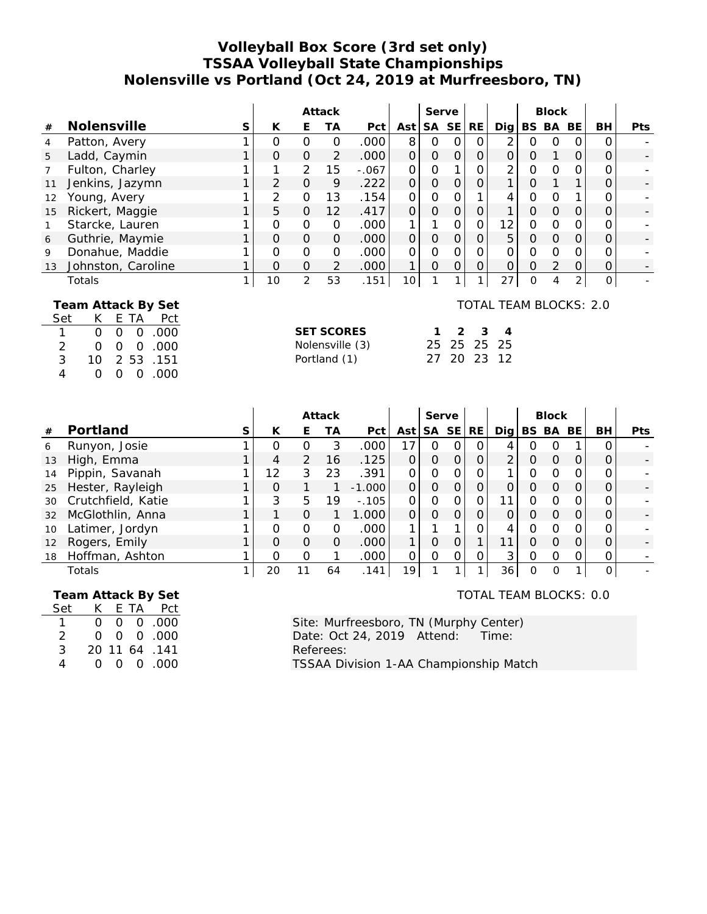# Volleyball Box Score (3rd set only)
## TSSAA Volleyball State Championships
## Nolensville vs Portland (Oct 24, 2019 at Murfreesboro, TN)

| # | Nolensville | S | Attack K | Attack E | Attack TA | Attack Pct | Ast | Serve SA | Serve SE | RE | Dig | Block BS | Block BA | Block BE | BH | Pts |
|---|---|---|---|---|---|---|---|---|---|---|---|---|---|---|---|---|
| 4 | Patton, Avery | 1 | 0 | 0 | 0 | .000 | 8 | 0 | 0 | 0 | 2 | 0 | 0 | 0 | 0 | - |
| 5 | Ladd, Caymin | 1 | 0 | 0 | 2 | .000 | 0 | 0 | 0 | 0 | 0 | 0 | 1 | 0 | 0 | - |
| 7 | Fulton, Charley | 1 | 1 | 2 | 15 | -.067 | 0 | 0 | 1 | 0 | 2 | 0 | 0 | 0 | 0 | - |
| 11 | Jenkins, Jazymn | 1 | 2 | 0 | 9 | .222 | 0 | 0 | 0 | 0 | 1 | 0 | 1 | 1 | 0 | - |
| 12 | Young, Avery | 1 | 2 | 0 | 13 | .154 | 0 | 0 | 0 | 1 | 4 | 0 | 0 | 1 | 0 | - |
| 15 | Rickert, Maggie | 1 | 5 | 0 | 12 | .417 | 0 | 0 | 0 | 0 | 1 | 0 | 0 | 0 | 0 | - |
| 1 | Starcke, Lauren | 1 | 0 | 0 | 0 | .000 | 1 | 1 | 0 | 0 | 12 | 0 | 0 | 0 | 0 | - |
| 6 | Guthrie, Maymie | 1 | 0 | 0 | 0 | .000 | 0 | 0 | 0 | 0 | 5 | 0 | 0 | 0 | 0 | - |
| 9 | Donahue, Maddie | 1 | 0 | 0 | 0 | .000 | 0 | 0 | 0 | 0 | 0 | 0 | 0 | 0 | 0 | - |
| 13 | Johnston, Caroline | 1 | 0 | 0 | 2 | .000 | 1 | 0 | 0 | 0 | 0 | 0 | 2 | 0 | 0 | - |
| | Totals | 1 | 10 | 2 | 53 | .151 | 10 | 1 | 1 | 1 | 27 | 0 | 4 | 2 | 0 | - |

**Team Attack By Set**

| Set | K | E | TA | Pct |
|---|---|---|---|---|
| 1 | 0 | 0 | 0 | .000 |
| 2 | 0 | 0 | 0 | .000 |
| 3 | 10 | 2 | 53 | .151 |
| 4 | 0 | 0 | 0 | .000 |

TOTAL TEAM BLOCKS: 2.0

| SET SCORES | 1 | 2 | 3 | 4 |
|---|---|---|---|---|
| Nolensville (3) | 25 | 25 | 25 | 25 |
| Portland (1) | 27 | 20 | 23 | 12 |

| # | Portland | S | Attack K | Attack E | Attack TA | Attack Pct | Ast | Serve SA | Serve SE | RE | Dig | Block BS | Block BA | Block BE | BH | Pts |
|---|---|---|---|---|---|---|---|---|---|---|---|---|---|---|---|---|
| 6 | Runyon, Josie | 1 | 0 | 0 | 3 | .000 | 17 | 0 | 0 | 0 | 4 | 0 | 0 | 1 | 0 | - |
| 13 | High, Emma | 1 | 4 | 2 | 16 | .125 | 0 | 0 | 0 | 0 | 2 | 0 | 0 | 0 | 0 | - |
| 14 | Pippin, Savanah | 1 | 12 | 3 | 23 | .391 | 0 | 0 | 0 | 0 | 1 | 0 | 0 | 0 | 0 | - |
| 25 | Hester, Rayleigh | 1 | 0 | 1 | 1 | -1.000 | 0 | 0 | 0 | 0 | 0 | 0 | 0 | 0 | 0 | - |
| 30 | Crutchfield, Katie | 1 | 3 | 5 | 19 | -.105 | 0 | 0 | 0 | 0 | 11 | 0 | 0 | 0 | 0 | - |
| 32 | McGlothlin, Anna | 1 | 1 | 0 | 1 | 1.000 | 0 | 0 | 0 | 0 | 0 | 0 | 0 | 0 | 0 | - |
| 10 | Latimer, Jordyn | 1 | 0 | 0 | 0 | .000 | 1 | 1 | 1 | 0 | 4 | 0 | 0 | 0 | 0 | - |
| 12 | Rogers, Emily | 1 | 0 | 0 | 0 | .000 | 1 | 0 | 0 | 1 | 11 | 0 | 0 | 0 | 0 | - |
| 18 | Hoffman, Ashton | 1 | 0 | 0 | 1 | .000 | 0 | 0 | 0 | 0 | 3 | 0 | 0 | 0 | 0 | - |
| | Totals | 1 | 20 | 11 | 64 | .141 | 19 | 1 | 1 | 1 | 36 | 0 | 0 | 1 | 0 | - |

**Team Attack By Set**

| Set | K | E | TA | Pct |
|---|---|---|---|---|
| 1 | 0 | 0 | 0 | .000 |
| 2 | 0 | 0 | 0 | .000 |
| 3 | 20 | 11 | 64 | .141 |
| 4 | 0 | 0 | 0 | .000 |

TOTAL TEAM BLOCKS: 0.0

Site: Murfreesboro, TN (Murphy Center)
Date: Oct 24, 2019 Attend: Time:
Referees:
TSSAA Division 1-AA Championship Match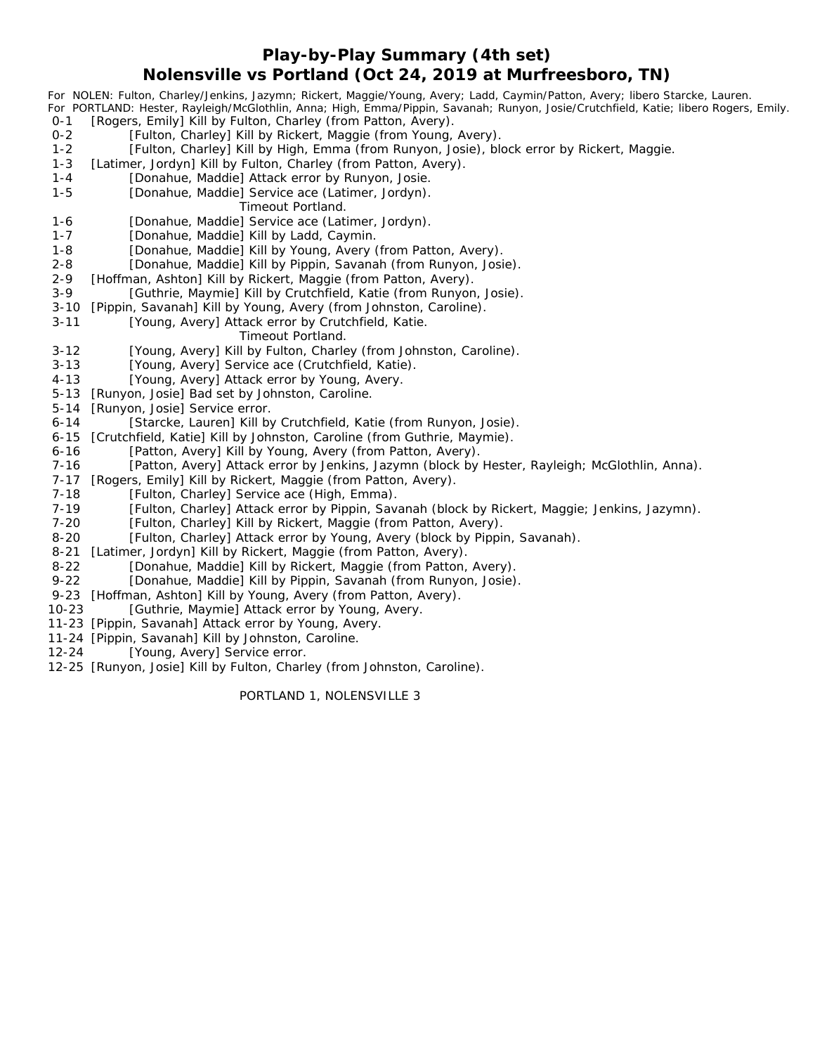# Play-by-Play Summary (4th set)

## Nolensville vs Portland (Oct 24, 2019 at Murfreesboro, TN)

For NOLEN: Fulton, Charley/Jenkins, Jazymn; Rickert, Maggie/Young, Avery; Ladd, Caymin/Patton, Avery; libero Starcke, Lauren.
For PORTLAND: Hester, Rayleigh/McGlothlin, Anna; High, Emma/Pippin, Savanah; Runyon, Josie/Crutchfield, Katie; libero Rogers, Emily.

| Score | Play |
|---|---|
| 0-1 | [Rogers, Emily] Kill by Fulton, Charley (from Patton, Avery). |
| 0-2 | [Fulton, Charley] Kill by Rickert, Maggie (from Young, Avery). |
| 1-2 | [Fulton, Charley] Kill by High, Emma (from Runyon, Josie), block error by Rickert, Maggie. |
| 1-3 | [Latimer, Jordyn] Kill by Fulton, Charley (from Patton, Avery). |
| 1-4 | [Donahue, Maddie] Attack error by Runyon, Josie. |
| 1-5 | [Donahue, Maddie] Service ace (Latimer, Jordyn). |
| | Timeout Portland. |
| 1-6 | [Donahue, Maddie] Service ace (Latimer, Jordyn). |
| 1-7 | [Donahue, Maddie] Kill by Ladd, Caymin. |
| 1-8 | [Donahue, Maddie] Kill by Young, Avery (from Patton, Avery). |
| 2-8 | [Donahue, Maddie] Kill by Pippin, Savanah (from Runyon, Josie). |
| 2-9 | [Hoffman, Ashton] Kill by Rickert, Maggie (from Patton, Avery). |
| 3-9 | [Guthrie, Maymie] Kill by Crutchfield, Katie (from Runyon, Josie). |
| 3-10 | [Pippin, Savanah] Kill by Young, Avery (from Johnston, Caroline). |
| 3-11 | [Young, Avery] Attack error by Crutchfield, Katie. |
| | Timeout Portland. |
| 3-12 | [Young, Avery] Kill by Fulton, Charley (from Johnston, Caroline). |
| 3-13 | [Young, Avery] Service ace (Crutchfield, Katie). |
| 4-13 | [Young, Avery] Attack error by Young, Avery. |
| 5-13 | [Runyon, Josie] Bad set by Johnston, Caroline. |
| 5-14 | [Runyon, Josie] Service error. |
| 6-14 | [Starcke, Lauren] Kill by Crutchfield, Katie (from Runyon, Josie). |
| 6-15 | [Crutchfield, Katie] Kill by Johnston, Caroline (from Guthrie, Maymie). |
| 6-16 | [Patton, Avery] Kill by Young, Avery (from Patton, Avery). |
| 7-16 | [Patton, Avery] Attack error by Jenkins, Jazymn (block by Hester, Rayleigh; McGlothlin, Anna). |
| 7-17 | [Rogers, Emily] Kill by Rickert, Maggie (from Patton, Avery). |
| 7-18 | [Fulton, Charley] Service ace (High, Emma). |
| 7-19 | [Fulton, Charley] Attack error by Pippin, Savanah (block by Rickert, Maggie; Jenkins, Jazymn). |
| 7-20 | [Fulton, Charley] Kill by Rickert, Maggie (from Patton, Avery). |
| 8-20 | [Fulton, Charley] Attack error by Young, Avery (block by Pippin, Savanah). |
| 8-21 | [Latimer, Jordyn] Kill by Rickert, Maggie (from Patton, Avery). |
| 8-22 | [Donahue, Maddie] Kill by Rickert, Maggie (from Patton, Avery). |
| 9-22 | [Donahue, Maddie] Kill by Pippin, Savanah (from Runyon, Josie). |
| 9-23 | [Hoffman, Ashton] Kill by Young, Avery (from Patton, Avery). |
| 10-23 | [Guthrie, Maymie] Attack error by Young, Avery. |
| 11-23 | [Pippin, Savanah] Attack error by Young, Avery. |
| 11-24 | [Pippin, Savanah] Kill by Johnston, Caroline. |
| 12-24 | [Young, Avery] Service error. |
| 12-25 | [Runyon, Josie] Kill by Fulton, Charley (from Johnston, Caroline). |

PORTLAND 1, NOLENSVILLE 3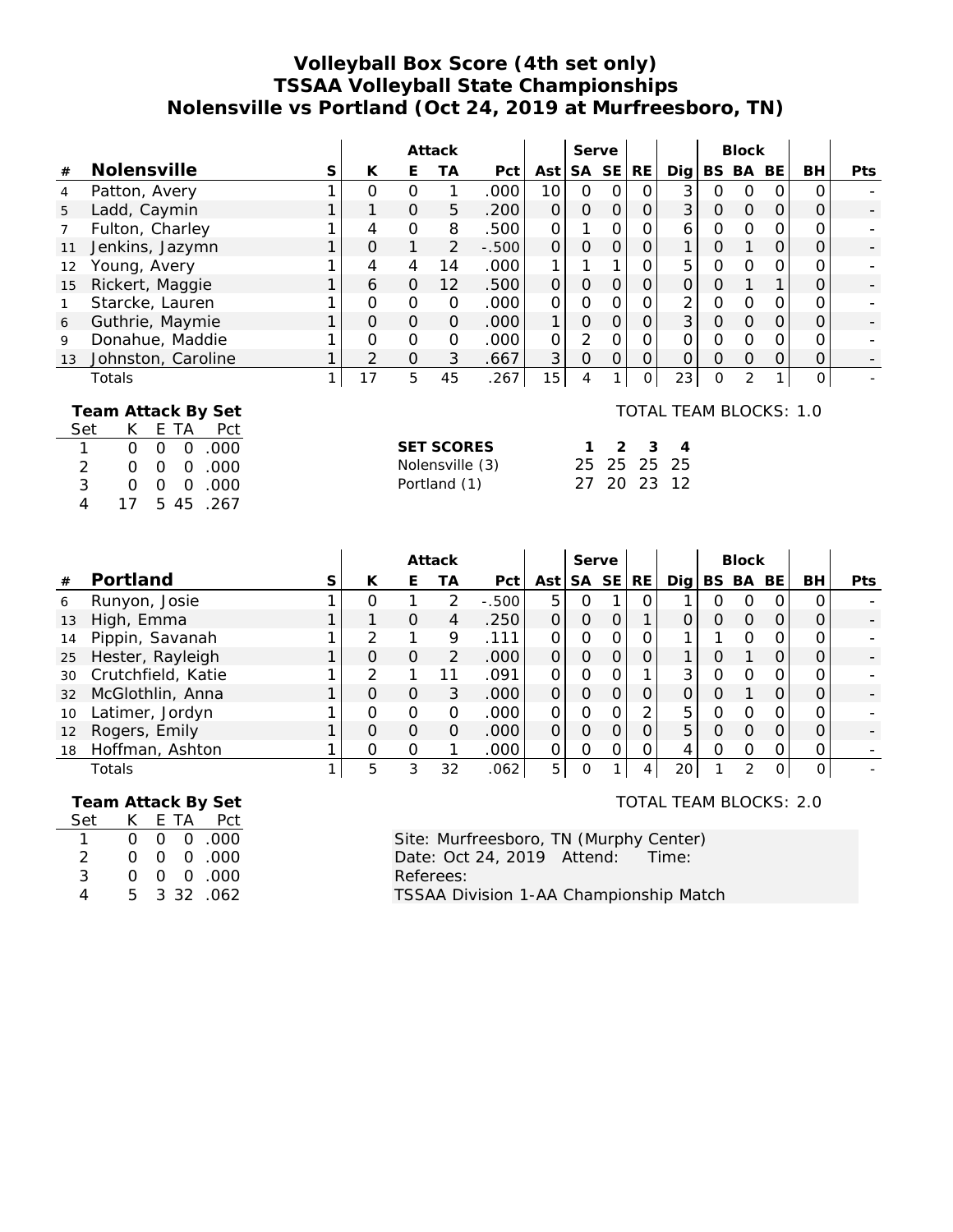# Volleyball Box Score (4th set only)
## TSSAA Volleyball State Championships
## Nolensville vs Portland (Oct 24, 2019 at Murfreesboro, TN)

| | | | Attack | | | | | Serve | | | | Block | | | | |
|---|---|---|---|---|---|---|---|---|---|---|---|---|---|---|---|---|
| # | Nolensville | S | K | E | TA | Pct | Ast | SA | SE | RE | Dig | BS | BA | BE | BH | Pts |
| 4 | Patton, Avery | 1 | 0 | 0 | 1 | .000 | 10 | 0 | 0 | 0 | 3 | 0 | 0 | 0 | 0 | - |
| 5 | Ladd, Caymin | 1 | 1 | 0 | 5 | .200 | 0 | 0 | 0 | 0 | 3 | 0 | 0 | 0 | 0 | - |
| 7 | Fulton, Charley | 1 | 4 | 0 | 8 | .500 | 0 | 1 | 0 | 0 | 6 | 0 | 0 | 0 | 0 | - |
| 11 | Jenkins, Jazymn | 1 | 0 | 1 | 2 | -.500 | 0 | 0 | 0 | 0 | 1 | 0 | 1 | 0 | 0 | - |
| 12 | Young, Avery | 1 | 4 | 4 | 14 | .000 | 1 | 1 | 1 | 0 | 5 | 0 | 0 | 0 | 0 | - |
| 15 | Rickert, Maggie | 1 | 6 | 0 | 12 | .500 | 0 | 0 | 0 | 0 | 0 | 0 | 1 | 1 | 0 | - |
| 1 | Starcke, Lauren | 1 | 0 | 0 | 0 | .000 | 0 | 0 | 0 | 0 | 2 | 0 | 0 | 0 | 0 | - |
| 6 | Guthrie, Maymie | 1 | 0 | 0 | 0 | .000 | 1 | 0 | 0 | 0 | 3 | 0 | 0 | 0 | 0 | - |
| 9 | Donahue, Maddie | 1 | 0 | 0 | 0 | .000 | 0 | 2 | 0 | 0 | 0 | 0 | 0 | 0 | 0 | - |
| 13 | Johnston, Caroline | 1 | 2 | 0 | 3 | .667 | 3 | 0 | 0 | 0 | 0 | 0 | 0 | 0 | 0 | - |
| | Totals | 1 | 17 | 5 | 45 | .267 | 15 | 4 | 1 | 0 | 23 | 0 | 2 | 1 | 0 | - |

**Team Attack By Set**

| Set | K | E | TA | Pct |
|---|---|---|---|---|
| 1 | 0 | 0 | 0 | .000 |
| 2 | 0 | 0 | 0 | .000 |
| 3 | 0 | 0 | 0 | .000 |
| 4 | 17 | 5 | 45 | .267 |

TOTAL TEAM BLOCKS: 1.0

| SET SCORES | 1 | 2 | 3 | 4 |
|---|---|---|---|---|
| Nolensville (3) | 25 | 25 | 25 | 25 |
| Portland (1) | 27 | 20 | 23 | 12 |

| | | | Attack | | | | | Serve | | | | Block | | | | |
|---|---|---|---|---|---|---|---|---|---|---|---|---|---|---|---|---|
| # | Portland | S | K | E | TA | Pct | Ast | SA | SE | RE | Dig | BS | BA | BE | BH | Pts |
| 6 | Runyon, Josie | 1 | 0 | 1 | 2 | -.500 | 5 | 0 | 1 | 0 | 1 | 0 | 0 | 0 | 0 | - |
| 13 | High, Emma | 1 | 1 | 0 | 4 | .250 | 0 | 0 | 0 | 1 | 0 | 0 | 0 | 0 | 0 | - |
| 14 | Pippin, Savanah | 1 | 2 | 1 | 9 | .111 | 0 | 0 | 0 | 0 | 1 | 1 | 0 | 0 | 0 | - |
| 25 | Hester, Rayleigh | 1 | 0 | 0 | 2 | .000 | 0 | 0 | 0 | 0 | 1 | 0 | 1 | 0 | 0 | - |
| 30 | Crutchfield, Katie | 1 | 2 | 1 | 11 | .091 | 0 | 0 | 0 | 1 | 3 | 0 | 0 | 0 | 0 | - |
| 32 | McGlothlin, Anna | 1 | 0 | 0 | 3 | .000 | 0 | 0 | 0 | 0 | 0 | 0 | 1 | 0 | 0 | - |
| 10 | Latimer, Jordyn | 1 | 0 | 0 | 0 | .000 | 0 | 0 | 0 | 2 | 5 | 0 | 0 | 0 | 0 | - |
| 12 | Rogers, Emily | 1 | 0 | 0 | 0 | .000 | 0 | 0 | 0 | 0 | 5 | 0 | 0 | 0 | 0 | - |
| 18 | Hoffman, Ashton | 1 | 0 | 0 | 1 | .000 | 0 | 0 | 0 | 0 | 4 | 0 | 0 | 0 | 0 | - |
| | Totals | 1 | 5 | 3 | 32 | .062 | 5 | 0 | 1 | 4 | 20 | 1 | 2 | 0 | 0 | - |

**Team Attack By Set**

| Set | K | E | TA | Pct |
|---|---|---|---|---|
| 1 | 0 | 0 | 0 | .000 |
| 2 | 0 | 0 | 0 | .000 |
| 3 | 0 | 0 | 0 | .000 |
| 4 | 5 | 3 | 32 | .062 |

TOTAL TEAM BLOCKS: 2.0

Site: Murfreesboro, TN (Murphy Center)
Date: Oct 24, 2019 Attend: Time:
Referees:
TSSAA Division 1-AA Championship Match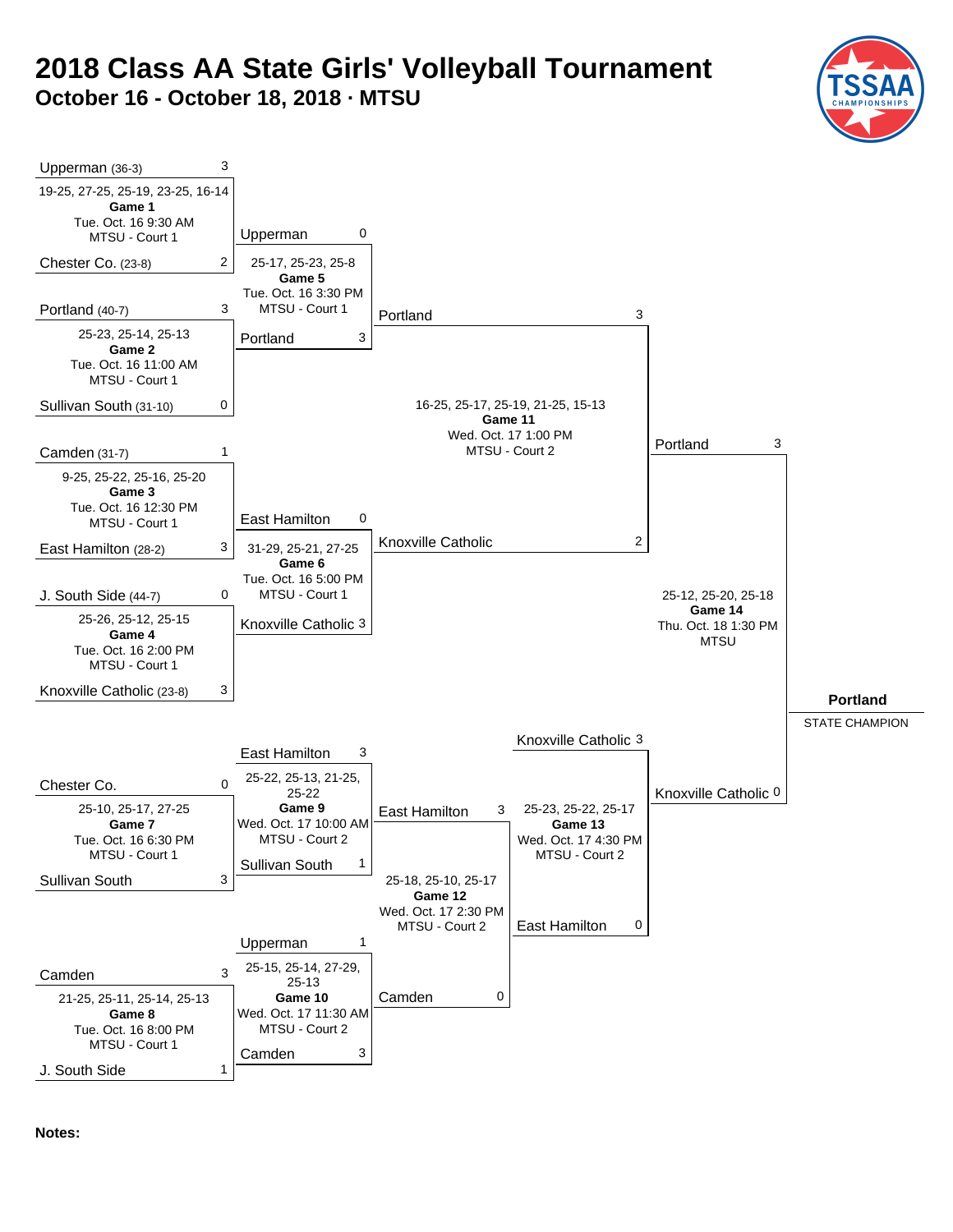# 2018 Class AA State Girls' Volleyball Tournament

## October 16 - October 18, 2018 · MTSU

| Game | Date/Time | Location | Team 1 | Score | Team 2 | Score | Set Scores |
|---|---|---|---|---|---|---|---|
| Game 1 | Tue. Oct. 16 9:30 AM | MTSU - Court 1 | Upperman (36-3) | 3 | Chester Co. (23-8) | 2 | 19-25, 27-25, 25-19, 23-25, 16-14 |
| Game 2 | Tue. Oct. 16 11:00 AM | MTSU - Court 1 | Portland (40-7) | 3 | Sullivan South (31-10) | 0 | 25-23, 25-14, 25-13 |
| Game 3 | Tue. Oct. 16 12:30 PM | MTSU - Court 1 | Camden (31-7) | 1 | East Hamilton (28-2) | 3 | 9-25, 25-22, 25-16, 25-20 |
| Game 4 | Tue. Oct. 16 2:00 PM | MTSU - Court 1 | J. South Side (44-7) | 0 | Knoxville Catholic (23-8) | 3 | 25-26, 25-12, 25-15 |
| Game 5 | Tue. Oct. 16 3:30 PM | MTSU - Court 1 | Upperman | 0 | Portland | 3 | 25-17, 25-23, 25-8 |
| Game 6 | Tue. Oct. 16 5:00 PM | MTSU - Court 1 | East Hamilton | 0 | Knoxville Catholic | 3 | 31-29, 25-21, 27-25 |
| Game 7 | Tue. Oct. 16 6:30 PM | MTSU - Court 1 | Chester Co. | 0 | Sullivan South | 3 | 25-10, 25-17, 27-25 |
| Game 8 | Tue. Oct. 16 8:00 PM | MTSU - Court 1 | Camden | 3 | J. South Side | 1 | 21-25, 25-11, 25-14, 25-13 |
| Game 9 | Wed. Oct. 17 10:00 AM | MTSU - Court 2 | East Hamilton | 3 | Sullivan South | 1 | 25-22, 25-13, 21-25, 25-22 |
| Game 10 | Wed. Oct. 17 11:30 AM | MTSU - Court 2 | Upperman | 1 | Camden | 3 | 25-15, 25-14, 27-29, 25-13 |
| Game 11 | Wed. Oct. 17 1:00 PM | MTSU - Court 2 | Portland | 3 | Knoxville Catholic | 2 | 16-25, 25-17, 25-19, 21-25, 15-13 |
| Game 12 | Wed. Oct. 17 2:30 PM | MTSU - Court 2 | East Hamilton | 3 | Camden | 0 | 25-18, 25-10, 25-17 |
| Game 13 | Wed. Oct. 17 4:30 PM | MTSU - Court 2 | Knoxville Catholic | 3 | East Hamilton | 0 | 25-23, 25-22, 25-17 |
| Game 14 | Thu. Oct. 18 1:30 PM | MTSU | Portland | 3 | Knoxville Catholic | 0 | 25-12, 25-20, 25-18 |

**Portland**

STATE CHAMPION

**Notes:**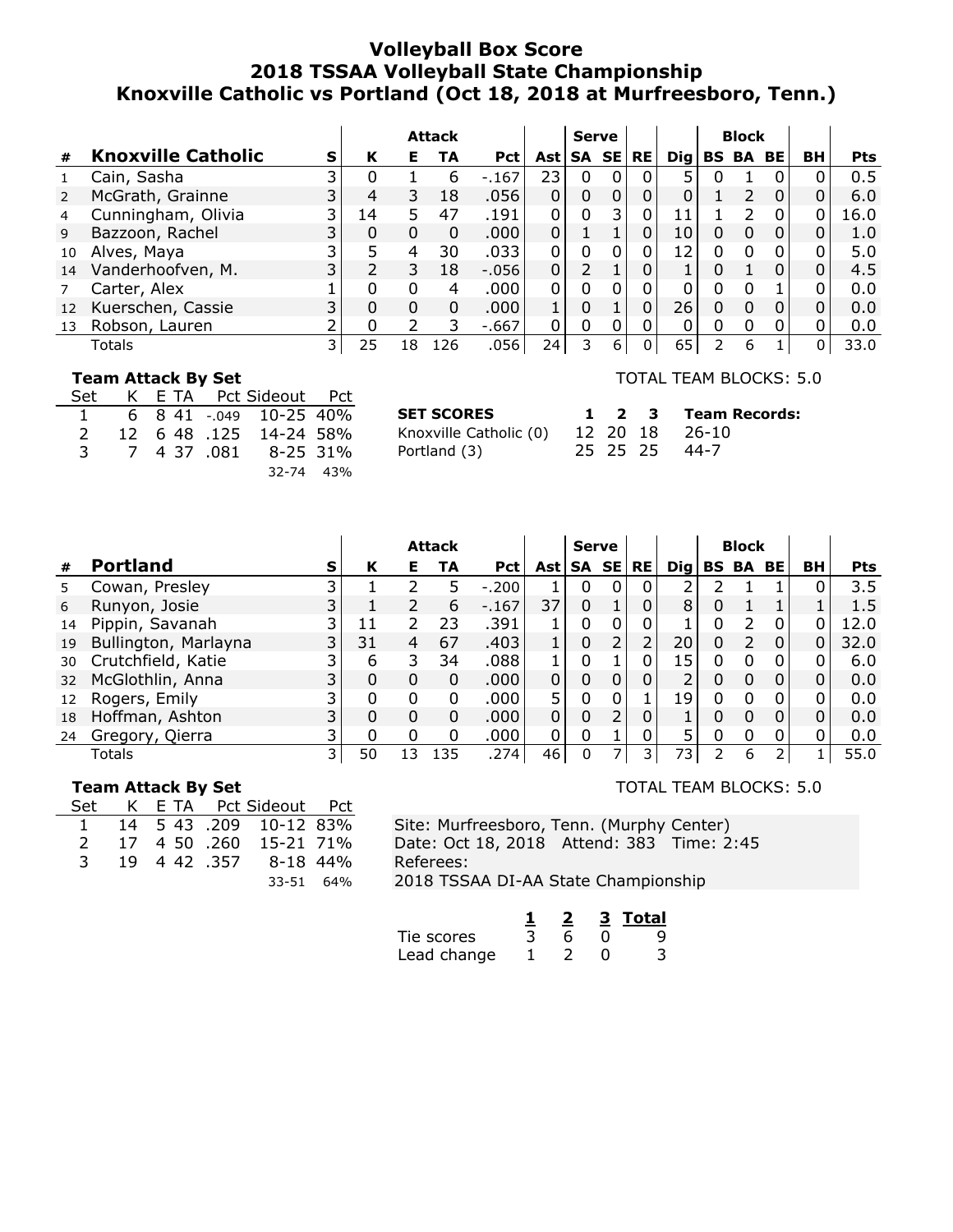# Volleyball Box Score
## 2018 TSSAA Volleyball State Championship
## Knoxville Catholic vs Portland (Oct 18, 2018 at Murfreesboro, Tenn.)

| | | | Attack | | | | | Serve | | | | Block | | | | |
|---|---|---|---|---|---|---|---|---|---|---|---|---|---|---|---|---|
| # | Knoxville Catholic | S | K | E | TA | Pct | Ast | SA | SE | RE | Dig | BS | BA | BE | BH | Pts |
| 1 | Cain, Sasha | 3 | 0 | 1 | 6 | -.167 | 23 | 0 | 0 | 0 | 5 | 0 | 1 | 0 | 0 | 0.5 |
| 2 | McGrath, Grainne | 3 | 4 | 3 | 18 | .056 | 0 | 0 | 0 | 0 | 0 | 1 | 2 | 0 | 0 | 6.0 |
| 4 | Cunningham, Olivia | 3 | 14 | 5 | 47 | .191 | 0 | 0 | 3 | 0 | 11 | 1 | 2 | 0 | 0 | 16.0 |
| 9 | Bazzoon, Rachel | 3 | 0 | 0 | 0 | .000 | 0 | 1 | 1 | 0 | 10 | 0 | 0 | 0 | 0 | 1.0 |
| 10 | Alves, Maya | 3 | 5 | 4 | 30 | .033 | 0 | 0 | 0 | 0 | 12 | 0 | 0 | 0 | 0 | 5.0 |
| 14 | Vanderhoofven, M. | 3 | 2 | 3 | 18 | -.056 | 0 | 2 | 1 | 0 | 1 | 0 | 1 | 0 | 0 | 4.5 |
| 7 | Carter, Alex | 1 | 0 | 0 | 4 | .000 | 0 | 0 | 0 | 0 | 0 | 0 | 0 | 1 | 0 | 0.0 |
| 12 | Kuerschen, Cassie | 3 | 0 | 0 | 0 | .000 | 1 | 0 | 1 | 0 | 26 | 0 | 0 | 0 | 0 | 0.0 |
| 13 | Robson, Lauren | 2 | 0 | 2 | 3 | -.667 | 0 | 0 | 0 | 0 | 0 | 0 | 0 | 0 | 0 | 0.0 |
| | Totals | 3 | 25 | 18 | 126 | .056 | 24 | 3 | 6 | 0 | 65 | 2 | 6 | 1 | 0 | 33.0 |

TOTAL TEAM BLOCKS: 5.0

**Team Attack By Set**

| Set | K | E | TA | Pct | Sideout | Pct |
|---|---|---|---|---|---|---|
| 1 | 6 | 8 | 41 | -.049 | 10-25 | 40% |
| 2 | 12 | 6 | 48 | .125 | 14-24 | 58% |
| 3 | 7 | 4 | 37 | .081 | 8-25 | 31% |
| | | | | | 32-74 | 43% |

| SET SCORES | 1 | 2 | 3 | Team Records: |
|---|---|---|---|---|
| Knoxville Catholic (0) | 12 | 20 | 18 | 26-10 |
| Portland (3) | 25 | 25 | 25 | 44-7 |

| | | | Attack | | | | | Serve | | | | Block | | | | |
|---|---|---|---|---|---|---|---|---|---|---|---|---|---|---|---|---|
| # | Portland | S | K | E | TA | Pct | Ast | SA | SE | RE | Dig | BS | BA | BE | BH | Pts |
| 5 | Cowan, Presley | 3 | 1 | 2 | 5 | -.200 | 1 | 0 | 0 | 0 | 2 | 2 | 1 | 1 | 0 | 3.5 |
| 6 | Runyon, Josie | 3 | 1 | 2 | 6 | -.167 | 37 | 0 | 1 | 0 | 8 | 0 | 1 | 1 | 1 | 1.5 |
| 14 | Pippin, Savanah | 3 | 11 | 2 | 23 | .391 | 1 | 0 | 0 | 0 | 1 | 0 | 2 | 0 | 0 | 12.0 |
| 19 | Bullington, Marlayna | 3 | 31 | 4 | 67 | .403 | 1 | 0 | 2 | 2 | 20 | 0 | 2 | 0 | 0 | 32.0 |
| 30 | Crutchfield, Katie | 3 | 6 | 3 | 34 | .088 | 1 | 0 | 1 | 0 | 15 | 0 | 0 | 0 | 0 | 6.0 |
| 32 | McGlothlin, Anna | 3 | 0 | 0 | 0 | .000 | 0 | 0 | 0 | 0 | 2 | 0 | 0 | 0 | 0 | 0.0 |
| 12 | Rogers, Emily | 3 | 0 | 0 | 0 | .000 | 5 | 0 | 0 | 1 | 19 | 0 | 0 | 0 | 0 | 0.0 |
| 18 | Hoffman, Ashton | 3 | 0 | 0 | 0 | .000 | 0 | 0 | 2 | 0 | 1 | 0 | 0 | 0 | 0 | 0.0 |
| 24 | Gregory, Qierra | 3 | 0 | 0 | 0 | .000 | 0 | 0 | 1 | 0 | 5 | 0 | 0 | 0 | 0 | 0.0 |
| | Totals | 3 | 50 | 13 | 135 | .274 | 46 | 0 | 7 | 3 | 73 | 2 | 6 | 2 | 1 | 55.0 |

TOTAL TEAM BLOCKS: 5.0

**Team Attack By Set**

| Set | K | E | TA | Pct | Sideout | Pct |
|---|---|---|---|---|---|---|
| 1 | 14 | 5 | 43 | .209 | 10-12 | 83% |
| 2 | 17 | 4 | 50 | .260 | 15-21 | 71% |
| 3 | 19 | 4 | 42 | .357 | 8-18 | 44% |
| | | | | | 33-51 | 64% |

Site: Murfreesboro, Tenn. (Murphy Center)
Date: Oct 18, 2018 Attend: 383 Time: 2:45
Referees:
2018 TSSAA DI-AA State Championship

| | 1 | 2 | 3 | Total |
|---|---|---|---|---|
| Tie scores | 3 | 6 | 0 | 9 |
| Lead change | 1 | 2 | 0 | 3 |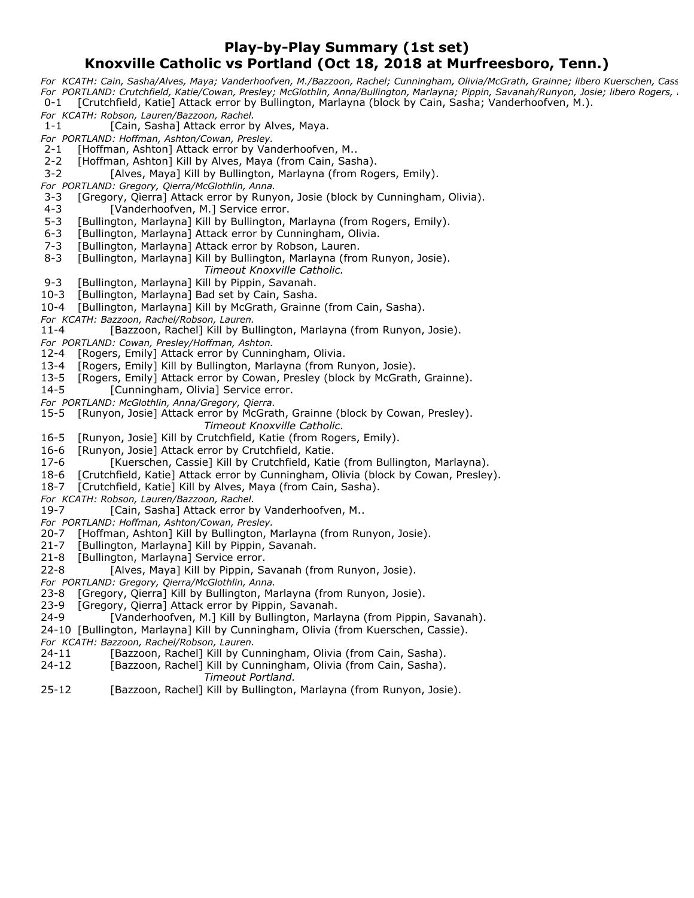# Play-by-Play Summary (1st set)
# Knoxville Catholic vs Portland (Oct 18, 2018 at Murfreesboro, Tenn.)

*For KCATH: Cain, Sasha/Alves, Maya; Vanderhoofven, M./Bazzoon, Rachel; Cunningham, Olivia/McGrath, Grainne; libero Kuerschen, Cass*
*For PORTLAND: Crutchfield, Katie/Cowan, Presley; McGlothlin, Anna/Bullington, Marlayna; Pippin, Savanah/Runyon, Josie; libero Rogers,*

0-1 [Crutchfield, Katie] Attack error by Bullington, Marlayna (block by Cain, Sasha; Vanderhoofven, M.).
*For KCATH: Robson, Lauren/Bazzoon, Rachel.*
1-1 [Cain, Sasha] Attack error by Alves, Maya.
*For PORTLAND: Hoffman, Ashton/Cowan, Presley.*
2-1 [Hoffman, Ashton] Attack error by Vanderhoofven, M..
2-2 [Hoffman, Ashton] Kill by Alves, Maya (from Cain, Sasha).
3-2 [Alves, Maya] Kill by Bullington, Marlayna (from Rogers, Emily).
*For PORTLAND: Gregory, Qierra/McGlothlin, Anna.*
3-3 [Gregory, Qierra] Attack error by Runyon, Josie (block by Cunningham, Olivia).
4-3 [Vanderhoofven, M.] Service error.
5-3 [Bullington, Marlayna] Kill by Bullington, Marlayna (from Rogers, Emily).
6-3 [Bullington, Marlayna] Attack error by Cunningham, Olivia.
7-3 [Bullington, Marlayna] Attack error by Robson, Lauren.
8-3 [Bullington, Marlayna] Kill by Bullington, Marlayna (from Runyon, Josie).
*Timeout Knoxville Catholic.*
9-3 [Bullington, Marlayna] Kill by Pippin, Savanah.
10-3 [Bullington, Marlayna] Bad set by Cain, Sasha.
10-4 [Bullington, Marlayna] Kill by McGrath, Grainne (from Cain, Sasha).
*For KCATH: Bazzoon, Rachel/Robson, Lauren.*
11-4 [Bazzoon, Rachel] Kill by Bullington, Marlayna (from Runyon, Josie).
*For PORTLAND: Cowan, Presley/Hoffman, Ashton.*
12-4 [Rogers, Emily] Attack error by Cunningham, Olivia.
13-4 [Rogers, Emily] Kill by Bullington, Marlayna (from Runyon, Josie).
13-5 [Rogers, Emily] Attack error by Cowan, Presley (block by McGrath, Grainne).
14-5 [Cunningham, Olivia] Service error.
*For PORTLAND: McGlothlin, Anna/Gregory, Qierra.*
15-5 [Runyon, Josie] Attack error by McGrath, Grainne (block by Cowan, Presley).
*Timeout Knoxville Catholic.*
16-5 [Runyon, Josie] Kill by Crutchfield, Katie (from Rogers, Emily).
16-6 [Runyon, Josie] Attack error by Crutchfield, Katie.
17-6 [Kuerschen, Cassie] Kill by Crutchfield, Katie (from Bullington, Marlayna).
18-6 [Crutchfield, Katie] Attack error by Cunningham, Olivia (block by Cowan, Presley).
18-7 [Crutchfield, Katie] Kill by Alves, Maya (from Cain, Sasha).
*For KCATH: Robson, Lauren/Bazzoon, Rachel.*
19-7 [Cain, Sasha] Attack error by Vanderhoofven, M..
*For PORTLAND: Hoffman, Ashton/Cowan, Presley.*
20-7 [Hoffman, Ashton] Kill by Bullington, Marlayna (from Runyon, Josie).
21-7 [Bullington, Marlayna] Kill by Pippin, Savanah.
21-8 [Bullington, Marlayna] Service error.
22-8 [Alves, Maya] Kill by Pippin, Savanah (from Runyon, Josie).
*For PORTLAND: Gregory, Qierra/McGlothlin, Anna.*
23-8 [Gregory, Qierra] Kill by Bullington, Marlayna (from Runyon, Josie).
23-9 [Gregory, Qierra] Attack error by Pippin, Savanah.
24-9 [Vanderhoofven, M.] Kill by Bullington, Marlayna (from Pippin, Savanah).
24-10 [Bullington, Marlayna] Kill by Cunningham, Olivia (from Kuerschen, Cassie).
*For KCATH: Bazzoon, Rachel/Robson, Lauren.*
24-11 [Bazzoon, Rachel] Kill by Cunningham, Olivia (from Cain, Sasha).
24-12 [Bazzoon, Rachel] Kill by Cunningham, Olivia (from Cain, Sasha).
*Timeout Portland.*
25-12 [Bazzoon, Rachel] Kill by Bullington, Marlayna (from Runyon, Josie).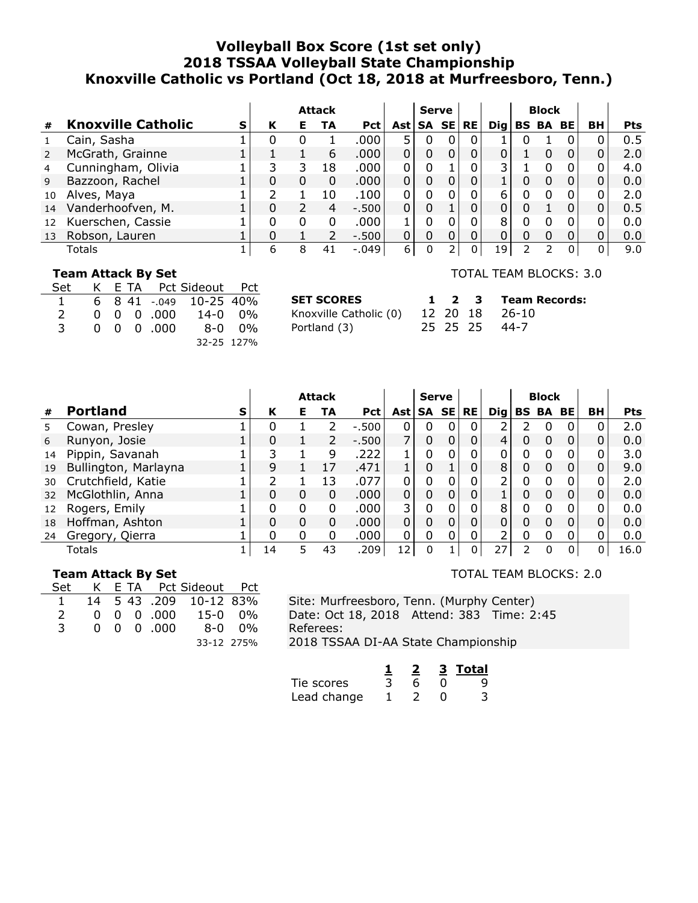# Volleyball Box Score (1st set only)
# 2018 TSSAA Volleyball State Championship
# Knoxville Catholic vs Portland (Oct 18, 2018 at Murfreesboro, Tenn.)

| # | Knoxville Catholic | S | Attack K | Attack E | Attack TA | Attack Pct | Ast | Serve SA | Serve SE | RE | Dig | Block BS | Block BA | Block BE | BH | Pts |
|---|---|---|---|---|---|---|---|---|---|---|---|---|---|---|---|---|
| 1 | Cain, Sasha | 1 | 0 | 0 | 1 | .000 | 5 | 0 | 0 | 0 | 1 | 0 | 1 | 0 | 0 | 0.5 |
| 2 | McGrath, Grainne | 1 | 1 | 1 | 6 | .000 | 0 | 0 | 0 | 0 | 0 | 1 | 0 | 0 | 0 | 2.0 |
| 4 | Cunningham, Olivia | 1 | 3 | 3 | 18 | .000 | 0 | 0 | 1 | 0 | 3 | 1 | 0 | 0 | 0 | 4.0 |
| 9 | Bazzoon, Rachel | 1 | 0 | 0 | 0 | .000 | 0 | 0 | 0 | 0 | 1 | 0 | 0 | 0 | 0 | 0.0 |
| 10 | Alves, Maya | 1 | 2 | 1 | 10 | .100 | 0 | 0 | 0 | 0 | 6 | 0 | 0 | 0 | 0 | 2.0 |
| 14 | Vanderhoofven, M. | 1 | 0 | 2 | 4 | -.500 | 0 | 0 | 1 | 0 | 0 | 0 | 1 | 0 | 0 | 0.5 |
| 12 | Kuerschen, Cassie | 1 | 0 | 0 | 0 | .000 | 1 | 0 | 0 | 0 | 8 | 0 | 0 | 0 | 0 | 0.0 |
| 13 | Robson, Lauren | 1 | 0 | 1 | 2 | -.500 | 0 | 0 | 0 | 0 | 0 | 0 | 0 | 0 | 0 | 0.0 |
| | Totals | 1 | 6 | 8 | 41 | -.049 | 6 | 0 | 2 | 0 | 19 | 2 | 2 | 0 | 0 | 9.0 |

**Team Attack By Set**

| Set | K | E | TA | Pct | Sideout | Pct |
|---|---|---|---|---|---|---|
| 1 | 6 | 8 | 41 | -.049 | 10-25 | 40% |
| 2 | 0 | 0 | 0 | .000 | 14-0 | 0% |
| 3 | 0 | 0 | 0 | .000 | 8-0 | 0% |
| | | | | | 32-25 | 127% |

TOTAL TEAM BLOCKS: 3.0

| SET SCORES | 1 | 2 | 3 | Team Records: |
|---|---|---|---|---|
| Knoxville Catholic (0) | 12 | 20 | 18 | 26-10 |
| Portland (3) | 25 | 25 | 25 | 44-7 |

| # | Portland | S | Attack K | Attack E | Attack TA | Attack Pct | Ast | Serve SA | Serve SE | RE | Dig | Block BS | Block BA | Block BE | BH | Pts |
|---|---|---|---|---|---|---|---|---|---|---|---|---|---|---|---|---|
| 5 | Cowan, Presley | 1 | 0 | 1 | 2 | -.500 | 0 | 0 | 0 | 0 | 2 | 2 | 0 | 0 | 0 | 2.0 |
| 6 | Runyon, Josie | 1 | 0 | 1 | 2 | -.500 | 7 | 0 | 0 | 0 | 4 | 0 | 0 | 0 | 0 | 0.0 |
| 14 | Pippin, Savanah | 1 | 3 | 1 | 9 | .222 | 1 | 0 | 0 | 0 | 0 | 0 | 0 | 0 | 0 | 3.0 |
| 19 | Bullington, Marlayna | 1 | 9 | 1 | 17 | .471 | 1 | 0 | 1 | 0 | 8 | 0 | 0 | 0 | 0 | 9.0 |
| 30 | Crutchfield, Katie | 1 | 2 | 1 | 13 | .077 | 0 | 0 | 0 | 0 | 2 | 0 | 0 | 0 | 0 | 2.0 |
| 32 | McGlothlin, Anna | 1 | 0 | 0 | 0 | .000 | 0 | 0 | 0 | 0 | 1 | 0 | 0 | 0 | 0 | 0.0 |
| 12 | Rogers, Emily | 1 | 0 | 0 | 0 | .000 | 3 | 0 | 0 | 0 | 8 | 0 | 0 | 0 | 0 | 0.0 |
| 18 | Hoffman, Ashton | 1 | 0 | 0 | 0 | .000 | 0 | 0 | 0 | 0 | 0 | 0 | 0 | 0 | 0 | 0.0 |
| 24 | Gregory, Qierra | 1 | 0 | 0 | 0 | .000 | 0 | 0 | 0 | 0 | 2 | 0 | 0 | 0 | 0 | 0.0 |
| | Totals | 1 | 14 | 5 | 43 | .209 | 12 | 0 | 1 | 0 | 27 | 2 | 0 | 0 | 0 | 16.0 |

**Team Attack By Set**

| Set | K | E | TA | Pct | Sideout | Pct |
|---|---|---|---|---|---|---|
| 1 | 14 | 5 | 43 | .209 | 10-12 | 83% |
| 2 | 0 | 0 | 0 | .000 | 15-0 | 0% |
| 3 | 0 | 0 | 0 | .000 | 8-0 | 0% |
| | | | | | 33-12 | 275% |

TOTAL TEAM BLOCKS: 2.0

Site: Murfreesboro, Tenn. (Murphy Center)
Date: Oct 18, 2018 Attend: 383 Time: 2:45
Referees:
2018 TSSAA DI-AA State Championship

| | 1 | 2 | 3 | Total |
|---|---|---|---|---|
| Tie scores | 3 | 6 | 0 | 9 |
| Lead change | 1 | 2 | 0 | 3 |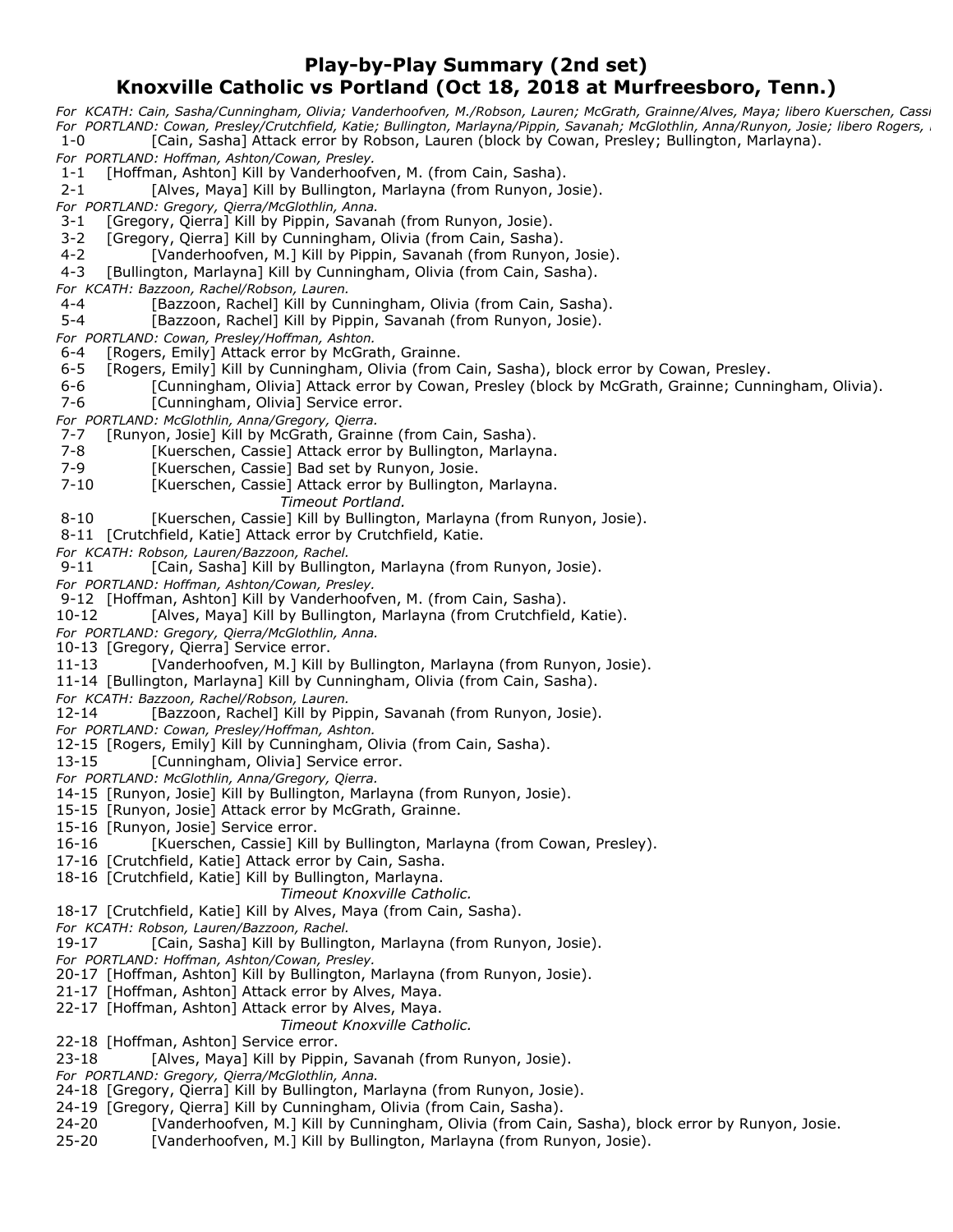# Play-by-Play Summary (2nd set)
## Knoxville Catholic vs Portland (Oct 18, 2018 at Murfreesboro, Tenn.)

*For KCATH: Cain, Sasha/Cunningham, Olivia; Vanderhoofven, M./Robson, Lauren; McGrath, Grainne/Alves, Maya; libero Kuerschen, Cass*
*For PORTLAND: Cowan, Presley/Crutchfield, Katie; Bullington, Marlayna/Pippin, Savanah; McGlothlin, Anna/Runyon, Josie; libero Rogers,*

1-0 [Cain, Sasha] Attack error by Robson, Lauren (block by Cowan, Presley; Bullington, Marlayna).
*For PORTLAND: Hoffman, Ashton/Cowan, Presley.*
1-1 [Hoffman, Ashton] Kill by Vanderhoofven, M. (from Cain, Sasha).
2-1 [Alves, Maya] Kill by Bullington, Marlayna (from Runyon, Josie).
*For PORTLAND: Gregory, Qierra/McGlothlin, Anna.*
3-1 [Gregory, Qierra] Kill by Pippin, Savanah (from Runyon, Josie).
3-2 [Gregory, Qierra] Kill by Cunningham, Olivia (from Cain, Sasha).
4-2 [Vanderhoofven, M.] Kill by Pippin, Savanah (from Runyon, Josie).
4-3 [Bullington, Marlayna] Kill by Cunningham, Olivia (from Cain, Sasha).
*For KCATH: Bazzoon, Rachel/Robson, Lauren.*
4-4 [Bazzoon, Rachel] Kill by Cunningham, Olivia (from Cain, Sasha).
5-4 [Bazzoon, Rachel] Kill by Pippin, Savanah (from Runyon, Josie).
*For PORTLAND: Cowan, Presley/Hoffman, Ashton.*
6-4 [Rogers, Emily] Attack error by McGrath, Grainne.
6-5 [Rogers, Emily] Kill by Cunningham, Olivia (from Cain, Sasha), block error by Cowan, Presley.
6-6 [Cunningham, Olivia] Attack error by Cowan, Presley (block by McGrath, Grainne; Cunningham, Olivia).
7-6 [Cunningham, Olivia] Service error.
*For PORTLAND: McGlothlin, Anna/Gregory, Qierra.*
7-7 [Runyon, Josie] Kill by McGrath, Grainne (from Cain, Sasha).
7-8 [Kuerschen, Cassie] Attack error by Bullington, Marlayna.
7-9 [Kuerschen, Cassie] Bad set by Runyon, Josie.
7-10 [Kuerschen, Cassie] Attack error by Bullington, Marlayna.
*Timeout Portland.*
8-10 [Kuerschen, Cassie] Kill by Bullington, Marlayna (from Runyon, Josie).
8-11 [Crutchfield, Katie] Attack error by Crutchfield, Katie.
*For KCATH: Robson, Lauren/Bazzoon, Rachel.*
9-11 [Cain, Sasha] Kill by Bullington, Marlayna (from Runyon, Josie).
*For PORTLAND: Hoffman, Ashton/Cowan, Presley.*
9-12 [Hoffman, Ashton] Kill by Vanderhoofven, M. (from Cain, Sasha).
10-12 [Alves, Maya] Kill by Bullington, Marlayna (from Crutchfield, Katie).
*For PORTLAND: Gregory, Qierra/McGlothlin, Anna.*
10-13 [Gregory, Qierra] Service error.
11-13 [Vanderhoofven, M.] Kill by Bullington, Marlayna (from Runyon, Josie).
11-14 [Bullington, Marlayna] Kill by Cunningham, Olivia (from Cain, Sasha).
*For KCATH: Bazzoon, Rachel/Robson, Lauren.*
12-14 [Bazzoon, Rachel] Kill by Pippin, Savanah (from Runyon, Josie).
*For PORTLAND: Cowan, Presley/Hoffman, Ashton.*
12-15 [Rogers, Emily] Kill by Cunningham, Olivia (from Cain, Sasha).
13-15 [Cunningham, Olivia] Service error.
*For PORTLAND: McGlothlin, Anna/Gregory, Qierra.*
14-15 [Runyon, Josie] Kill by Bullington, Marlayna (from Runyon, Josie).
15-15 [Runyon, Josie] Attack error by McGrath, Grainne.
15-16 [Runyon, Josie] Service error.
16-16 [Kuerschen, Cassie] Kill by Bullington, Marlayna (from Cowan, Presley).
17-16 [Crutchfield, Katie] Attack error by Cain, Sasha.
18-16 [Crutchfield, Katie] Kill by Bullington, Marlayna.
*Timeout Knoxville Catholic.*
18-17 [Crutchfield, Katie] Kill by Alves, Maya (from Cain, Sasha).
*For KCATH: Robson, Lauren/Bazzoon, Rachel.*
19-17 [Cain, Sasha] Kill by Bullington, Marlayna (from Runyon, Josie).
*For PORTLAND: Hoffman, Ashton/Cowan, Presley.*
20-17 [Hoffman, Ashton] Kill by Bullington, Marlayna (from Runyon, Josie).
21-17 [Hoffman, Ashton] Attack error by Alves, Maya.
22-17 [Hoffman, Ashton] Attack error by Alves, Maya.
*Timeout Knoxville Catholic.*
22-18 [Hoffman, Ashton] Service error.
23-18 [Alves, Maya] Kill by Pippin, Savanah (from Runyon, Josie).
*For PORTLAND: Gregory, Qierra/McGlothlin, Anna.*
24-18 [Gregory, Qierra] Kill by Bullington, Marlayna (from Runyon, Josie).
24-19 [Gregory, Qierra] Kill by Cunningham, Olivia (from Cain, Sasha).
24-20 [Vanderhoofven, M.] Kill by Cunningham, Olivia (from Cain, Sasha), block error by Runyon, Josie.
25-20 [Vanderhoofven, M.] Kill by Bullington, Marlayna (from Runyon, Josie).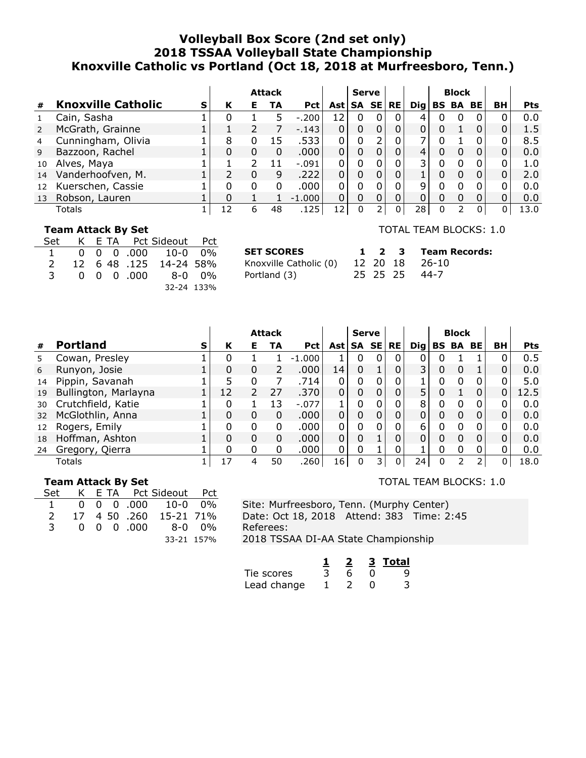# Volleyball Box Score (2nd set only)
## 2018 TSSAA Volleyball State Championship
## Knoxville Catholic vs Portland (Oct 18, 2018 at Murfreesboro, Tenn.)

| # | Knoxville Catholic | S | Attack K | E | TA | Pct | Ast | Serve SA | SE | RE | Dig | Block BS | BA | BE | BH | Pts |
|---|---|---|---|---|---|---|---|---|---|---|---|---|---|---|---|---|
| 1 | Cain, Sasha | 1 | 0 | 1 | 5 | -.200 | 12 | 0 | 0 | 0 | 4 | 0 | 0 | 0 | 0 | 0.0 |
| 2 | McGrath, Grainne | 1 | 1 | 2 | 7 | -.143 | 0 | 0 | 0 | 0 | 0 | 0 | 1 | 0 | 0 | 1.5 |
| 4 | Cunningham, Olivia | 1 | 8 | 0 | 15 | .533 | 0 | 0 | 2 | 0 | 7 | 0 | 1 | 0 | 0 | 8.5 |
| 9 | Bazzoon, Rachel | 1 | 0 | 0 | 0 | .000 | 0 | 0 | 0 | 0 | 4 | 0 | 0 | 0 | 0 | 0.0 |
| 10 | Alves, Maya | 1 | 1 | 2 | 11 | -.091 | 0 | 0 | 0 | 0 | 3 | 0 | 0 | 0 | 0 | 1.0 |
| 14 | Vanderhoofven, M. | 1 | 2 | 0 | 9 | .222 | 0 | 0 | 0 | 0 | 1 | 0 | 0 | 0 | 0 | 2.0 |
| 12 | Kuerschen, Cassie | 1 | 0 | 0 | 0 | .000 | 0 | 0 | 0 | 0 | 9 | 0 | 0 | 0 | 0 | 0.0 |
| 13 | Robson, Lauren | 1 | 0 | 1 | 1 | -1.000 | 0 | 0 | 0 | 0 | 0 | 0 | 0 | 0 | 0 | 0.0 |
| | Totals | 1 | 12 | 6 | 48 | .125 | 12 | 0 | 2 | 0 | 28 | 0 | 2 | 0 | 0 | 13.0 |

TOTAL TEAM BLOCKS: 1.0

**Team Attack By Set**

| Set | K | E | TA | Pct | Sideout | Pct |
|---|---|---|---|---|---|---|
| 1 | 0 | 0 | 0 | .000 | 10-0 | 0% |
| 2 | 12 | 6 | 48 | .125 | 14-24 | 58% |
| 3 | 0 | 0 | 0 | .000 | 8-0 | 0% |
| | | | | | 32-24 | 133% |

| SET SCORES | 1 | 2 | 3 | Team Records: |
|---|---|---|---|---|
| Knoxville Catholic (0) | 12 | 20 | 18 | 26-10 |
| Portland (3) | 25 | 25 | 25 | 44-7 |

| # | Portland | S | Attack K | E | TA | Pct | Ast | Serve SA | SE | RE | Dig | Block BS | BA | BE | BH | Pts |
|---|---|---|---|---|---|---|---|---|---|---|---|---|---|---|---|---|
| 5 | Cowan, Presley | 1 | 0 | 1 | 1 | -1.000 | 1 | 0 | 0 | 0 | 0 | 0 | 1 | 1 | 0 | 0.5 |
| 6 | Runyon, Josie | 1 | 0 | 0 | 2 | .000 | 14 | 0 | 1 | 0 | 3 | 0 | 0 | 1 | 0 | 0.0 |
| 14 | Pippin, Savanah | 1 | 5 | 0 | 7 | .714 | 0 | 0 | 0 | 0 | 1 | 0 | 0 | 0 | 0 | 5.0 |
| 19 | Bullington, Marlayna | 1 | 12 | 2 | 27 | .370 | 0 | 0 | 0 | 0 | 5 | 0 | 1 | 0 | 0 | 12.5 |
| 30 | Crutchfield, Katie | 1 | 0 | 1 | 13 | -.077 | 1 | 0 | 0 | 0 | 8 | 0 | 0 | 0 | 0 | 0.0 |
| 32 | McGlothlin, Anna | 1 | 0 | 0 | 0 | .000 | 0 | 0 | 0 | 0 | 0 | 0 | 0 | 0 | 0 | 0.0 |
| 12 | Rogers, Emily | 1 | 0 | 0 | 0 | .000 | 0 | 0 | 0 | 0 | 6 | 0 | 0 | 0 | 0 | 0.0 |
| 18 | Hoffman, Ashton | 1 | 0 | 0 | 0 | .000 | 0 | 0 | 1 | 0 | 0 | 0 | 0 | 0 | 0 | 0.0 |
| 24 | Gregory, Qierra | 1 | 0 | 0 | 0 | .000 | 0 | 0 | 1 | 0 | 1 | 0 | 0 | 0 | 0 | 0.0 |
| | Totals | 1 | 17 | 4 | 50 | .260 | 16 | 0 | 3 | 0 | 24 | 0 | 2 | 2 | 0 | 18.0 |

TOTAL TEAM BLOCKS: 1.0

**Team Attack By Set**

| Set | K | E | TA | Pct | Sideout | Pct |
|---|---|---|---|---|---|---|
| 1 | 0 | 0 | 0 | .000 | 10-0 | 0% |
| 2 | 17 | 4 | 50 | .260 | 15-21 | 71% |
| 3 | 0 | 0 | 0 | .000 | 8-0 | 0% |
| | | | | | 33-21 | 157% |

Site: Murfreesboro, Tenn. (Murphy Center)
Date: Oct 18, 2018 Attend: 383 Time: 2:45
Referees:
2018 TSSAA DI-AA State Championship

| | 1 | 2 | 3 | Total |
|---|---|---|---|---|
| Tie scores | 3 | 6 | 0 | 9 |
| Lead change | 1 | 2 | 0 | 3 |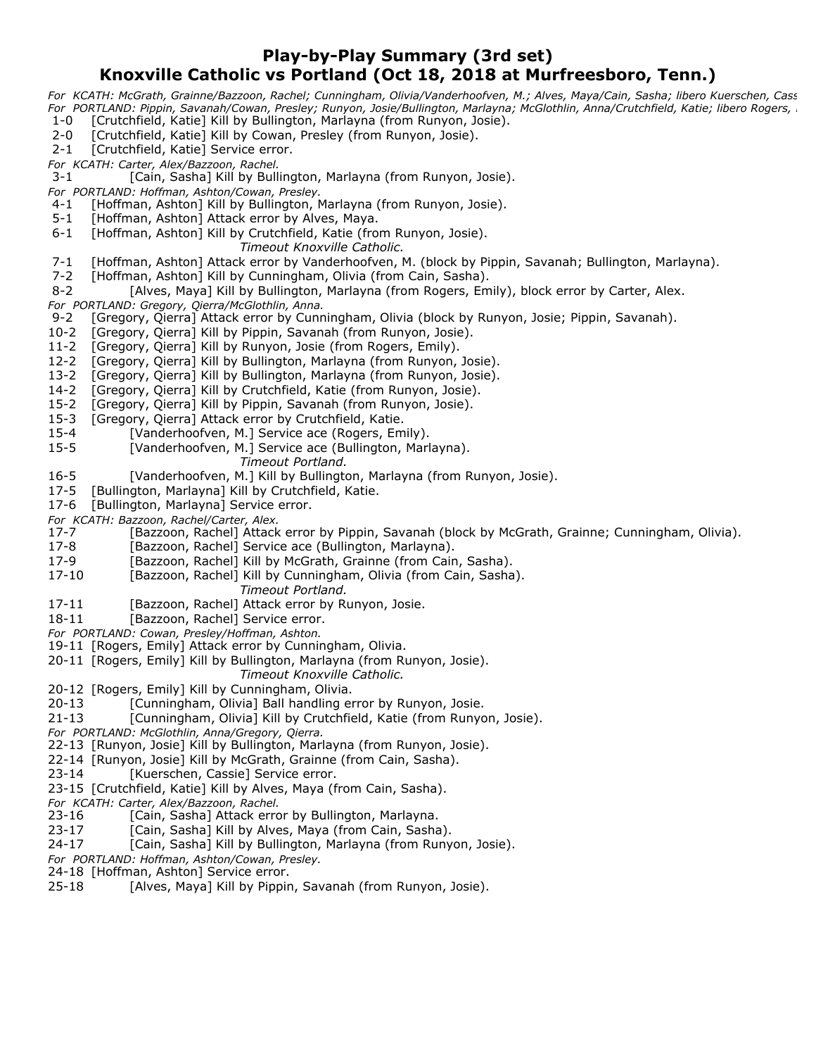# Play-by-Play Summary (3rd set)
## Knoxville Catholic vs Portland (Oct 18, 2018 at Murfreesboro, Tenn.)

*For KCATH: McGrath, Grainne/Bazzoon, Rachel; Cunningham, Olivia/Vanderhoofven, M.; Alves, Maya/Cain, Sasha; libero Kuerschen, Cass*
*For PORTLAND: Pippin, Savanah/Cowan, Presley; Runyon, Josie/Bullington, Marlayna; McGlothlin, Anna/Crutchfield, Katie; libero Rogers,*

1-0 [Crutchfield, Katie] Kill by Bullington, Marlayna (from Runyon, Josie).
2-0 [Crutchfield, Katie] Kill by Cowan, Presley (from Runyon, Josie).
2-1 [Crutchfield, Katie] Service error.
*For KCATH: Carter, Alex/Bazzoon, Rachel.*
3-1 [Cain, Sasha] Kill by Bullington, Marlayna (from Runyon, Josie).
*For PORTLAND: Hoffman, Ashton/Cowan, Presley.*
4-1 [Hoffman, Ashton] Kill by Bullington, Marlayna (from Runyon, Josie).
5-1 [Hoffman, Ashton] Attack error by Alves, Maya.
6-1 [Hoffman, Ashton] Kill by Crutchfield, Katie (from Runyon, Josie).
*Timeout Knoxville Catholic.*
7-1 [Hoffman, Ashton] Attack error by Vanderhoofven, M. (block by Pippin, Savanah; Bullington, Marlayna).
7-2 [Hoffman, Ashton] Kill by Cunningham, Olivia (from Cain, Sasha).
8-2 [Alves, Maya] Kill by Bullington, Marlayna (from Rogers, Emily), block error by Carter, Alex.
*For PORTLAND: Gregory, Qierra/McGlothlin, Anna.*
9-2 [Gregory, Qierra] Attack error by Cunningham, Olivia (block by Runyon, Josie; Pippin, Savanah).
10-2 [Gregory, Qierra] Kill by Pippin, Savanah (from Runyon, Josie).
11-2 [Gregory, Qierra] Kill by Runyon, Josie (from Rogers, Emily).
12-2 [Gregory, Qierra] Kill by Bullington, Marlayna (from Runyon, Josie).
13-2 [Gregory, Qierra] Kill by Bullington, Marlayna (from Runyon, Josie).
14-2 [Gregory, Qierra] Kill by Crutchfield, Katie (from Runyon, Josie).
15-2 [Gregory, Qierra] Kill by Pippin, Savanah (from Runyon, Josie).
15-3 [Gregory, Qierra] Attack error by Crutchfield, Katie.
15-4 [Vanderhoofven, M.] Service ace (Rogers, Emily).
15-5 [Vanderhoofven, M.] Service ace (Bullington, Marlayna).
*Timeout Portland.*
16-5 [Vanderhoofven, M.] Kill by Bullington, Marlayna (from Runyon, Josie).
17-5 [Bullington, Marlayna] Kill by Crutchfield, Katie.
17-6 [Bullington, Marlayna] Service error.
*For KCATH: Bazzoon, Rachel/Carter, Alex.*
17-7 [Bazzoon, Rachel] Attack error by Pippin, Savanah (block by McGrath, Grainne; Cunningham, Olivia).
17-8 [Bazzoon, Rachel] Service ace (Bullington, Marlayna).
17-9 [Bazzoon, Rachel] Kill by McGrath, Grainne (from Cain, Sasha).
17-10 [Bazzoon, Rachel] Kill by Cunningham, Olivia (from Cain, Sasha).
*Timeout Portland.*
17-11 [Bazzoon, Rachel] Attack error by Runyon, Josie.
18-11 [Bazzoon, Rachel] Service error.
*For PORTLAND: Cowan, Presley/Hoffman, Ashton.*
19-11 [Rogers, Emily] Attack error by Cunningham, Olivia.
20-11 [Rogers, Emily] Kill by Bullington, Marlayna (from Runyon, Josie).
*Timeout Knoxville Catholic.*
20-12 [Rogers, Emily] Kill by Cunningham, Olivia.
20-13 [Cunningham, Olivia] Ball handling error by Runyon, Josie.
21-13 [Cunningham, Olivia] Kill by Crutchfield, Katie (from Runyon, Josie).
*For PORTLAND: McGlothlin, Anna/Gregory, Qierra.*
22-13 [Runyon, Josie] Kill by Bullington, Marlayna (from Runyon, Josie).
22-14 [Runyon, Josie] Kill by McGrath, Grainne (from Cain, Sasha).
23-14 [Kuerschen, Cassie] Service error.
23-15 [Crutchfield, Katie] Kill by Alves, Maya (from Cain, Sasha).
*For KCATH: Carter, Alex/Bazzoon, Rachel.*
23-16 [Cain, Sasha] Attack error by Bullington, Marlayna.
23-17 [Cain, Sasha] Kill by Alves, Maya (from Cain, Sasha).
24-17 [Cain, Sasha] Kill by Bullington, Marlayna (from Runyon, Josie).
*For PORTLAND: Hoffman, Ashton/Cowan, Presley.*
24-18 [Hoffman, Ashton] Service error.
25-18 [Alves, Maya] Kill by Pippin, Savanah (from Runyon, Josie).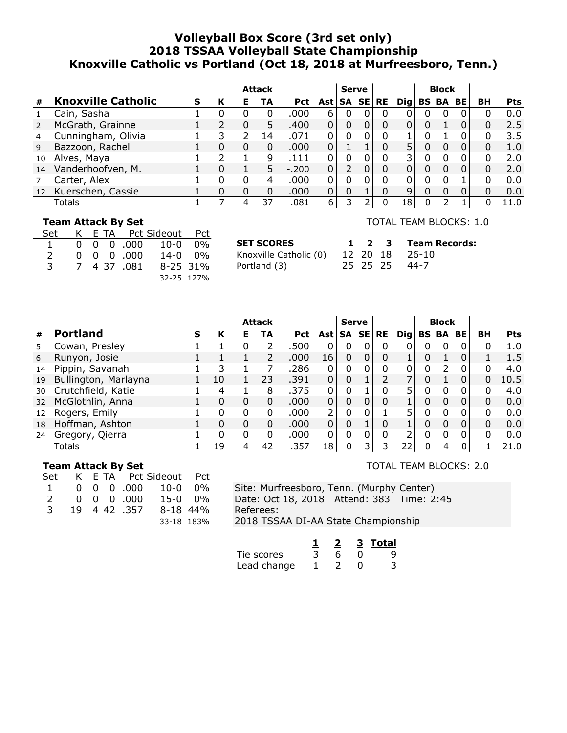# Volleyball Box Score (3rd set only)
## 2018 TSSAA Volleyball State Championship
## Knoxville Catholic vs Portland (Oct 18, 2018 at Murfreesboro, Tenn.)

| # | Knoxville Catholic | S | Attack K | Attack E | Attack TA | Attack Pct | Ast | Serve SA | Serve SE | RE | Dig | Block BS | Block BA | Block BE | BH | Pts |
|---|---|---|---|---|---|---|---|---|---|---|---|---|---|---|---|---|
| 1 | Cain, Sasha | 1 | 0 | 0 | 0 | .000 | 6 | 0 | 0 | 0 | 0 | 0 | 0 | 0 | 0 | 0.0 |
| 2 | McGrath, Grainne | 1 | 2 | 0 | 5 | .400 | 0 | 0 | 0 | 0 | 0 | 0 | 1 | 0 | 0 | 2.5 |
| 4 | Cunningham, Olivia | 1 | 3 | 2 | 14 | .071 | 0 | 0 | 0 | 0 | 1 | 0 | 1 | 0 | 0 | 3.5 |
| 9 | Bazzoon, Rachel | 1 | 0 | 0 | 0 | .000 | 0 | 1 | 1 | 0 | 5 | 0 | 0 | 0 | 0 | 1.0 |
| 10 | Alves, Maya | 1 | 2 | 1 | 9 | .111 | 0 | 0 | 0 | 0 | 3 | 0 | 0 | 0 | 0 | 2.0 |
| 14 | Vanderhoofven, M. | 1 | 0 | 1 | 5 | -.200 | 0 | 2 | 0 | 0 | 0 | 0 | 0 | 0 | 0 | 2.0 |
| 7 | Carter, Alex | 1 | 0 | 0 | 4 | .000 | 0 | 0 | 0 | 0 | 0 | 0 | 0 | 1 | 0 | 0.0 |
| 12 | Kuerschen, Cassie | 1 | 0 | 0 | 0 | .000 | 0 | 0 | 1 | 0 | 9 | 0 | 0 | 0 | 0 | 0.0 |
| | Totals | 1 | 7 | 4 | 37 | .081 | 6 | 3 | 2 | 0 | 18 | 0 | 2 | 1 | 0 | 11.0 |

TOTAL TEAM BLOCKS: 1.0

**Team Attack By Set**

| Set | K | E | TA | Pct | Sideout | Pct |
|---|---|---|---|---|---|---|
| 1 | 0 | 0 | 0 | .000 | 10-0 | 0% |
| 2 | 0 | 0 | 0 | .000 | 14-0 | 0% |
| 3 | 7 | 4 | 37 | .081 | 8-25 | 31% |
| | | | | | 32-25 | 127% |

| SET SCORES | 1 | 2 | 3 | Team Records: |
|---|---|---|---|---|
| Knoxville Catholic (0) | 12 | 20 | 18 | 26-10 |
| Portland (3) | 25 | 25 | 25 | 44-7 |

| # | Portland | S | Attack K | Attack E | Attack TA | Attack Pct | Ast | Serve SA | Serve SE | RE | Dig | Block BS | Block BA | Block BE | BH | Pts |
|---|---|---|---|---|---|---|---|---|---|---|---|---|---|---|---|---|
| 5 | Cowan, Presley | 1 | 1 | 0 | 2 | .500 | 0 | 0 | 0 | 0 | 0 | 0 | 0 | 0 | 0 | 1.0 |
| 6 | Runyon, Josie | 1 | 1 | 1 | 2 | .000 | 16 | 0 | 0 | 0 | 1 | 0 | 1 | 0 | 1 | 1.5 |
| 14 | Pippin, Savanah | 1 | 3 | 1 | 7 | .286 | 0 | 0 | 0 | 0 | 0 | 0 | 2 | 0 | 0 | 4.0 |
| 19 | Bullington, Marlayna | 1 | 10 | 1 | 23 | .391 | 0 | 0 | 1 | 2 | 7 | 0 | 1 | 0 | 0 | 10.5 |
| 30 | Crutchfield, Katie | 1 | 4 | 1 | 8 | .375 | 0 | 0 | 1 | 0 | 5 | 0 | 0 | 0 | 0 | 4.0 |
| 32 | McGlothlin, Anna | 1 | 0 | 0 | 0 | .000 | 0 | 0 | 0 | 0 | 1 | 0 | 0 | 0 | 0 | 0.0 |
| 12 | Rogers, Emily | 1 | 0 | 0 | 0 | .000 | 2 | 0 | 0 | 1 | 5 | 0 | 0 | 0 | 0 | 0.0 |
| 18 | Hoffman, Ashton | 1 | 0 | 0 | 0 | .000 | 0 | 0 | 1 | 0 | 1 | 0 | 0 | 0 | 0 | 0.0 |
| 24 | Gregory, Qierra | 1 | 0 | 0 | 0 | .000 | 0 | 0 | 0 | 0 | 2 | 0 | 0 | 0 | 0 | 0.0 |
| | Totals | 1 | 19 | 4 | 42 | .357 | 18 | 0 | 3 | 3 | 22 | 0 | 4 | 0 | 1 | 21.0 |

TOTAL TEAM BLOCKS: 2.0

**Team Attack By Set**

| Set | K | E | TA | Pct | Sideout | Pct |
|---|---|---|---|---|---|---|
| 1 | 0 | 0 | 0 | .000 | 10-0 | 0% |
| 2 | 0 | 0 | 0 | .000 | 15-0 | 0% |
| 3 | 19 | 4 | 42 | .357 | 8-18 | 44% |
| | | | | | 33-18 | 183% |

Site: Murfreesboro, Tenn. (Murphy Center)
Date: Oct 18, 2018 Attend: 383 Time: 2:45
Referees:
2018 TSSAA DI-AA State Championship

| | 1 | 2 | 3 | Total |
|---|---|---|---|---|
| Tie scores | 3 | 6 | 0 | 9 |
| Lead change | 1 | 2 | 0 | 3 |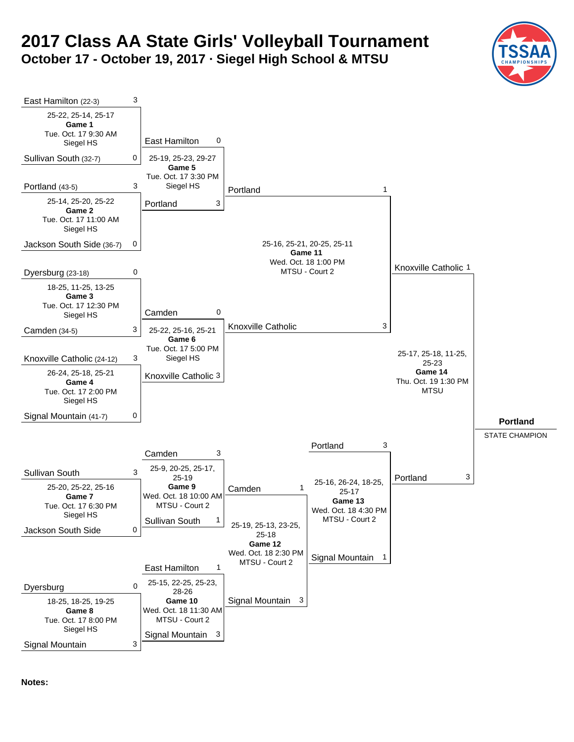# 2017 Class AA State Girls' Volleyball Tournament

## October 17 - October 19, 2017 · Siegel High School & MTSU

### First Round

| Game | Date/Time | Location | Team 1 | Score | Team 2 | Score | Set Scores |
|---|---|---|---|---|---|---|---|
| Game 1 | Tue. Oct. 17 9:30 AM | Siegel HS | East Hamilton (22-3) | 3 | Sullivan South (32-7) | 0 | 25-22, 25-14, 25-17 |
| Game 2 | Tue. Oct. 17 11:00 AM | Siegel HS | Portland (43-5) | 3 | Jackson South Side (36-7) | 0 | 25-14, 25-20, 25-22 |
| Game 3 | Tue. Oct. 17 12:30 PM | Siegel HS | Dyersburg (23-18) | 0 | Camden (34-5) | 3 | 18-25, 11-25, 13-25 |
| Game 4 | Tue. Oct. 17 2:00 PM | Siegel HS | Knoxville Catholic (24-12) | 3 | Signal Mountain (41-7) | 0 | 26-24, 25-18, 25-21 |

### Winners' Bracket

| Game | Date/Time | Location | Team 1 | Score | Team 2 | Score | Set Scores |
|---|---|---|---|---|---|---|---|
| Game 5 | Tue. Oct. 17 3:30 PM | Siegel HS | East Hamilton | 0 | Portland | 3 | 25-19, 25-23, 29-27 |
| Game 6 | Tue. Oct. 17 5:00 PM | Siegel HS | Camden | 0 | Knoxville Catholic | 3 | 25-22, 25-16, 25-21 |
| Game 11 | Wed. Oct. 18 1:00 PM | MTSU - Court 2 | Portland | 1 | Knoxville Catholic | 3 | 25-16, 25-21, 20-25, 25-11 |
| Game 14 | Thu. Oct. 19 1:30 PM | MTSU | Knoxville Catholic | 1 | Portland | 3 | 25-17, 25-18, 11-25, 25-23 |

### Consolation Bracket

| Game | Date/Time | Location | Team 1 | Score | Team 2 | Score | Set Scores |
|---|---|---|---|---|---|---|---|
| Game 7 | Tue. Oct. 17 6:30 PM | Siegel HS | Sullivan South | 3 | Jackson South Side | 0 | 25-20, 25-22, 25-16 |
| Game 8 | Tue. Oct. 17 8:00 PM | Siegel HS | Dyersburg | 0 | Signal Mountain | 3 | 18-25, 18-25, 19-25 |
| Game 9 | Wed. Oct. 18 10:00 AM | MTSU - Court 2 | Camden | 3 | Sullivan South | 1 | 25-9, 20-25, 25-17, 25-19 |
| Game 10 | Wed. Oct. 18 11:30 AM | MTSU - Court 2 | East Hamilton | 1 | Signal Mountain | 3 | 25-15, 22-25, 25-23, 28-26 |
| Game 12 | Wed. Oct. 18 2:30 PM | MTSU - Court 2 | Camden | 1 | Signal Mountain | 3 | 25-19, 25-13, 23-25, 25-18 |
| Game 13 | Wed. Oct. 18 4:30 PM | MTSU - Court 2 | Portland | 3 | Signal Mountain | 1 | 25-16, 26-24, 18-25, 25-17 |

**Portland**
STATE CHAMPION

**Notes:**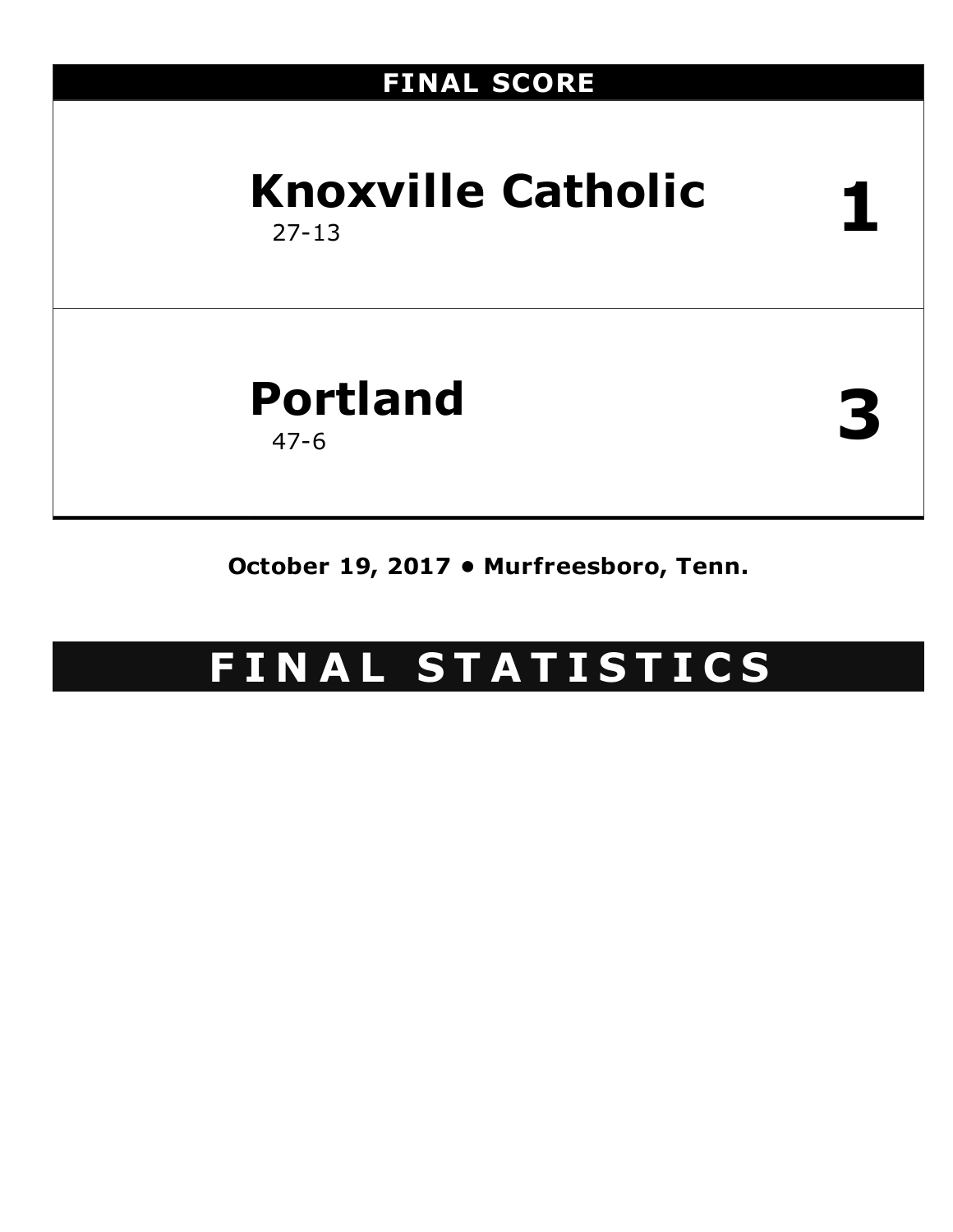## FINAL SCORE

| Team | Score |
|---|---|
| **Knoxville Catholic** 27-13 | **1** |
| **Portland** 47-6 | **3** |

**October 19, 2017 • Murfreesboro, Tenn.**

# F I N A L S T A T I S T I C S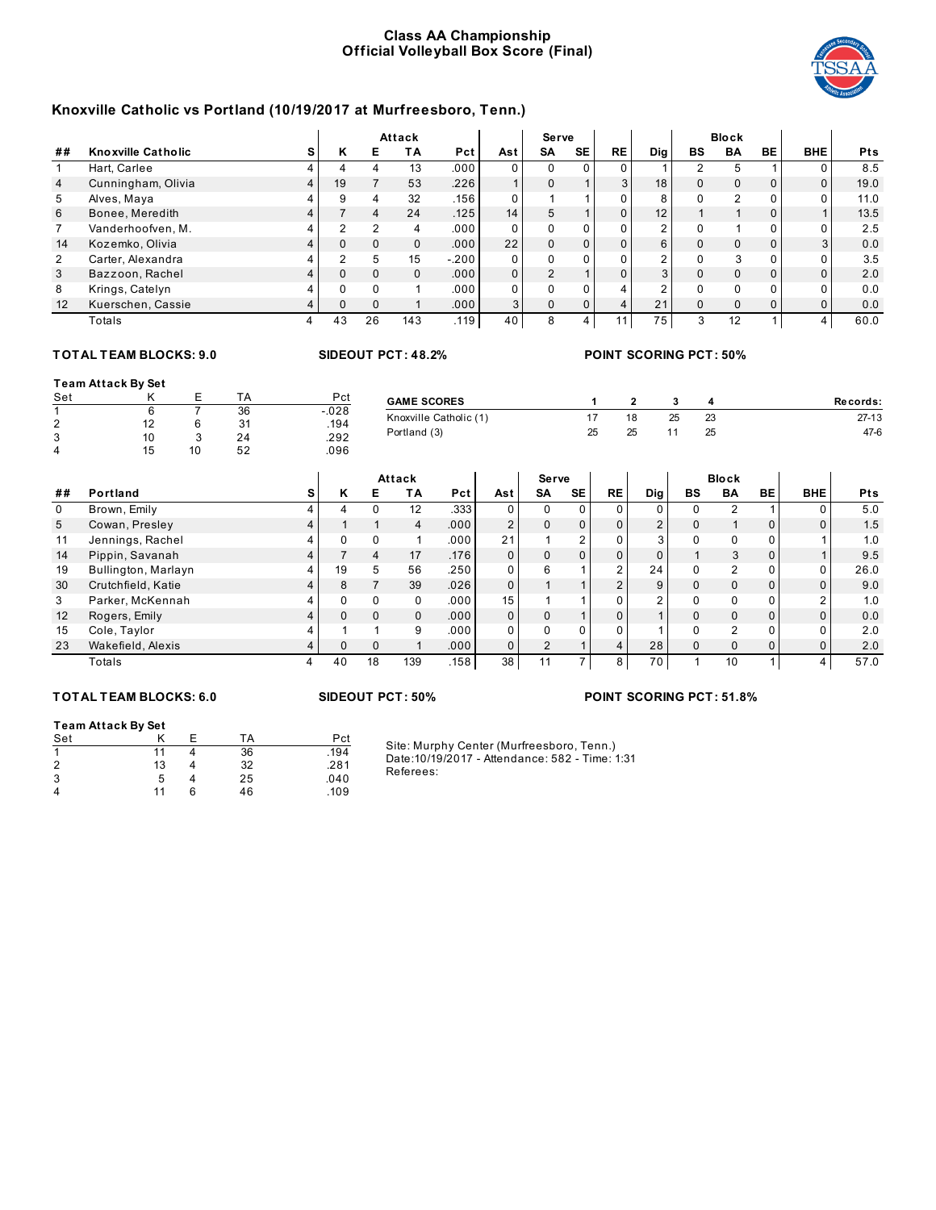# Class AA Championship
## Official Volleyball Box Score (Final)

### Knoxville Catholic vs Portland (10/19/2017 at Murfreesboro, Tenn.)

| ## | Knoxville Catholic | S | Attack K | Attack E | Attack TA | Attack Pct | Ast | Serve SA | Serve SE | RE | Dig | Block BS | Block BA | Block BE | BHE | Pts |
|---|---|---|---|---|---|---|---|---|---|---|---|---|---|---|---|---|
| 1 | Hart, Carlee | 4 | 4 | 4 | 13 | .000 | 0 | 0 | 0 | 0 | 1 | 2 | 5 | 1 | 0 | 8.5 |
| 4 | Cunningham, Olivia | 4 | 19 | 7 | 53 | .226 | 1 | 0 | 1 | 3 | 18 | 0 | 0 | 0 | 0 | 19.0 |
| 5 | Alves, Maya | 4 | 9 | 4 | 32 | .156 | 0 | 1 | 1 | 0 | 8 | 0 | 2 | 0 | 0 | 11.0 |
| 6 | Bonee, Meredith | 4 | 7 | 4 | 24 | .125 | 14 | 5 | 1 | 0 | 12 | 1 | 1 | 0 | 1 | 13.5 |
| 7 | Vanderhoofven, M. | 4 | 2 | 2 | 4 | .000 | 0 | 0 | 0 | 0 | 2 | 0 | 1 | 0 | 0 | 2.5 |
| 14 | Kozemko, Olivia | 4 | 0 | 0 | 0 | .000 | 22 | 0 | 0 | 0 | 6 | 0 | 0 | 0 | 3 | 0.0 |
| 2 | Carter, Alexandra | 4 | 2 | 5 | 15 | -.200 | 0 | 0 | 0 | 0 | 2 | 0 | 3 | 0 | 0 | 3.5 |
| 3 | Bazzoon, Rachel | 4 | 0 | 0 | 0 | .000 | 0 | 2 | 1 | 0 | 3 | 0 | 0 | 0 | 0 | 2.0 |
| 8 | Krings, Catelyn | 4 | 0 | 0 | 1 | .000 | 0 | 0 | 0 | 4 | 2 | 0 | 0 | 0 | 0 | 0.0 |
| 12 | Kuerschen, Cassie | 4 | 0 | 0 | 1 | .000 | 3 | 0 | 0 | 4 | 21 | 0 | 0 | 0 | 0 | 0.0 |
| | Totals | 4 | 43 | 26 | 143 | .119 | 40 | 8 | 4 | 11 | 75 | 3 | 12 | 1 | 4 | 60.0 |

**TOTAL TEAM BLOCKS: 9.0** **SIDEOUT PCT: 48.2%** **POINT SCORING PCT: 50%**

**Team Attack By Set**

| Set | K | E | TA | Pct |
|---|---|---|---|---|
| 1 | 6 | 7 | 36 | -.028 |
| 2 | 12 | 6 | 31 | .194 |
| 3 | 10 | 3 | 24 | .292 |
| 4 | 15 | 10 | 52 | .096 |

| GAME SCORES | 1 | 2 | 3 | 4 | Records: |
|---|---|---|---|---|---|
| Knoxville Catholic (1) | 17 | 18 | 25 | 23 | 27-13 |
| Portland (3) | 25 | 25 | 11 | 25 | 47-6 |

| ## | Portland | S | Attack K | Attack E | Attack TA | Attack Pct | Ast | Serve SA | Serve SE | RE | Dig | Block BS | Block BA | Block BE | BHE | Pts |
|---|---|---|---|---|---|---|---|---|---|---|---|---|---|---|---|---|
| 0 | Brown, Emily | 4 | 4 | 0 | 12 | .333 | 0 | 0 | 0 | 0 | 0 | 0 | 2 | 1 | 0 | 5.0 |
| 5 | Cowan, Presley | 4 | 1 | 1 | 4 | .000 | 2 | 0 | 0 | 0 | 2 | 0 | 1 | 0 | 0 | 1.5 |
| 11 | Jennings, Rachel | 4 | 0 | 0 | 1 | .000 | 21 | 1 | 2 | 0 | 3 | 0 | 0 | 0 | 1 | 1.0 |
| 14 | Pippin, Savanah | 4 | 7 | 4 | 17 | .176 | 0 | 0 | 0 | 0 | 0 | 1 | 3 | 0 | 1 | 9.5 |
| 19 | Bullington, Marlayn | 4 | 19 | 5 | 56 | .250 | 0 | 6 | 1 | 2 | 24 | 0 | 2 | 0 | 0 | 26.0 |
| 30 | Crutchfield, Katie | 4 | 8 | 7 | 39 | .026 | 0 | 1 | 1 | 2 | 9 | 0 | 0 | 0 | 0 | 9.0 |
| 3 | Parker, McKennah | 4 | 0 | 0 | 0 | .000 | 15 | 1 | 1 | 0 | 2 | 0 | 0 | 0 | 2 | 1.0 |
| 12 | Rogers, Emily | 4 | 0 | 0 | 0 | .000 | 0 | 0 | 1 | 0 | 1 | 0 | 0 | 0 | 0 | 0.0 |
| 15 | Cole, Taylor | 4 | 1 | 1 | 9 | .000 | 0 | 0 | 0 | 0 | 1 | 0 | 2 | 0 | 0 | 2.0 |
| 23 | Wakefield, Alexis | 4 | 0 | 0 | 1 | .000 | 0 | 2 | 1 | 4 | 28 | 0 | 0 | 0 | 0 | 2.0 |
| | Totals | 4 | 40 | 18 | 139 | .158 | 38 | 11 | 7 | 8 | 70 | 1 | 10 | 1 | 4 | 57.0 |

**TOTAL TEAM BLOCKS: 6.0** **SIDEOUT PCT: 50%** **POINT SCORING PCT: 51.8%**

**Team Attack By Set**

| Set | K | E | TA | Pct |
|---|---|---|---|---|
| 1 | 11 | 4 | 36 | .194 |
| 2 | 13 | 4 | 32 | .281 |
| 3 | 5 | 4 | 25 | .040 |
| 4 | 11 | 6 | 46 | .109 |

Site: Murphy Center (Murfreesboro, Tenn.)
Date:10/19/2017 - Attendance: 582 - Time: 1:31
Referees: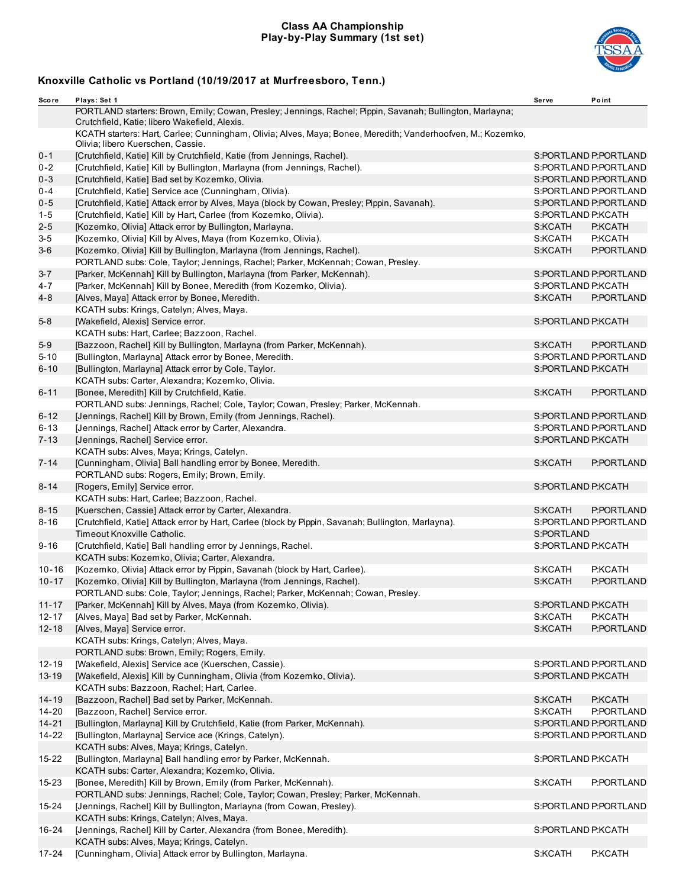# Class AA Championship
## Play-by-Play Summary (1st set)

### Knoxville Catholic vs Portland (10/19/2017 at Murfreesboro, Tenn.)

| Score | Plays: Set 1 | Serve | Point |
|---|---|---|---|
| | PORTLAND starters: Brown, Emily; Cowan, Presley; Jennings, Rachel; Pippin, Savanah; Bullington, Marlayna; Crutchfield, Katie; libero Wakefield, Alexis. | | |
| | KCATH starters: Hart, Carlee; Cunningham, Olivia; Alves, Maya; Bonee, Meredith; Vanderhoofven, M.; Kozemko, Olivia; libero Kuerschen, Cassie. | | |
| 0-1 | [Crutchfield, Katie] Kill by Crutchfield, Katie (from Jennings, Rachel). | S:PORTLAND | P:PORTLAND |
| 0-2 | [Crutchfield, Katie] Kill by Bullington, Marlayna (from Jennings, Rachel). | S:PORTLAND | P:PORTLAND |
| 0-3 | [Crutchfield, Katie] Bad set by Kozemko, Olivia. | S:PORTLAND | P:PORTLAND |
| 0-4 | [Crutchfield, Katie] Service ace (Cunningham, Olivia). | S:PORTLAND | P:PORTLAND |
| 0-5 | [Crutchfield, Katie] Attack error by Alves, Maya (block by Cowan, Presley; Pippin, Savanah). | S:PORTLAND | P:PORTLAND |
| 1-5 | [Crutchfield, Katie] Kill by Hart, Carlee (from Kozemko, Olivia). | S:PORTLAND | P:KCATH |
| 2-5 | [Kozemko, Olivia] Attack error by Bullington, Marlayna. | S:KCATH | P:KCATH |
| 3-5 | [Kozemko, Olivia] Kill by Alves, Maya (from Kozemko, Olivia). | S:KCATH | P:KCATH |
| 3-6 | [Kozemko, Olivia] Kill by Bullington, Marlayna (from Jennings, Rachel). | S:KCATH | P:PORTLAND |
| | PORTLAND subs: Cole, Taylor; Jennings, Rachel; Parker, McKennah; Cowan, Presley. | | |
| 3-7 | [Parker, McKennah] Kill by Bullington, Marlayna (from Parker, McKennah). | S:PORTLAND | P:PORTLAND |
| 4-7 | [Parker, McKennah] Kill by Bonee, Meredith (from Kozemko, Olivia). | S:PORTLAND | P:KCATH |
| 4-8 | [Alves, Maya] Attack error by Bonee, Meredith. | S:KCATH | P:PORTLAND |
| | KCATH subs: Krings, Catelyn; Alves, Maya. | | |
| 5-8 | [Wakefield, Alexis] Service error. | S:PORTLAND | P:KCATH |
| | KCATH subs: Hart, Carlee; Bazzoon, Rachel. | | |
| 5-9 | [Bazzoon, Rachel] Kill by Bullington, Marlayna (from Parker, McKennah). | S:KCATH | P:PORTLAND |
| 5-10 | [Bullington, Marlayna] Attack error by Bonee, Meredith. | S:PORTLAND | P:PORTLAND |
| 6-10 | [Bullington, Marlayna] Attack error by Cole, Taylor. | S:PORTLAND | P:KCATH |
| | KCATH subs: Carter, Alexandra; Kozemko, Olivia. | | |
| 6-11 | [Bonee, Meredith] Kill by Crutchfield, Katie. | S:KCATH | P:PORTLAND |
| | PORTLAND subs: Jennings, Rachel; Cole, Taylor; Cowan, Presley; Parker, McKennah. | | |
| 6-12 | [Jennings, Rachel] Kill by Brown, Emily (from Jennings, Rachel). | S:PORTLAND | P:PORTLAND |
| 6-13 | [Jennings, Rachel] Attack error by Carter, Alexandra. | S:PORTLAND | P:PORTLAND |
| 7-13 | [Jennings, Rachel] Service error. | S:PORTLAND | P:KCATH |
| | KCATH subs: Alves, Maya; Krings, Catelyn. | | |
| 7-14 | [Cunningham, Olivia] Ball handling error by Bonee, Meredith. | S:KCATH | P:PORTLAND |
| | PORTLAND subs: Rogers, Emily; Brown, Emily. | | |
| 8-14 | [Rogers, Emily] Service error. | S:PORTLAND | P:KCATH |
| | KCATH subs: Hart, Carlee; Bazzoon, Rachel. | | |
| 8-15 | [Kuerschen, Cassie] Attack error by Carter, Alexandra. | S:KCATH | P:PORTLAND |
| 8-16 | [Crutchfield, Katie] Attack error by Hart, Carlee (block by Pippin, Savanah; Bullington, Marlayna). | S:PORTLAND | P:PORTLAND |
| | Timeout Knoxville Catholic. | S:PORTLAND | |
| 9-16 | [Crutchfield, Katie] Ball handling error by Jennings, Rachel. | S:PORTLAND | P:KCATH |
| | KCATH subs: Kozemko, Olivia; Carter, Alexandra. | | |
| 10-16 | [Kozemko, Olivia] Attack error by Pippin, Savanah (block by Hart, Carlee). | S:KCATH | P:KCATH |
| 10-17 | [Kozemko, Olivia] Kill by Bullington, Marlayna (from Jennings, Rachel). | S:KCATH | P:PORTLAND |
| | PORTLAND subs: Cole, Taylor; Jennings, Rachel; Parker, McKennah; Cowan, Presley. | | |
| 11-17 | [Parker, McKennah] Kill by Alves, Maya (from Kozemko, Olivia). | S:PORTLAND | P:KCATH |
| 12-17 | [Alves, Maya] Bad set by Parker, McKennah. | S:KCATH | P:KCATH |
| 12-18 | [Alves, Maya] Service error. | S:KCATH | P:PORTLAND |
| | KCATH subs: Krings, Catelyn; Alves, Maya. | | |
| | PORTLAND subs: Brown, Emily; Rogers, Emily. | | |
| 12-19 | [Wakefield, Alexis] Service ace (Kuerschen, Cassie). | S:PORTLAND | P:PORTLAND |
| 13-19 | [Wakefield, Alexis] Kill by Cunningham, Olivia (from Kozemko, Olivia). | S:PORTLAND | P:KCATH |
| | KCATH subs: Bazzoon, Rachel; Hart, Carlee. | | |
| 14-19 | [Bazzoon, Rachel] Bad set by Parker, McKennah. | S:KCATH | P:KCATH |
| 14-20 | [Bazzoon, Rachel] Service error. | S:KCATH | P:PORTLAND |
| 14-21 | [Bullington, Marlayna] Kill by Crutchfield, Katie (from Parker, McKennah). | S:PORTLAND | P:PORTLAND |
| 14-22 | [Bullington, Marlayna] Service ace (Krings, Catelyn). | S:PORTLAND | P:PORTLAND |
| | KCATH subs: Alves, Maya; Krings, Catelyn. | | |
| 15-22 | [Bullington, Marlayna] Ball handling error by Parker, McKennah. | S:PORTLAND | P:KCATH |
| | KCATH subs: Carter, Alexandra; Kozemko, Olivia. | | |
| 15-23 | [Bonee, Meredith] Kill by Brown, Emily (from Parker, McKennah). | S:KCATH | P:PORTLAND |
| | PORTLAND subs: Jennings, Rachel; Cole, Taylor; Cowan, Presley; Parker, McKennah. | | |
| 15-24 | [Jennings, Rachel] Kill by Bullington, Marlayna (from Cowan, Presley). | S:PORTLAND | P:PORTLAND |
| | KCATH subs: Krings, Catelyn; Alves, Maya. | | |
| 16-24 | [Jennings, Rachel] Kill by Carter, Alexandra (from Bonee, Meredith). | S:PORTLAND | P:KCATH |
| | KCATH subs: Alves, Maya; Krings, Catelyn. | | |
| 17-24 | [Cunningham, Olivia] Attack error by Bullington, Marlayna. | S:KCATH | P:KCATH |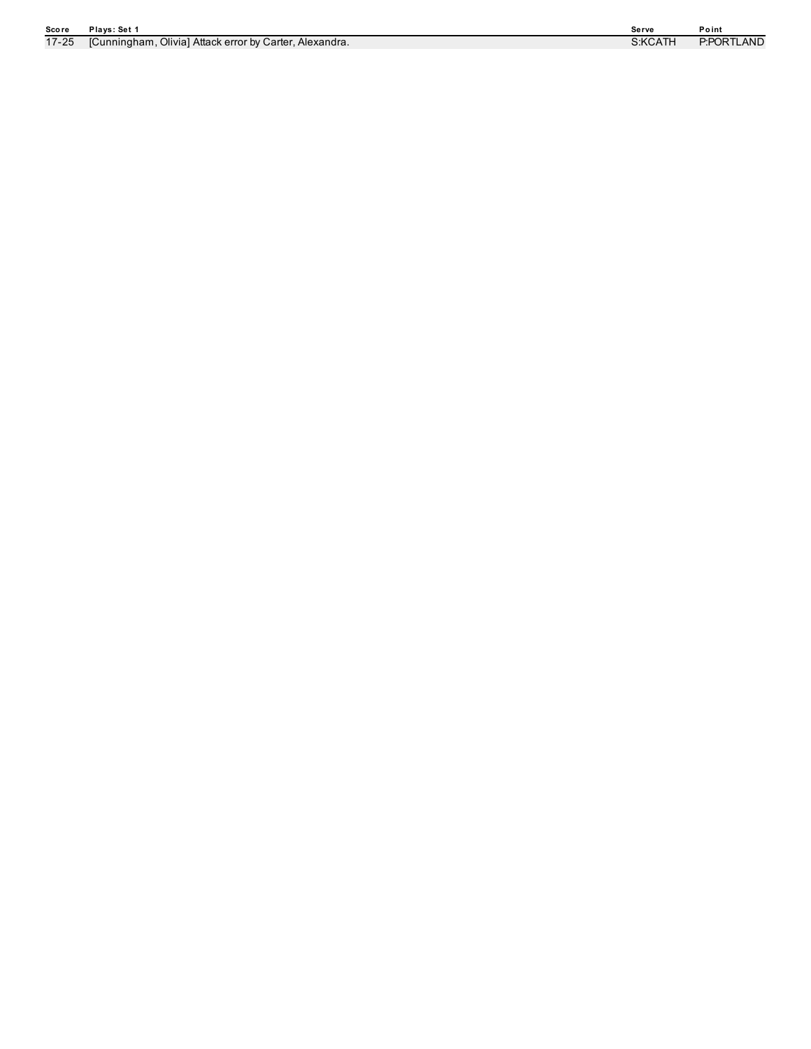| Score | Plays: Set 1 | Serve | Point |
| --- | --- | --- | --- |
| 17-25 | [Cunningham, Olivia] Attack error by Carter, Alexandra. | S:KCATH | P:PORTLAND |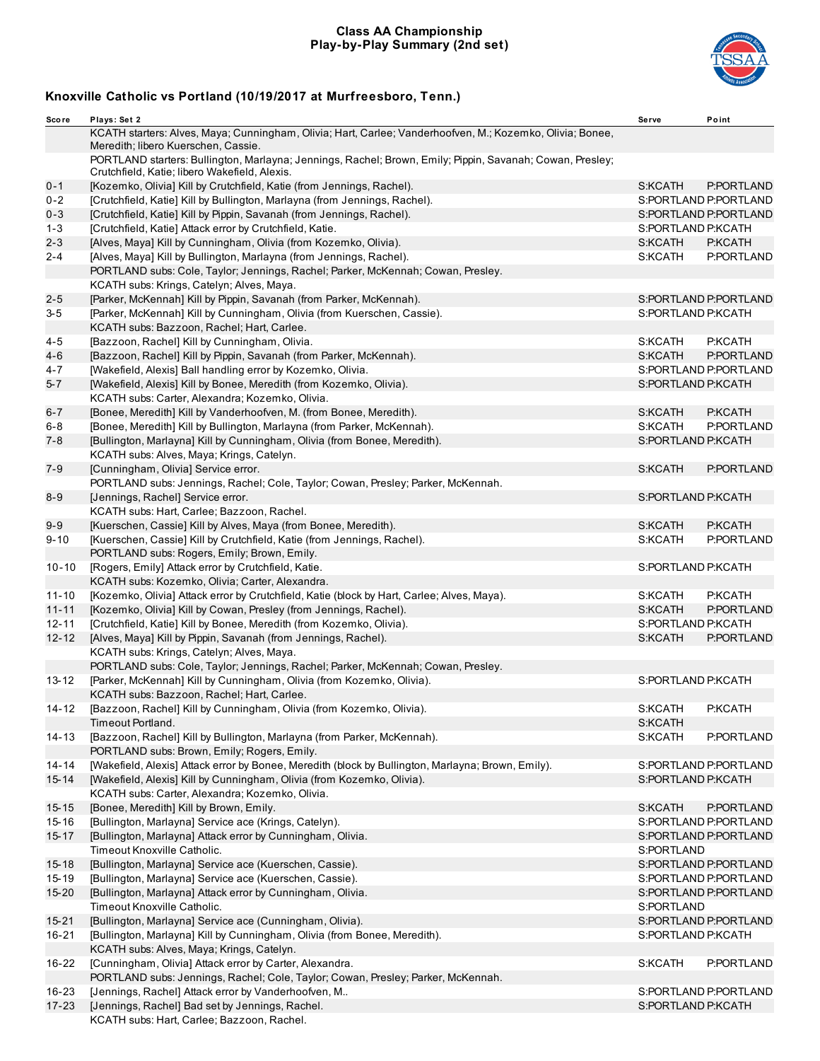# Class AA Championship
## Play-by-Play Summary (2nd set)

### Knoxville Catholic vs Portland (10/19/2017 at Murfreesboro, Tenn.)

| Score | Plays: Set 2 | Serve | Point |
|---|---|---|---|
| | KCATH starters: Alves, Maya; Cunningham, Olivia; Hart, Carlee; Vanderhoofven, M.; Kozemko, Olivia; Bonee, Meredith; libero Kuerschen, Cassie. | | |
| | PORTLAND starters: Bullington, Marlayna; Jennings, Rachel; Brown, Emily; Pippin, Savanah; Cowan, Presley; Crutchfield, Katie; libero Wakefield, Alexis. | | |
| 0-1 | [Kozemko, Olivia] Kill by Crutchfield, Katie (from Jennings, Rachel). | S:KCATH | P:PORTLAND |
| 0-2 | [Crutchfield, Katie] Kill by Bullington, Marlayna (from Jennings, Rachel). | S:PORTLAND | P:PORTLAND |
| 0-3 | [Crutchfield, Katie] Kill by Pippin, Savanah (from Jennings, Rachel). | S:PORTLAND | P:PORTLAND |
| 1-3 | [Crutchfield, Katie] Attack error by Crutchfield, Katie. | S:PORTLAND | P:KCATH |
| 2-3 | [Alves, Maya] Kill by Cunningham, Olivia (from Kozemko, Olivia). | S:KCATH | P:KCATH |
| 2-4 | [Alves, Maya] Kill by Bullington, Marlayna (from Jennings, Rachel). | S:KCATH | P:PORTLAND |
| | PORTLAND subs: Cole, Taylor; Jennings, Rachel; Parker, McKennah; Cowan, Presley. | | |
| | KCATH subs: Krings, Catelyn; Alves, Maya. | | |
| 2-5 | [Parker, McKennah] Kill by Pippin, Savanah (from Parker, McKennah). | S:PORTLAND | P:PORTLAND |
| 3-5 | [Parker, McKennah] Kill by Cunningham, Olivia (from Kuerschen, Cassie). | S:PORTLAND | P:KCATH |
| | KCATH subs: Bazzoon, Rachel; Hart, Carlee. | | |
| 4-5 | [Bazzoon, Rachel] Kill by Cunningham, Olivia. | S:KCATH | P:KCATH |
| 4-6 | [Bazzoon, Rachel] Kill by Pippin, Savanah (from Parker, McKennah). | S:KCATH | P:PORTLAND |
| 4-7 | [Wakefield, Alexis] Ball handling error by Kozemko, Olivia. | S:PORTLAND | P:PORTLAND |
| 5-7 | [Wakefield, Alexis] Kill by Bonee, Meredith (from Kozemko, Olivia). | S:PORTLAND | P:KCATH |
| | KCATH subs: Carter, Alexandra; Kozemko, Olivia. | | |
| 6-7 | [Bonee, Meredith] Kill by Vanderhoofven, M. (from Bonee, Meredith). | S:KCATH | P:KCATH |
| 6-8 | [Bonee, Meredith] Kill by Bullington, Marlayna (from Parker, McKennah). | S:KCATH | P:PORTLAND |
| 7-8 | [Bullington, Marlayna] Kill by Cunningham, Olivia (from Bonee, Meredith). | S:PORTLAND | P:KCATH |
| | KCATH subs: Alves, Maya; Krings, Catelyn. | | |
| 7-9 | [Cunningham, Olivia] Service error. | S:KCATH | P:PORTLAND |
| | PORTLAND subs: Jennings, Rachel; Cole, Taylor; Cowan, Presley; Parker, McKennah. | | |
| 8-9 | [Jennings, Rachel] Service error. | S:PORTLAND | P:KCATH |
| | KCATH subs: Hart, Carlee; Bazzoon, Rachel. | | |
| 9-9 | [Kuerschen, Cassie] Kill by Alves, Maya (from Bonee, Meredith). | S:KCATH | P:KCATH |
| 9-10 | [Kuerschen, Cassie] Kill by Crutchfield, Katie (from Jennings, Rachel). | S:KCATH | P:PORTLAND |
| | PORTLAND subs: Rogers, Emily; Brown, Emily. | | |
| 10-10 | [Rogers, Emily] Attack error by Crutchfield, Katie. | S:PORTLAND | P:KCATH |
| | KCATH subs: Kozemko, Olivia; Carter, Alexandra. | | |
| 11-10 | [Kozemko, Olivia] Attack error by Crutchfield, Katie (block by Hart, Carlee; Alves, Maya). | S:KCATH | P:KCATH |
| 11-11 | [Kozemko, Olivia] Kill by Cowan, Presley (from Jennings, Rachel). | S:KCATH | P:PORTLAND |
| 12-11 | [Crutchfield, Katie] Kill by Bonee, Meredith (from Kozemko, Olivia). | S:PORTLAND | P:KCATH |
| 12-12 | [Alves, Maya] Kill by Pippin, Savanah (from Jennings, Rachel). | S:KCATH | P:PORTLAND |
| | KCATH subs: Krings, Catelyn; Alves, Maya. | | |
| | PORTLAND subs: Cole, Taylor; Jennings, Rachel; Parker, McKennah; Cowan, Presley. | | |
| 13-12 | [Parker, McKennah] Kill by Cunningham, Olivia (from Kozemko, Olivia). | S:PORTLAND | P:KCATH |
| | KCATH subs: Bazzoon, Rachel; Hart, Carlee. | | |
| 14-12 | [Bazzoon, Rachel] Kill by Cunningham, Olivia (from Kozemko, Olivia). | S:KCATH | P:KCATH |
| | Timeout Portland. | S:KCATH | |
| 14-13 | [Bazzoon, Rachel] Kill by Bullington, Marlayna (from Parker, McKennah). | S:KCATH | P:PORTLAND |
| | PORTLAND subs: Brown, Emily; Rogers, Emily. | | |
| 14-14 | [Wakefield, Alexis] Attack error by Bonee, Meredith (block by Bullington, Marlayna; Brown, Emily). | S:PORTLAND | P:PORTLAND |
| 15-14 | [Wakefield, Alexis] Kill by Cunningham, Olivia (from Kozemko, Olivia). | S:PORTLAND | P:KCATH |
| | KCATH subs: Carter, Alexandra; Kozemko, Olivia. | | |
| 15-15 | [Bonee, Meredith] Kill by Brown, Emily. | S:KCATH | P:PORTLAND |
| 15-16 | [Bullington, Marlayna] Service ace (Krings, Catelyn). | S:PORTLAND | P:PORTLAND |
| 15-17 | [Bullington, Marlayna] Attack error by Cunningham, Olivia. | S:PORTLAND | P:PORTLAND |
| | Timeout Knoxville Catholic. | S:PORTLAND | |
| 15-18 | [Bullington, Marlayna] Service ace (Kuerschen, Cassie). | S:PORTLAND | P:PORTLAND |
| 15-19 | [Bullington, Marlayna] Service ace (Kuerschen, Cassie). | S:PORTLAND | P:PORTLAND |
| 15-20 | [Bullington, Marlayna] Attack error by Cunningham, Olivia. | S:PORTLAND | P:PORTLAND |
| | Timeout Knoxville Catholic. | S:PORTLAND | |
| 15-21 | [Bullington, Marlayna] Service ace (Cunningham, Olivia). | S:PORTLAND | P:PORTLAND |
| 16-21 | [Bullington, Marlayna] Kill by Cunningham, Olivia (from Bonee, Meredith). | S:PORTLAND | P:KCATH |
| | KCATH subs: Alves, Maya; Krings, Catelyn. | | |
| 16-22 | [Cunningham, Olivia] Attack error by Carter, Alexandra. | S:KCATH | P:PORTLAND |
| | PORTLAND subs: Jennings, Rachel; Cole, Taylor; Cowan, Presley; Parker, McKennah. | | |
| 16-23 | [Jennings, Rachel] Attack error by Vanderhoofven, M.. | S:PORTLAND | P:PORTLAND |
| 17-23 | [Jennings, Rachel] Bad set by Jennings, Rachel. | S:PORTLAND | P:KCATH |
| | KCATH subs: Hart, Carlee; Bazzoon, Rachel. | | |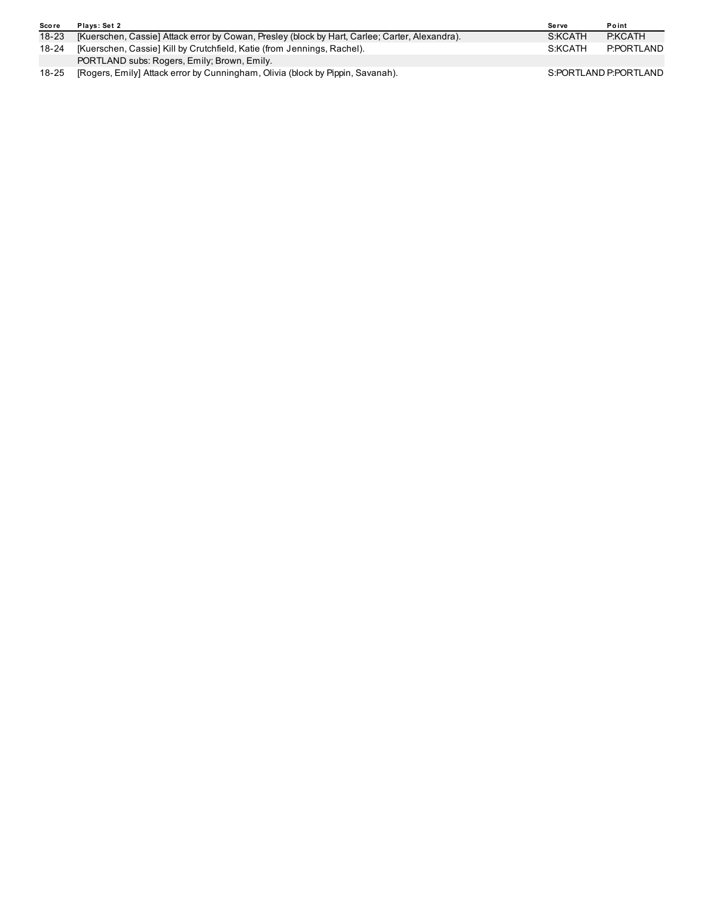| Score | Plays: Set 2 | Serve | Point |
| --- | --- | --- | --- |
| 18-23 | [Kuerschen, Cassie] Attack error by Cowan, Presley (block by Hart, Carlee; Carter, Alexandra). | S:KCATH | P:KCATH |
| 18-24 | [Kuerschen, Cassie] Kill by Crutchfield, Katie (from Jennings, Rachel). | S:KCATH | P:PORTLAND |
| | PORTLAND subs: Rogers, Emily; Brown, Emily. | | |
| 18-25 | [Rogers, Emily] Attack error by Cunningham, Olivia (block by Pippin, Savanah). | S:PORTLAND | P:PORTLAND |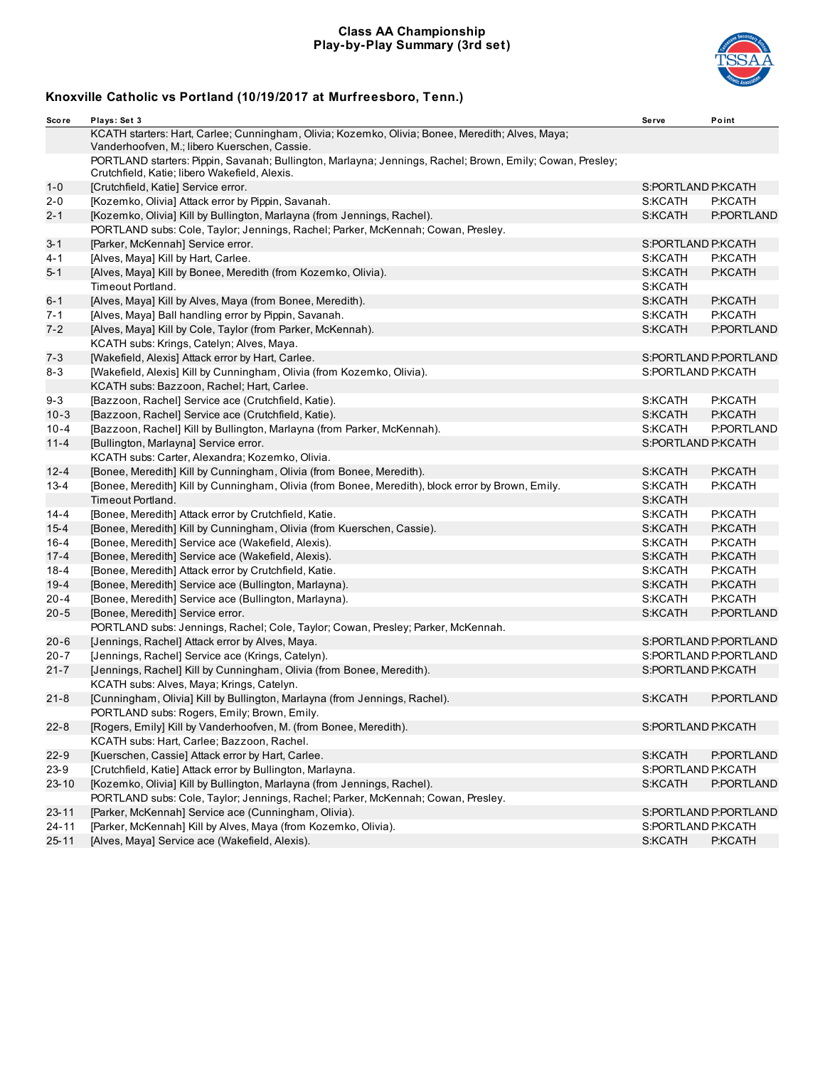# Class AA Championship
## Play-by-Play Summary (3rd set)

### Knoxville Catholic vs Portland (10/19/2017 at Murfreesboro, Tenn.)

| Score | Plays: Set 3 | Serve | Point |
|---|---|---|---|
| | KCATH starters: Hart, Carlee; Cunningham, Olivia; Kozemko, Olivia; Bonee, Meredith; Alves, Maya; Vanderhoofven, M.; libero Kuerschen, Cassie. | | |
| | PORTLAND starters: Pippin, Savanah; Bullington, Marlayna; Jennings, Rachel; Brown, Emily; Cowan, Presley; Crutchfield, Katie; libero Wakefield, Alexis. | | |
| 1-0 | [Crutchfield, Katie] Service error. | S:PORTLAND | P:KCATH |
| 2-0 | [Kozemko, Olivia] Attack error by Pippin, Savanah. | S:KCATH | P:KCATH |
| 2-1 | [Kozemko, Olivia] Kill by Bullington, Marlayna (from Jennings, Rachel). | S:KCATH | P:PORTLAND |
| | PORTLAND subs: Cole, Taylor; Jennings, Rachel; Parker, McKennah; Cowan, Presley. | | |
| 3-1 | [Parker, McKennah] Service error. | S:PORTLAND | P:KCATH |
| 4-1 | [Alves, Maya] Kill by Hart, Carlee. | S:KCATH | P:KCATH |
| 5-1 | [Alves, Maya] Kill by Bonee, Meredith (from Kozemko, Olivia). | S:KCATH | P:KCATH |
| | Timeout Portland. | S:KCATH | |
| 6-1 | [Alves, Maya] Kill by Alves, Maya (from Bonee, Meredith). | S:KCATH | P:KCATH |
| 7-1 | [Alves, Maya] Ball handling error by Pippin, Savanah. | S:KCATH | P:KCATH |
| 7-2 | [Alves, Maya] Kill by Cole, Taylor (from Parker, McKennah). | S:KCATH | P:PORTLAND |
| | KCATH subs: Krings, Catelyn; Alves, Maya. | | |
| 7-3 | [Wakefield, Alexis] Attack error by Hart, Carlee. | S:PORTLAND | P:PORTLAND |
| 8-3 | [Wakefield, Alexis] Kill by Cunningham, Olivia (from Kozemko, Olivia). | S:PORTLAND | P:KCATH |
| | KCATH subs: Bazzoon, Rachel; Hart, Carlee. | | |
| 9-3 | [Bazzoon, Rachel] Service ace (Crutchfield, Katie). | S:KCATH | P:KCATH |
| 10-3 | [Bazzoon, Rachel] Service ace (Crutchfield, Katie). | S:KCATH | P:KCATH |
| 10-4 | [Bazzoon, Rachel] Kill by Bullington, Marlayna (from Parker, McKennah). | S:KCATH | P:PORTLAND |
| 11-4 | [Bullington, Marlayna] Service error. | S:PORTLAND | P:KCATH |
| | KCATH subs: Carter, Alexandra; Kozemko, Olivia. | | |
| 12-4 | [Bonee, Meredith] Kill by Cunningham, Olivia (from Bonee, Meredith). | S:KCATH | P:KCATH |
| 13-4 | [Bonee, Meredith] Kill by Cunningham, Olivia (from Bonee, Meredith), block error by Brown, Emily. | S:KCATH | P:KCATH |
| | Timeout Portland. | S:KCATH | |
| 14-4 | [Bonee, Meredith] Attack error by Crutchfield, Katie. | S:KCATH | P:KCATH |
| 15-4 | [Bonee, Meredith] Kill by Cunningham, Olivia (from Kuerschen, Cassie). | S:KCATH | P:KCATH |
| 16-4 | [Bonee, Meredith] Service ace (Wakefield, Alexis). | S:KCATH | P:KCATH |
| 17-4 | [Bonee, Meredith] Service ace (Wakefield, Alexis). | S:KCATH | P:KCATH |
| 18-4 | [Bonee, Meredith] Attack error by Crutchfield, Katie. | S:KCATH | P:KCATH |
| 19-4 | [Bonee, Meredith] Service ace (Bullington, Marlayna). | S:KCATH | P:KCATH |
| 20-4 | [Bonee, Meredith] Service ace (Bullington, Marlayna). | S:KCATH | P:KCATH |
| 20-5 | [Bonee, Meredith] Service error. | S:KCATH | P:PORTLAND |
| | PORTLAND subs: Jennings, Rachel; Cole, Taylor; Cowan, Presley; Parker, McKennah. | | |
| 20-6 | [Jennings, Rachel] Attack error by Alves, Maya. | S:PORTLAND | P:PORTLAND |
| 20-7 | [Jennings, Rachel] Service ace (Krings, Catelyn). | S:PORTLAND | P:PORTLAND |
| 21-7 | [Jennings, Rachel] Kill by Cunningham, Olivia (from Bonee, Meredith). | S:PORTLAND | P:KCATH |
| | KCATH subs: Alves, Maya; Krings, Catelyn. | | |
| 21-8 | [Cunningham, Olivia] Kill by Bullington, Marlayna (from Jennings, Rachel). | S:KCATH | P:PORTLAND |
| | PORTLAND subs: Rogers, Emily; Brown, Emily. | | |
| 22-8 | [Rogers, Emily] Kill by Vanderhoofven, M. (from Bonee, Meredith). | S:PORTLAND | P:KCATH |
| | KCATH subs: Hart, Carlee; Bazzoon, Rachel. | | |
| 22-9 | [Kuerschen, Cassie] Attack error by Hart, Carlee. | S:KCATH | P:PORTLAND |
| 23-9 | [Crutchfield, Katie] Attack error by Bullington, Marlayna. | S:PORTLAND | P:KCATH |
| 23-10 | [Kozemko, Olivia] Kill by Bullington, Marlayna (from Jennings, Rachel). | S:KCATH | P:PORTLAND |
| | PORTLAND subs: Cole, Taylor; Jennings, Rachel; Parker, McKennah; Cowan, Presley. | | |
| 23-11 | [Parker, McKennah] Service ace (Cunningham, Olivia). | S:PORTLAND | P:PORTLAND |
| 24-11 | [Parker, McKennah] Kill by Alves, Maya (from Kozemko, Olivia). | S:PORTLAND | P:KCATH |
| 25-11 | [Alves, Maya] Service ace (Wakefield, Alexis). | S:KCATH | P:KCATH |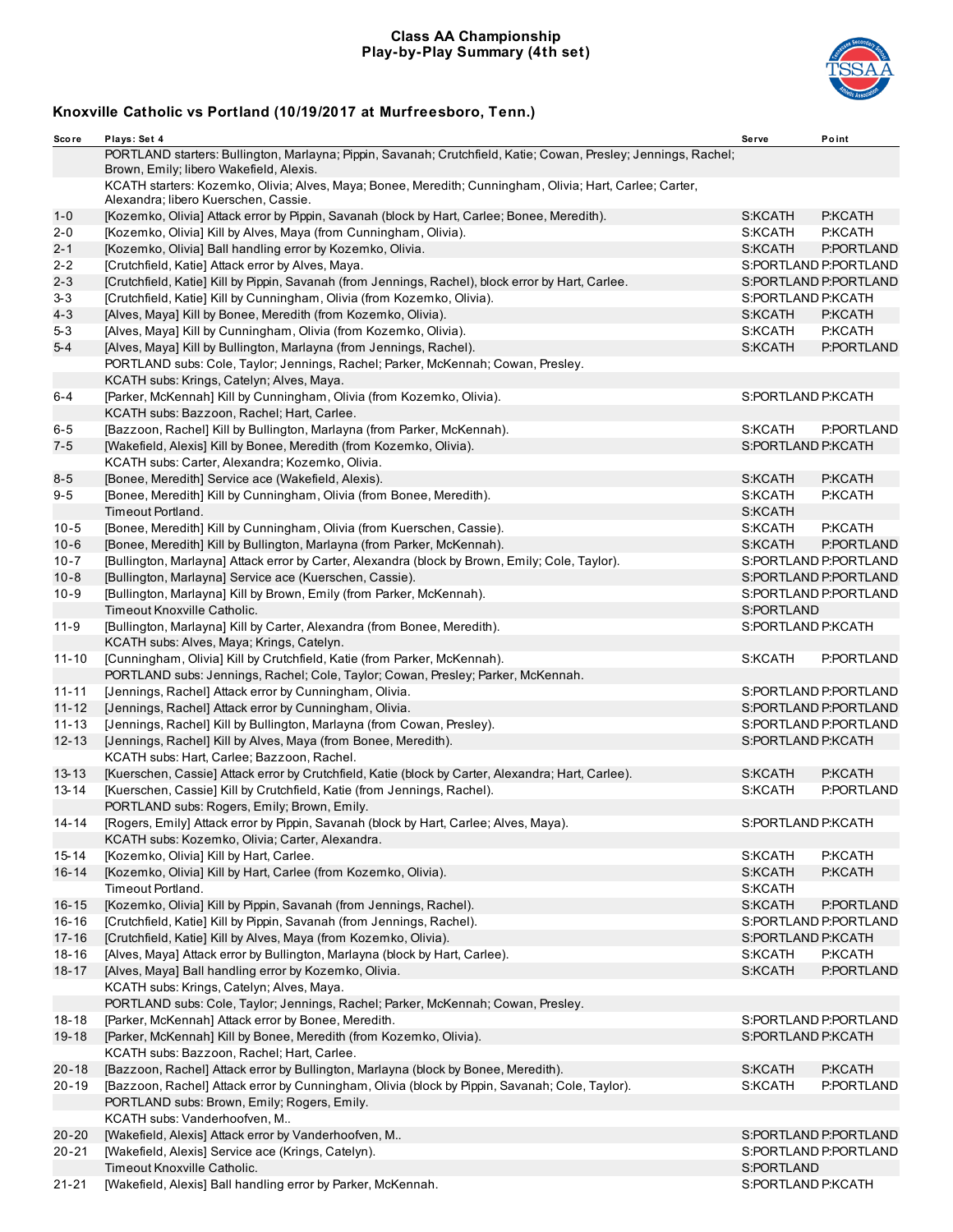# Class AA Championship
## Play-by-Play Summary (4th set)

### Knoxville Catholic vs Portland (10/19/2017 at Murfreesboro, Tenn.)

| Score | Plays: Set 4 | Serve | Point |
|---|---|---|---|
| | PORTLAND starters: Bullington, Marlayna; Pippin, Savanah; Crutchfield, Katie; Cowan, Presley; Jennings, Rachel; Brown, Emily; libero Wakefield, Alexis. | | |
| | KCATH starters: Kozemko, Olivia; Alves, Maya; Bonee, Meredith; Cunningham, Olivia; Hart, Carlee; Carter, Alexandra; libero Kuerschen, Cassie. | | |
| 1-0 | [Kozemko, Olivia] Attack error by Pippin, Savanah (block by Hart, Carlee; Bonee, Meredith). | S:KCATH | P:KCATH |
| 2-0 | [Kozemko, Olivia] Kill by Alves, Maya (from Cunningham, Olivia). | S:KCATH | P:KCATH |
| 2-1 | [Kozemko, Olivia] Ball handling error by Kozemko, Olivia. | S:KCATH | P:PORTLAND |
| 2-2 | [Crutchfield, Katie] Attack error by Alves, Maya. | S:PORTLAND | P:PORTLAND |
| 2-3 | [Crutchfield, Katie] Kill by Pippin, Savanah (from Jennings, Rachel), block error by Hart, Carlee. | S:PORTLAND | P:PORTLAND |
| 3-3 | [Crutchfield, Katie] Kill by Cunningham, Olivia (from Kozemko, Olivia). | S:PORTLAND | P:KCATH |
| 4-3 | [Alves, Maya] Kill by Bonee, Meredith (from Kozemko, Olivia). | S:KCATH | P:KCATH |
| 5-3 | [Alves, Maya] Kill by Cunningham, Olivia (from Kozemko, Olivia). | S:KCATH | P:KCATH |
| 5-4 | [Alves, Maya] Kill by Bullington, Marlayna (from Jennings, Rachel). | S:KCATH | P:PORTLAND |
| | PORTLAND subs: Cole, Taylor; Jennings, Rachel; Parker, McKennah; Cowan, Presley. | | |
| | KCATH subs: Krings, Catelyn; Alves, Maya. | | |
| 6-4 | [Parker, McKennah] Kill by Cunningham, Olivia (from Kozemko, Olivia). | S:PORTLAND | P:KCATH |
| | KCATH subs: Bazzoon, Rachel; Hart, Carlee. | | |
| 6-5 | [Bazzoon, Rachel] Kill by Bullington, Marlayna (from Parker, McKennah). | S:KCATH | P:PORTLAND |
| 7-5 | [Wakefield, Alexis] Kill by Bonee, Meredith (from Kozemko, Olivia). | S:PORTLAND | P:KCATH |
| | KCATH subs: Carter, Alexandra; Kozemko, Olivia. | | |
| 8-5 | [Bonee, Meredith] Service ace (Wakefield, Alexis). | S:KCATH | P:KCATH |
| 9-5 | [Bonee, Meredith] Kill by Cunningham, Olivia (from Bonee, Meredith). | S:KCATH | P:KCATH |
| | Timeout Portland. | S:KCATH | |
| 10-5 | [Bonee, Meredith] Kill by Cunningham, Olivia (from Kuerschen, Cassie). | S:KCATH | P:KCATH |
| 10-6 | [Bonee, Meredith] Kill by Bullington, Marlayna (from Parker, McKennah). | S:KCATH | P:PORTLAND |
| 10-7 | [Bullington, Marlayna] Attack error by Carter, Alexandra (block by Brown, Emily; Cole, Taylor). | S:PORTLAND | P:PORTLAND |
| 10-8 | [Bullington, Marlayna] Service ace (Kuerschen, Cassie). | S:PORTLAND | P:PORTLAND |
| 10-9 | [Bullington, Marlayna] Kill by Brown, Emily (from Parker, McKennah). | S:PORTLAND | P:PORTLAND |
| | Timeout Knoxville Catholic. | S:PORTLAND | |
| 11-9 | [Bullington, Marlayna] Kill by Carter, Alexandra (from Bonee, Meredith). | S:PORTLAND | P:KCATH |
| | KCATH subs: Alves, Maya; Krings, Catelyn. | | |
| 11-10 | [Cunningham, Olivia] Kill by Crutchfield, Katie (from Parker, McKennah). | S:KCATH | P:PORTLAND |
| | PORTLAND subs: Jennings, Rachel; Cole, Taylor; Cowan, Presley; Parker, McKennah. | | |
| 11-11 | [Jennings, Rachel] Attack error by Cunningham, Olivia. | S:PORTLAND | P:PORTLAND |
| 11-12 | [Jennings, Rachel] Attack error by Cunningham, Olivia. | S:PORTLAND | P:PORTLAND |
| 11-13 | [Jennings, Rachel] Kill by Bullington, Marlayna (from Cowan, Presley). | S:PORTLAND | P:PORTLAND |
| 12-13 | [Jennings, Rachel] Kill by Alves, Maya (from Bonee, Meredith). | S:PORTLAND | P:KCATH |
| | KCATH subs: Hart, Carlee; Bazzoon, Rachel. | | |
| 13-13 | [Kuerschen, Cassie] Attack error by Crutchfield, Katie (block by Carter, Alexandra; Hart, Carlee). | S:KCATH | P:KCATH |
| 13-14 | [Kuerschen, Cassie] Kill by Crutchfield, Katie (from Jennings, Rachel). | S:KCATH | P:PORTLAND |
| | PORTLAND subs: Rogers, Emily; Brown, Emily. | | |
| 14-14 | [Rogers, Emily] Attack error by Pippin, Savanah (block by Hart, Carlee; Alves, Maya). | S:PORTLAND | P:KCATH |
| | KCATH subs: Kozemko, Olivia; Carter, Alexandra. | | |
| 15-14 | [Kozemko, Olivia] Kill by Hart, Carlee. | S:KCATH | P:KCATH |
| 16-14 | [Kozemko, Olivia] Kill by Hart, Carlee (from Kozemko, Olivia). | S:KCATH | P:KCATH |
| | Timeout Portland. | S:KCATH | |
| 16-15 | [Kozemko, Olivia] Kill by Pippin, Savanah (from Jennings, Rachel). | S:KCATH | P:PORTLAND |
| 16-16 | [Crutchfield, Katie] Kill by Pippin, Savanah (from Jennings, Rachel). | S:PORTLAND | P:PORTLAND |
| 17-16 | [Crutchfield, Katie] Kill by Alves, Maya (from Kozemko, Olivia). | S:PORTLAND | P:KCATH |
| 18-16 | [Alves, Maya] Attack error by Bullington, Marlayna (block by Hart, Carlee). | S:KCATH | P:KCATH |
| 18-17 | [Alves, Maya] Ball handling error by Kozemko, Olivia. | S:KCATH | P:PORTLAND |
| | KCATH subs: Krings, Catelyn; Alves, Maya. | | |
| | PORTLAND subs: Cole, Taylor; Jennings, Rachel; Parker, McKennah; Cowan, Presley. | | |
| 18-18 | [Parker, McKennah] Attack error by Bonee, Meredith. | S:PORTLAND | P:PORTLAND |
| 19-18 | [Parker, McKennah] Kill by Bonee, Meredith (from Kozemko, Olivia). | S:PORTLAND | P:KCATH |
| | KCATH subs: Bazzoon, Rachel; Hart, Carlee. | | |
| 20-18 | [Bazzoon, Rachel] Attack error by Bullington, Marlayna (block by Bonee, Meredith). | S:KCATH | P:KCATH |
| 20-19 | [Bazzoon, Rachel] Attack error by Cunningham, Olivia (block by Pippin, Savanah; Cole, Taylor). | S:KCATH | P:PORTLAND |
| | PORTLAND subs: Brown, Emily; Rogers, Emily. | | |
| | KCATH subs: Vanderhoofven, M.. | | |
| 20-20 | [Wakefield, Alexis] Attack error by Vanderhoofven, M.. | S:PORTLAND | P:PORTLAND |
| 20-21 | [Wakefield, Alexis] Service ace (Krings, Catelyn). | S:PORTLAND | P:PORTLAND |
| | Timeout Knoxville Catholic. | S:PORTLAND | |
| 21-21 | [Wakefield, Alexis] Ball handling error by Parker, McKennah. | S:PORTLAND | P:KCATH |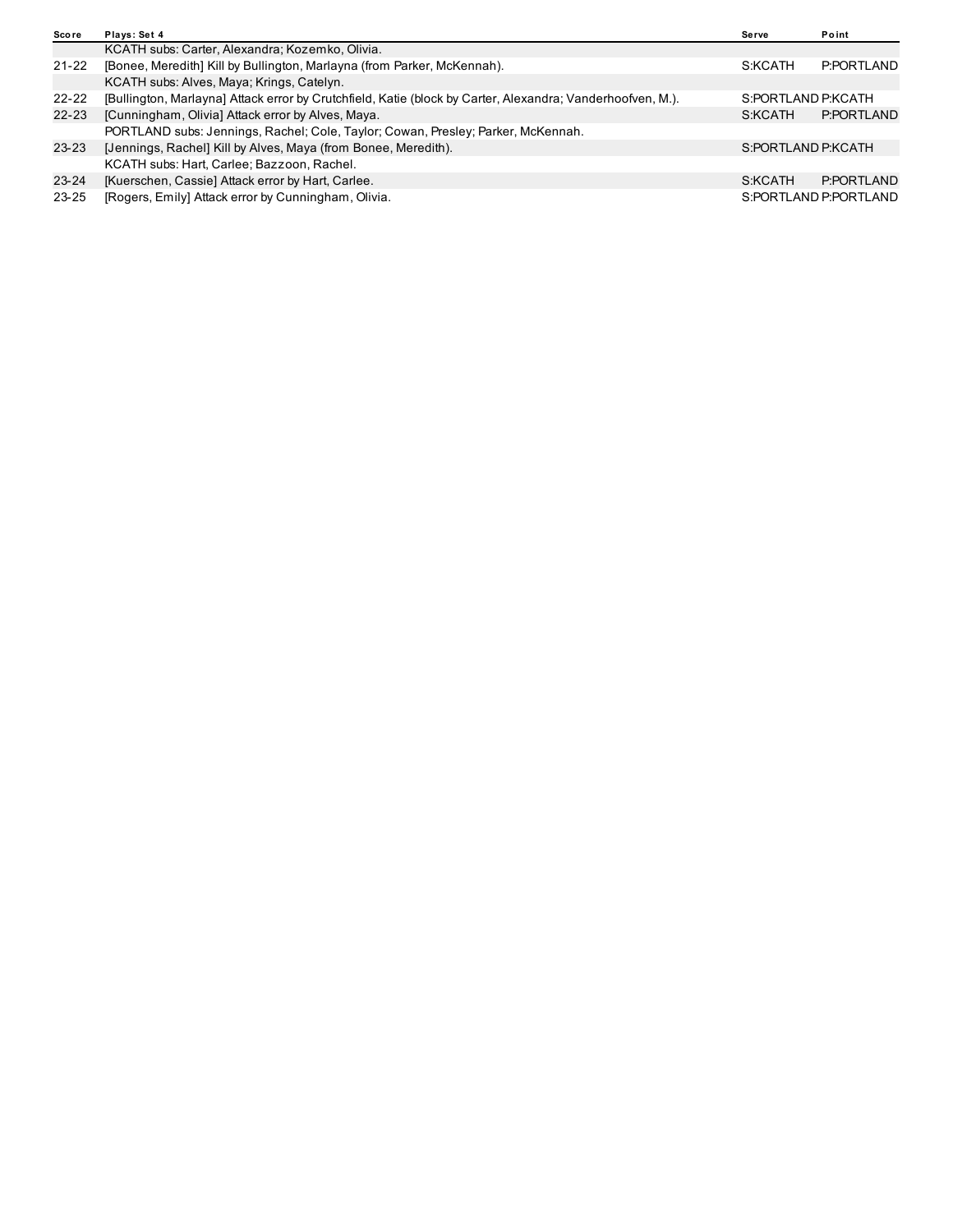| Score | Plays: Set 4 | Serve | Point |
| --- | --- | --- | --- |
| | KCATH subs: Carter, Alexandra; Kozemko, Olivia. | | |
| 21-22 | [Bonee, Meredith] Kill by Bullington, Marlayna (from Parker, McKennah). | S:KCATH | P:PORTLAND |
| | KCATH subs: Alves, Maya; Krings, Catelyn. | | |
| 22-22 | [Bullington, Marlayna] Attack error by Crutchfield, Katie (block by Carter, Alexandra; Vanderhoofven, M.). | S:PORTLAND | P:KCATH |
| 22-23 | [Cunningham, Olivia] Attack error by Alves, Maya. | S:KCATH | P:PORTLAND |
| | PORTLAND subs: Jennings, Rachel; Cole, Taylor; Cowan, Presley; Parker, McKennah. | | |
| 23-23 | [Jennings, Rachel] Kill by Alves, Maya (from Bonee, Meredith). | S:PORTLAND | P:KCATH |
| | KCATH subs: Hart, Carlee; Bazzoon, Rachel. | | |
| 23-24 | [Kuerschen, Cassie] Attack error by Hart, Carlee. | S:KCATH | P:PORTLAND |
| 23-25 | [Rogers, Emily] Attack error by Cunningham, Olivia. | S:PORTLAND | P:PORTLAND |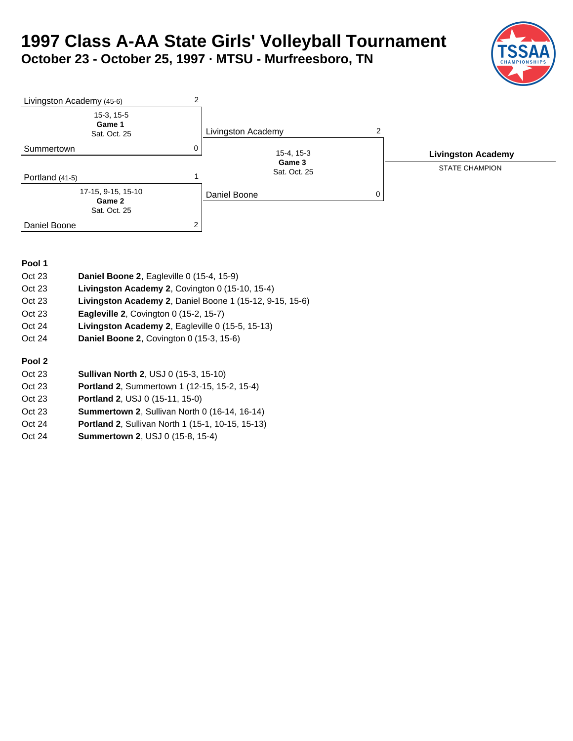# 1997 Class A-AA State Girls' Volleyball Tournament

## October 23 - October 25, 1997 · MTSU - Murfreesboro, TN

Livingston Academy (45-6) 2
15-3, 15-5
**Game 1**
Sat. Oct. 25
Summertown 0

Portland (41-5) 1
17-15, 9-15, 15-10
**Game 2**
Sat. Oct. 25
Daniel Boone 2

Livingston Academy 2
15-4, 15-3
**Game 3**
Sat. Oct. 25
Daniel Boone 0

**Livingston Academy**
STATE CHAMPION

**Pool 1**

| | |
|---|---|
| Oct 23 | **Daniel Boone 2**, Eagleville 0 (15-4, 15-9) |
| Oct 23 | **Livingston Academy 2**, Covington 0 (15-10, 15-4) |
| Oct 23 | **Livingston Academy 2**, Daniel Boone 1 (15-12, 9-15, 15-6) |
| Oct 23 | **Eagleville 2**, Covington 0 (15-2, 15-7) |
| Oct 24 | **Livingston Academy 2**, Eagleville 0 (15-5, 15-13) |
| Oct 24 | **Daniel Boone 2**, Covington 0 (15-3, 15-6) |

**Pool 2**

| | |
|---|---|
| Oct 23 | **Sullivan North 2**, USJ 0 (15-3, 15-10) |
| Oct 23 | **Portland 2**, Summertown 1 (12-15, 15-2, 15-4) |
| Oct 23 | **Portland 2**, USJ 0 (15-11, 15-0) |
| Oct 23 | **Summertown 2**, Sullivan North 0 (16-14, 16-14) |
| Oct 24 | **Portland 2**, Sullivan North 1 (15-1, 10-15, 15-13) |
| Oct 24 | **Summertown 2**, USJ 0 (15-8, 15-4) |